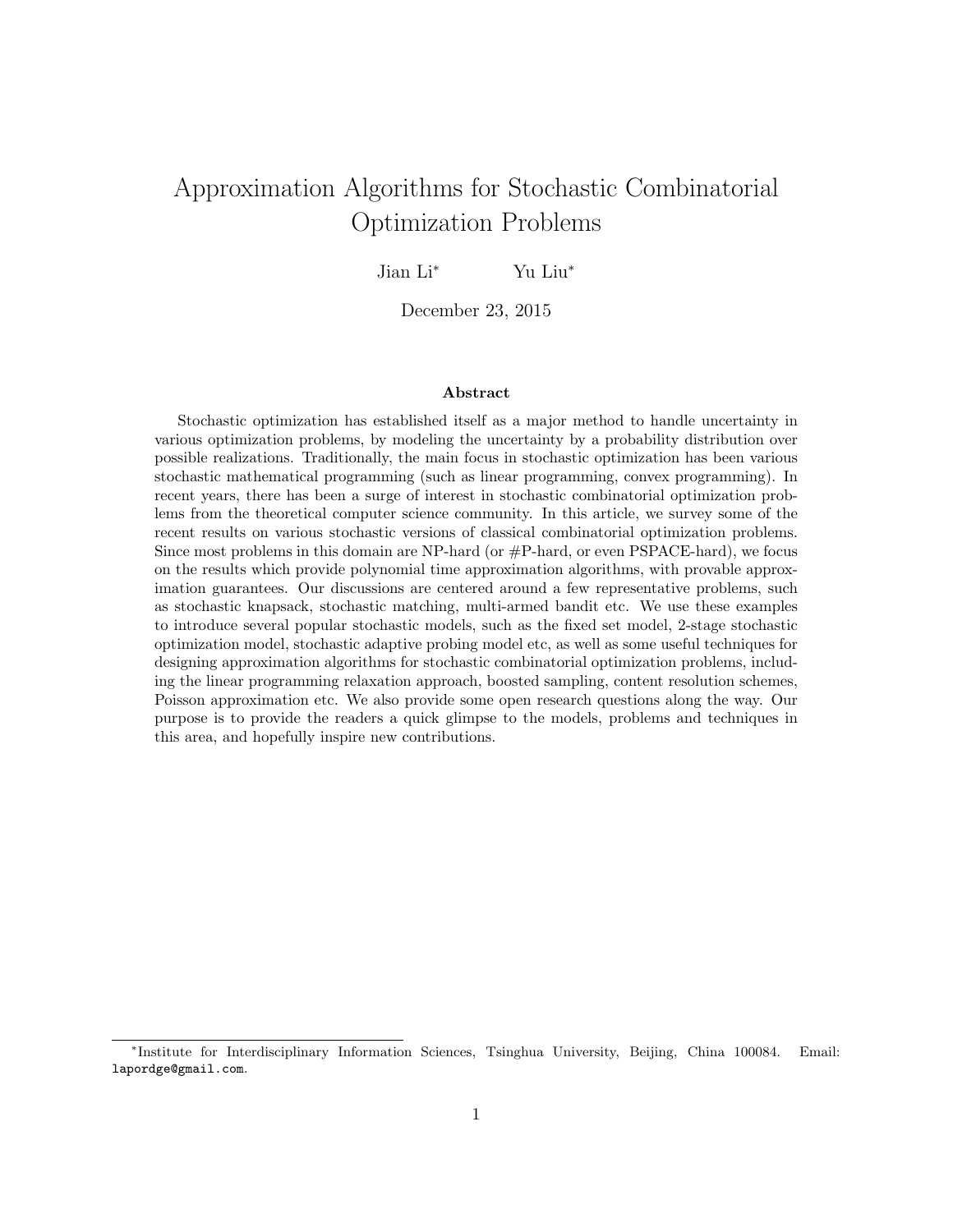# Approximation Algorithms for Stochastic Combinatorial Optimization Problems

Jian Li[*] Yu Liu[*]

December 23, 2015

### Abstract

Stochastic optimization has established itself as a major method to handle uncertainty in various optimization problems, by modeling the uncertainty by a probability distribution over possible realizations. Traditionally, the main focus in stochastic optimization has been various stochastic mathematical programming (such as linear programming, convex programming). In recent years, there has been a surge of interest in stochastic combinatorial optimization problems from the theoretical computer science community. In this article, we survey some of the recent results on various stochastic versions of classical combinatorial optimization problems. Since most problems in this domain are NP-hard (or #P-hard, or even PSPACE-hard), we focus on the results which provide polynomial time approximation algorithms, with provable approximation guarantees. Our discussions are centered around a few representative problems, such as stochastic knapsack, stochastic matching, multi-armed bandit etc. We use these examples to introduce several popular stochastic models, such as the fixed set model, 2-stage stochastic optimization model, stochastic adaptive probing model etc, as well as some useful techniques for designing approximation algorithms for stochastic combinatorial optimization problems, including the linear programming relaxation approach, boosted sampling, content resolution schemes, Poisson approximation etc. We also provide some open research questions along the way. Our purpose is to provide the readers a quick glimpse to the models, problems and techniques in this area, and hopefully inspire new contributions.

---

[*]Institute for Interdisciplinary Information Sciences, Tsinghua University, Beijing, China 100084. Email: lapordge@gmail.com.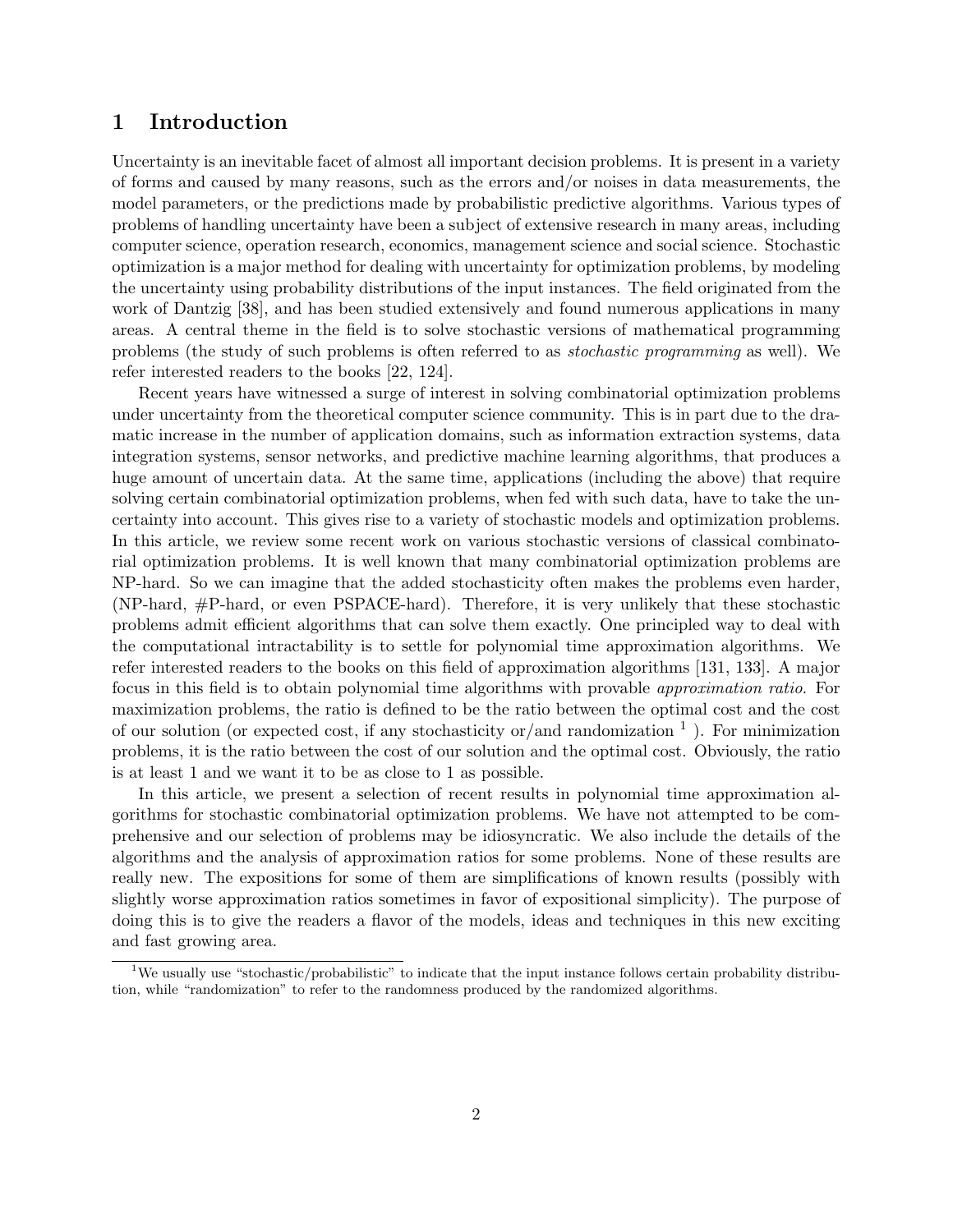# 1 Introduction

Uncertainty is an inevitable facet of almost all important decision problems. It is present in a variety of forms and caused by many reasons, such as the errors and/or noises in data measurements, the model parameters, or the predictions made by probabilistic predictive algorithms. Various types of problems of handling uncertainty have been a subject of extensive research in many areas, including computer science, operation research, economics, management science and social science. Stochastic optimization is a major method for dealing with uncertainty for optimization problems, by modeling the uncertainty using probability distributions of the input instances. The field originated from the work of Dantzig [38], and has been studied extensively and found numerous applications in many areas. A central theme in the field is to solve stochastic versions of mathematical programming problems (the study of such problems is often referred to as *stochastic programming* as well). We refer interested readers to the books [22, 124].

Recent years have witnessed a surge of interest in solving combinatorial optimization problems under uncertainty from the theoretical computer science community. This is in part due to the dramatic increase in the number of application domains, such as information extraction systems, data integration systems, sensor networks, and predictive machine learning algorithms, that produces a huge amount of uncertain data. At the same time, applications (including the above) that require solving certain combinatorial optimization problems, when fed with such data, have to take the uncertainty into account. This gives rise to a variety of stochastic models and optimization problems. In this article, we review some recent work on various stochastic versions of classical combinatorial optimization problems. It is well known that many combinatorial optimization problems are NP-hard. So we can imagine that the added stochasticity often makes the problems even harder, (NP-hard, #P-hard, or even PSPACE-hard). Therefore, it is very unlikely that these stochastic problems admit efficient algorithms that can solve them exactly. One principled way to deal with the computational intractability is to settle for polynomial time approximation algorithms. We refer interested readers to the books on this field of approximation algorithms [131, 133]. A major focus in this field is to obtain polynomial time algorithms with provable *approximation ratio*. For maximization problems, the ratio is defined to be the ratio between the optimal cost and the cost of our solution (or expected cost, if any stochasticity or/and randomization [1] ). For minimization problems, it is the ratio between the cost of our solution and the optimal cost. Obviously, the ratio is at least 1 and we want it to be as close to 1 as possible.

In this article, we present a selection of recent results in polynomial time approximation algorithms for stochastic combinatorial optimization problems. We have not attempted to be comprehensive and our selection of problems may be idiosyncratic. We also include the details of the algorithms and the analysis of approximation ratios for some problems. None of these results are really new. The expositions for some of them are simplifications of known results (possibly with slightly worse approximation ratios sometimes in favor of expositional simplicity). The purpose of doing this is to give the readers a flavor of the models, ideas and techniques in this new exciting and fast growing area.

[1] We usually use "stochastic/probabilistic" to indicate that the input instance follows certain probability distribution, while "randomization" to refer to the randomness produced by the randomized algorithms.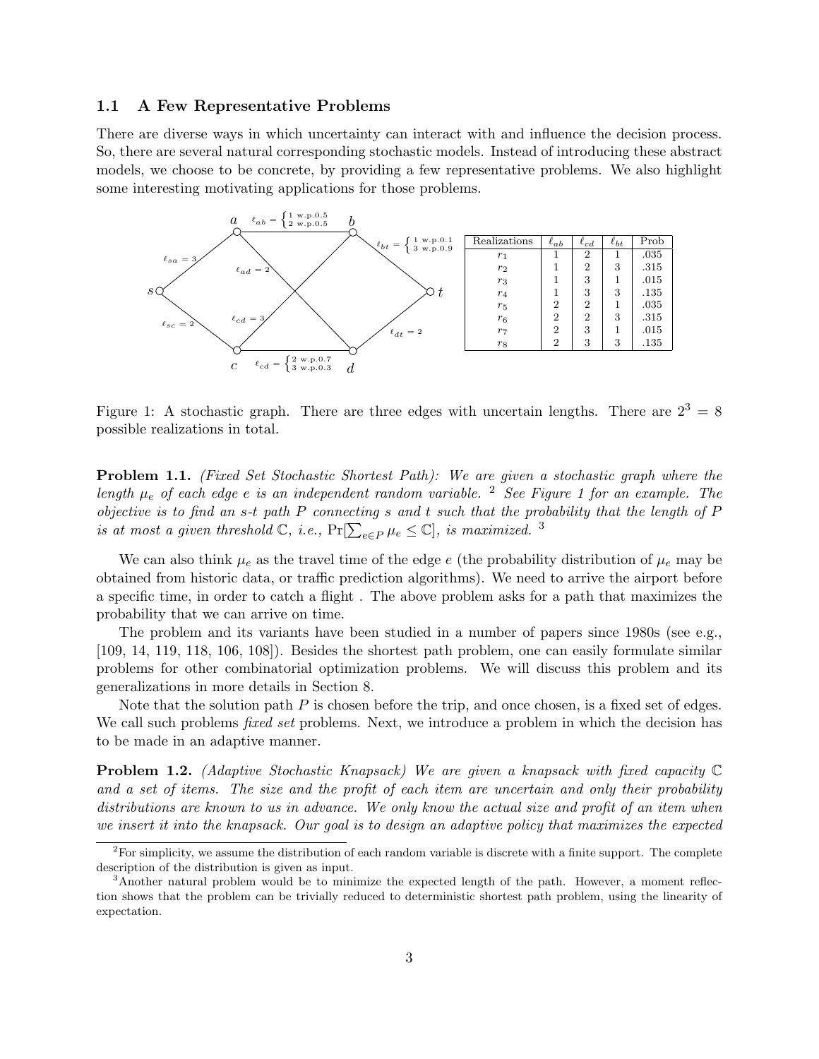### 1.1 A Few Representative Problems

There are diverse ways in which uncertainty can interact with and influence the decision process. So, there are several natural corresponding stochastic models. Instead of introducing these abstract models, we choose to be concrete, by providing a few representative problems. We also highlight some interesting motivating applications for those problems.

$a$ $\ell_{ab} = \begin{cases} 1 \text{ w.p.} 0.5 \\ 2 \text{ w.p.} 0.5 \end{cases}$ $b$

$\ell_{bt} = \begin{cases} 1 \text{ w.p.} 0.1 \\ 3 \text{ w.p.} 0.9 \end{cases}$

$\ell_{sa} = 3$

$\ell_{ad} = 2$

$s$ $t$

$\ell_{cd} = 3$

$\ell_{sc} = 2$

$\ell_{dt} = 2$

$c$ $\ell_{cd} = \begin{cases} 2 \text{ w.p.} 0.7 \\ 3 \text{ w.p.} 0.3 \end{cases}$ $d$

| Realizations | $\ell_{ab}$ | $\ell_{cd}$ | $\ell_{bt}$ | Prob |
|---|---|---|---|---|
| $r_1$ | 1 | 2 | 1 | .035 |
| $r_2$ | 1 | 2 | 3 | .315 |
| $r_3$ | 1 | 3 | 1 | .015 |
| $r_4$ | 1 | 3 | 3 | .135 |
| $r_5$ | 2 | 2 | 1 | .035 |
| $r_6$ | 2 | 2 | 3 | .315 |
| $r_7$ | 2 | 3 | 1 | .015 |
| $r_8$ | 2 | 3 | 3 | .135 |

Figure 1: A stochastic graph. There are three edges with uncertain lengths. There are $2^3 = 8$ possible realizations in total.

**Problem 1.1.** *(Fixed Set Stochastic Shortest Path): We are given a stochastic graph where the length $\mu_e$ of each edge $e$ is an independent random variable.* [2] *See Figure 1 for an example. The objective is to find an $s$-$t$ path $P$ connecting $s$ and $t$ such that the probability that the length of $P$ is at most a given threshold $\mathbb{C}$, i.e., $\Pr[\sum_{e \in P} \mu_e \leq \mathbb{C}]$, is maximized.* [3]

We can also think $\mu_e$ as the travel time of the edge $e$ (the probability distribution of $\mu_e$ may be obtained from historic data, or traffic prediction algorithms). We need to arrive the airport before a specific time, in order to catch a flight . The above problem asks for a path that maximizes the probability that we can arrive on time.

The problem and its variants have been studied in a number of papers since 1980s (see e.g., [109, 14, 119, 118, 106, 108]). Besides the shortest path problem, one can easily formulate similar problems for other combinatorial optimization problems. We will discuss this problem and its generalizations in more details in Section 8.

Note that the solution path $P$ is chosen before the trip, and once chosen, is a fixed set of edges. We call such problems *fixed set* problems. Next, we introduce a problem in which the decision has to be made in an adaptive manner.

**Problem 1.2.** *(Adaptive Stochastic Knapsack) We are given a knapsack with fixed capacity $\mathbb{C}$ and a set of items. The size and the profit of each item are uncertain and only their probability distributions are known to us in advance. We only know the actual size and profit of an item when we insert it into the knapsack. Our goal is to design an adaptive policy that maximizes the expected*

[2] For simplicity, we assume the distribution of each random variable is discrete with a finite support. The complete description of the distribution is given as input.

[3] Another natural problem would be to minimize the expected length of the path. However, a moment reflection shows that the problem can be trivially reduced to deterministic shortest path problem, using the linearity of expectation.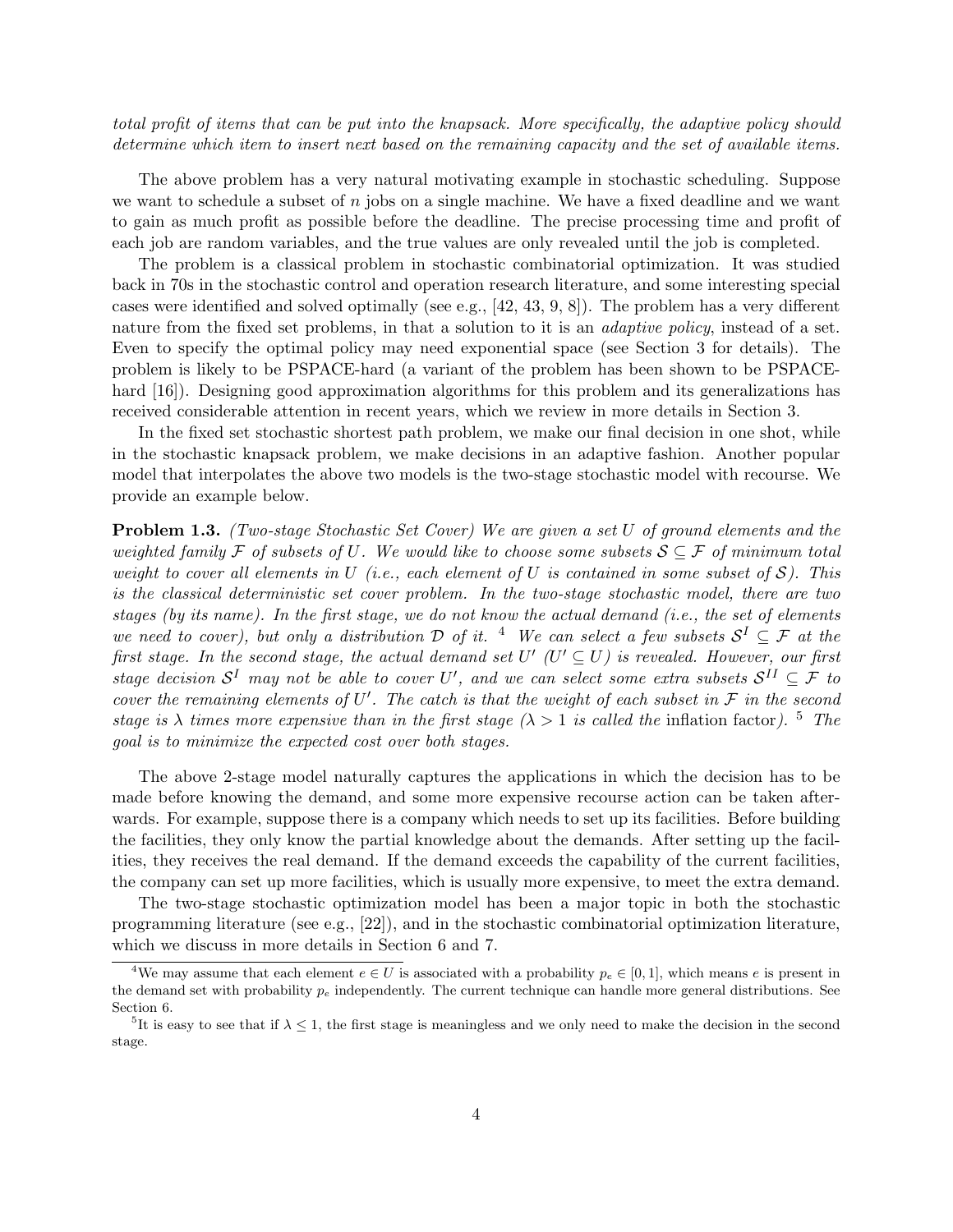*total profit of items that can be put into the knapsack. More specifically, the adaptive policy should determine which item to insert next based on the remaining capacity and the set of available items.*

The above problem has a very natural motivating example in stochastic scheduling. Suppose we want to schedule a subset of $n$ jobs on a single machine. We have a fixed deadline and we want to gain as much profit as possible before the deadline. The precise processing time and profit of each job are random variables, and the true values are only revealed until the job is completed.

The problem is a classical problem in stochastic combinatorial optimization. It was studied back in 70s in the stochastic control and operation research literature, and some interesting special cases were identified and solved optimally (see e.g., [42, 43, 9, 8]). The problem has a very different nature from the fixed set problems, in that a solution to it is an *adaptive policy*, instead of a set. Even to specify the optimal policy may need exponential space (see Section 3 for details). The problem is likely to be PSPACE-hard (a variant of the problem has been shown to be PSPACE-hard [16]). Designing good approximation algorithms for this problem and its generalizations has received considerable attention in recent years, which we review in more details in Section 3.

In the fixed set stochastic shortest path problem, we make our final decision in one shot, while in the stochastic knapsack problem, we make decisions in an adaptive fashion. Another popular model that interpolates the above two models is the two-stage stochastic model with recourse. We provide an example below.

**Problem 1.3.** *(Two-stage Stochastic Set Cover) We are given a set $U$ of ground elements and the weighted family $\mathcal{F}$ of subsets of $U$. We would like to choose some subsets $\mathcal{S} \subseteq \mathcal{F}$ of minimum total weight to cover all elements in $U$ (i.e., each element of $U$ is contained in some subset of $\mathcal{S}$). This is the classical deterministic set cover problem. In the two-stage stochastic model, there are two stages (by its name). In the first stage, we do not know the actual demand (i.e., the set of elements we need to cover), but only a distribution $\mathcal{D}$ of it.* [4] *We can select a few subsets $\mathcal{S}^I \subseteq \mathcal{F}$ at the first stage. In the second stage, the actual demand set $U'$ ($U' \subseteq U$) is revealed. However, our first stage decision $\mathcal{S}^I$ may not be able to cover $U'$, and we can select some extra subsets $\mathcal{S}^{II} \subseteq \mathcal{F}$ to cover the remaining elements of $U'$. The catch is that the weight of each subset in $\mathcal{F}$ in the second stage is $\lambda$ times more expensive than in the first stage ($\lambda > 1$ is called the* inflation factor*).* [5] *The goal is to minimize the expected cost over both stages.*

The above 2-stage model naturally captures the applications in which the decision has to be made before knowing the demand, and some more expensive recourse action can be taken afterwards. For example, suppose there is a company which needs to set up its facilities. Before building the facilities, they only know the partial knowledge about the demands. After setting up the facilities, they receives the real demand. If the demand exceeds the capability of the current facilities, the company can set up more facilities, which is usually more expensive, to meet the extra demand.

The two-stage stochastic optimization model has been a major topic in both the stochastic programming literature (see e.g., [22]), and in the stochastic combinatorial optimization literature, which we discuss in more details in Section 6 and 7.

[4] We may assume that each element $e \in U$ is associated with a probability $p_e \in [0, 1]$, which means $e$ is present in the demand set with probability $p_e$ independently. The current technique can handle more general distributions. See Section 6.

[5] It is easy to see that if $\lambda \leq 1$, the first stage is meaningless and we only need to make the decision in the second stage.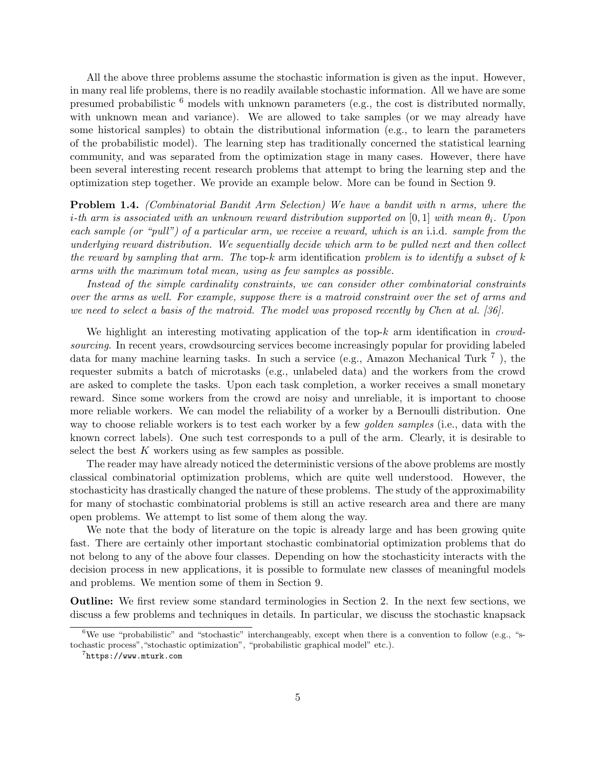All the above three problems assume the stochastic information is given as the input. However, in many real life problems, there is no readily available stochastic information. All we have are some presumed probabilistic [6] models with unknown parameters (e.g., the cost is distributed normally, with unknown mean and variance). We are allowed to take samples (or we may already have some historical samples) to obtain the distributional information (e.g., to learn the parameters of the probabilistic model). The learning step has traditionally concerned the statistical learning community, and was separated from the optimization stage in many cases. However, there have been several interesting recent research problems that attempt to bring the learning step and the optimization step together. We provide an example below. More can be found in Section 9.

**Problem 1.4.** *(Combinatorial Bandit Arm Selection) We have a bandit with $n$ arms, where the $i$-th arm is associated with an unknown reward distribution supported on $[0,1]$ with mean $\theta_i$. Upon each sample (or "pull") of a particular arm, we receive a reward, which is an* i.i.d. *sample from the underlying reward distribution. We sequentially decide which arm to be pulled next and then collect the reward by sampling that arm. The* top-$k$ arm identification *problem is to identify a subset of $k$ arms with the maximum total mean, using as few samples as possible.*

*Instead of the simple cardinality constraints, we can consider other combinatorial constraints over the arms as well. For example, suppose there is a matroid constraint over the set of arms and we need to select a basis of the matroid. The model was proposed recently by Chen at al. [36].*

We highlight an interesting motivating application of the top-$k$ arm identification in *crowdsourcing*. In recent years, crowdsourcing services become increasingly popular for providing labeled data for many machine learning tasks. In such a service (e.g., Amazon Mechanical Turk [7] ), the requester submits a batch of microtasks (e.g., unlabeled data) and the workers from the crowd are asked to complete the tasks. Upon each task completion, a worker receives a small monetary reward. Since some workers from the crowd are noisy and unreliable, it is important to choose more reliable workers. We can model the reliability of a worker by a Bernoulli distribution. One way to choose reliable workers is to test each worker by a few *golden samples* (i.e., data with the known correct labels). One such test corresponds to a pull of the arm. Clearly, it is desirable to select the best $K$ workers using as few samples as possible.

The reader may have already noticed the deterministic versions of the above problems are mostly classical combinatorial optimization problems, which are quite well understood. However, the stochasticity has drastically changed the nature of these problems. The study of the approximability for many of stochastic combinatorial problems is still an active research area and there are many open problems. We attempt to list some of them along the way.

We note that the body of literature on the topic is already large and has been growing quite fast. There are certainly other important stochastic combinatorial optimization problems that do not belong to any of the above four classes. Depending on how the stochasticity interacts with the decision process in new applications, it is possible to formulate new classes of meaningful models and problems. We mention some of them in Section 9.

**Outline:** We first review some standard terminologies in Section 2. In the next few sections, we discuss a few problems and techniques in details. In particular, we discuss the stochastic knapsack

[6] We use "probabilistic" and "stochastic" interchangeably, except when there is a convention to follow (e.g., "stochastic process", "stochastic optimization", "probabilistic graphical model" etc.).

[7] https://www.mturk.com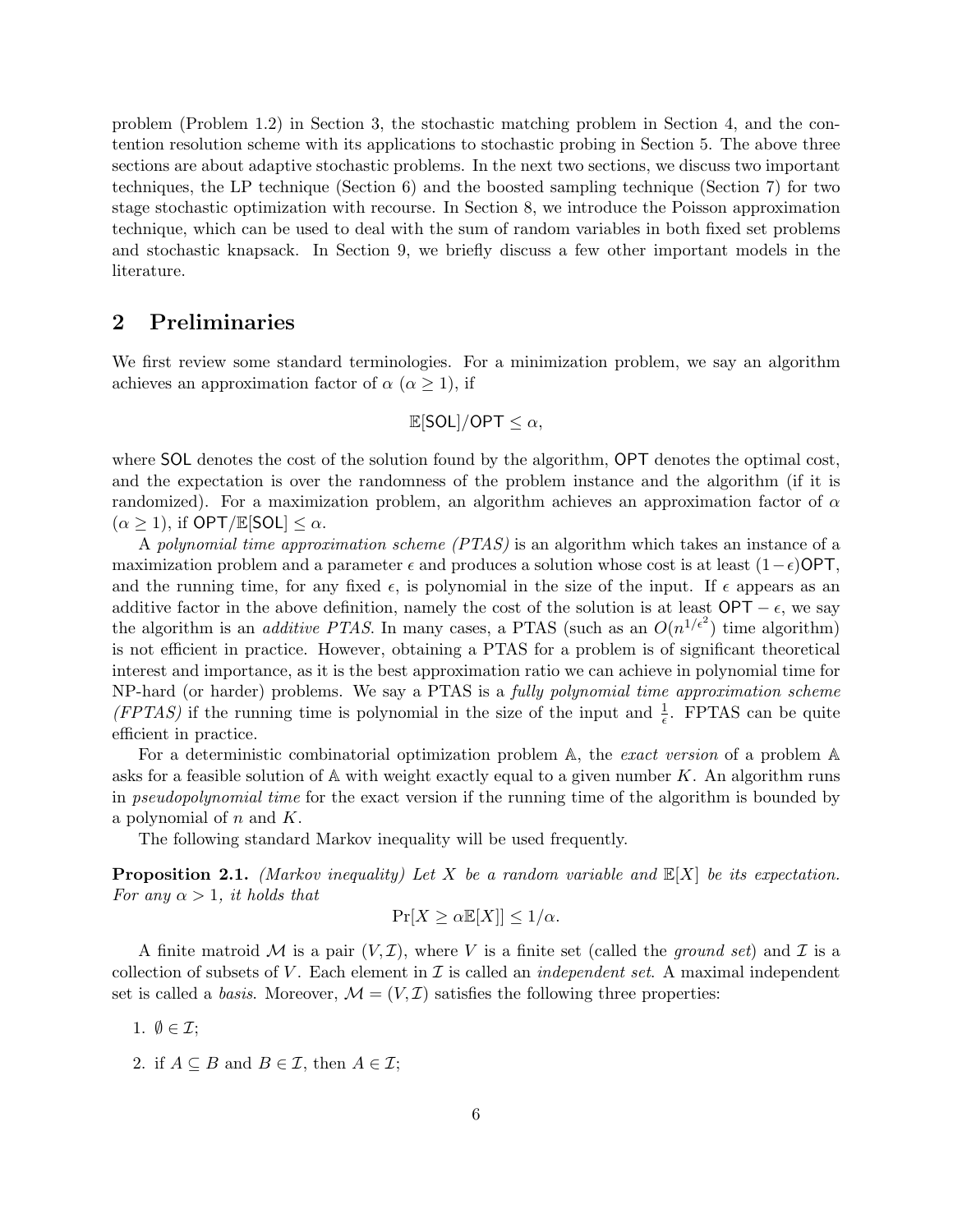problem (Problem 1.2) in Section 3, the stochastic matching problem in Section 4, and the contention resolution scheme with its applications to stochastic probing in Section 5. The above three sections are about adaptive stochastic problems. In the next two sections, we discuss two important techniques, the LP technique (Section 6) and the boosted sampling technique (Section 7) for two stage stochastic optimization with recourse. In Section 8, we introduce the Poisson approximation technique, which can be used to deal with the sum of random variables in both fixed set problems and stochastic knapsack. In Section 9, we briefly discuss a few other important models in the literature.

## 2 Preliminaries

We first review some standard terminologies. For a minimization problem, we say an algorithm achieves an approximation factor of $\alpha$ ($\alpha \geq 1$), if

$$\mathbb{E}[\mathsf{SOL}]/\mathsf{OPT} \leq \alpha,$$

where $\mathsf{SOL}$ denotes the cost of the solution found by the algorithm, $\mathsf{OPT}$ denotes the optimal cost, and the expectation is over the randomness of the problem instance and the algorithm (if it is randomized). For a maximization problem, an algorithm achieves an approximation factor of $\alpha$ ($\alpha \geq 1$), if $\mathsf{OPT}/\mathbb{E}[\mathsf{SOL}] \leq \alpha$.

A *polynomial time approximation scheme (PTAS)* is an algorithm which takes an instance of a maximization problem and a parameter $\epsilon$ and produces a solution whose cost is at least $(1-\epsilon)\mathsf{OPT}$, and the running time, for any fixed $\epsilon$, is polynomial in the size of the input. If $\epsilon$ appears as an additive factor in the above definition, namely the cost of the solution is at least $\mathsf{OPT} - \epsilon$, we say the algorithm is an *additive PTAS*. In many cases, a PTAS (such as an $O(n^{1/\epsilon^2})$ time algorithm) is not efficient in practice. However, obtaining a PTAS for a problem is of significant theoretical interest and importance, as it is the best approximation ratio we can achieve in polynomial time for NP-hard (or harder) problems. We say a PTAS is a *fully polynomial time approximation scheme (FPTAS)* if the running time is polynomial in the size of the input and $\frac{1}{\epsilon}$. FPTAS can be quite efficient in practice.

For a deterministic combinatorial optimization problem $\mathbb{A}$, the *exact version* of a problem $\mathbb{A}$ asks for a feasible solution of $\mathbb{A}$ with weight exactly equal to a given number $K$. An algorithm runs in *pseudopolynomial time* for the exact version if the running time of the algorithm is bounded by a polynomial of $n$ and $K$.

The following standard Markov inequality will be used frequently.

**Proposition 2.1.** *(Markov inequality) Let $X$ be a random variable and $\mathbb{E}[X]$ be its expectation. For any $\alpha > 1$, it holds that*

$$\Pr[X \geq \alpha \mathbb{E}[X]] \leq 1/\alpha.$$

A finite matroid $\mathcal{M}$ is a pair $(V, \mathcal{I})$, where $V$ is a finite set (called the *ground set*) and $\mathcal{I}$ is a collection of subsets of $V$. Each element in $\mathcal{I}$ is called an *independent set*. A maximal independent set is called a *basis*. Moreover, $\mathcal{M} = (V, \mathcal{I})$ satisfies the following three properties:

1. $\emptyset \in \mathcal{I}$;
2. if $A \subseteq B$ and $B \in \mathcal{I}$, then $A \in \mathcal{I}$;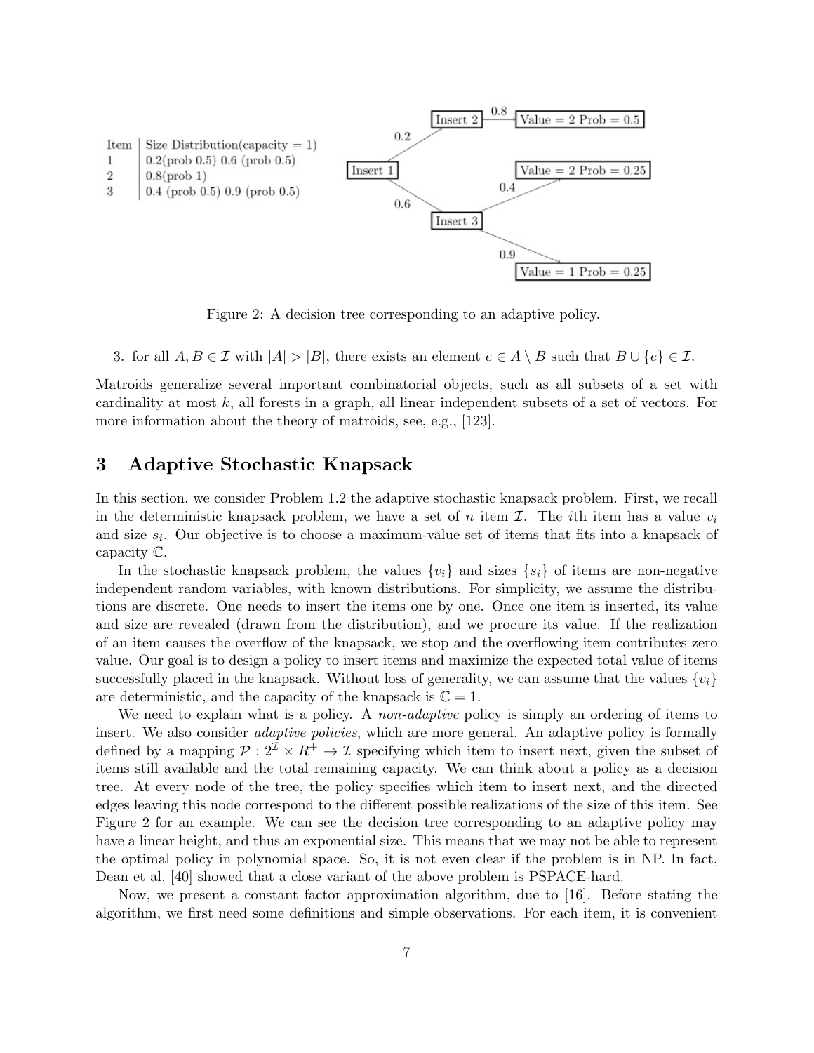| Item | Size Distribution(capacity = 1) |
| --- | --- |
| 1 | 0.2(prob 0.5) 0.6 (prob 0.5) |
| 2 | 0.8(prob 1) |
| 3 | 0.4 (prob 0.5) 0.9 (prob 0.5) |

Insert 1

0.2

Insert 2

0.8

Value = 2 Prob = 0.5

0.6

Insert 3

0.4

Value = 2 Prob = 0.25

0.9

Value = 1 Prob = 0.25

Figure 2: A decision tree corresponding to an adaptive policy.

3. for all $A, B \in \mathcal{I}$ with $|A| > |B|$, there exists an element $e \in A \setminus B$ such that $B \cup \{e\} \in \mathcal{I}$.

Matroids generalize several important combinatorial objects, such as all subsets of a set with cardinality at most $k$, all forests in a graph, all linear independent subsets of a set of vectors. For more information about the theory of matroids, see, e.g., [123].

# 3 Adaptive Stochastic Knapsack

In this section, we consider Problem 1.2 the adaptive stochastic knapsack problem. First, we recall in the deterministic knapsack problem, we have a set of $n$ item $\mathcal{I}$. The $i$th item has a value $v_i$ and size $s_i$. Our objective is to choose a maximum-value set of items that fits into a knapsack of capacity $\mathbb{C}$.

In the stochastic knapsack problem, the values $\{v_i\}$ and sizes $\{s_i\}$ of items are non-negative independent random variables, with known distributions. For simplicity, we assume the distributions are discrete. One needs to insert the items one by one. Once one item is inserted, its value and size are revealed (drawn from the distribution), and we procure its value. If the realization of an item causes the overflow of the knapsack, we stop and the overflowing item contributes zero value. Our goal is to design a policy to insert items and maximize the expected total value of items successfully placed in the knapsack. Without loss of generality, we can assume that the values $\{v_i\}$ are deterministic, and the capacity of the knapsack is $\mathbb{C} = 1$.

We need to explain what is a policy. A *non-adaptive* policy is simply an ordering of items to insert. We also consider *adaptive policies*, which are more general. An adaptive policy is formally defined by a mapping $\mathcal{P} : 2^{\mathcal{I}} \times R^+ \to \mathcal{I}$ specifying which item to insert next, given the subset of items still available and the total remaining capacity. We can think about a policy as a decision tree. At every node of the tree, the policy specifies which item to insert next, and the directed edges leaving this node correspond to the different possible realizations of the size of this item. See Figure 2 for an example. We can see the decision tree corresponding to an adaptive policy may have a linear height, and thus an exponential size. This means that we may not be able to represent the optimal policy in polynomial space. So, it is not even clear if the problem is in NP. In fact, Dean et al. [40] showed that a close variant of the above problem is PSPACE-hard.

Now, we present a constant factor approximation algorithm, due to [16]. Before stating the algorithm, we first need some definitions and simple observations. For each item, it is convenient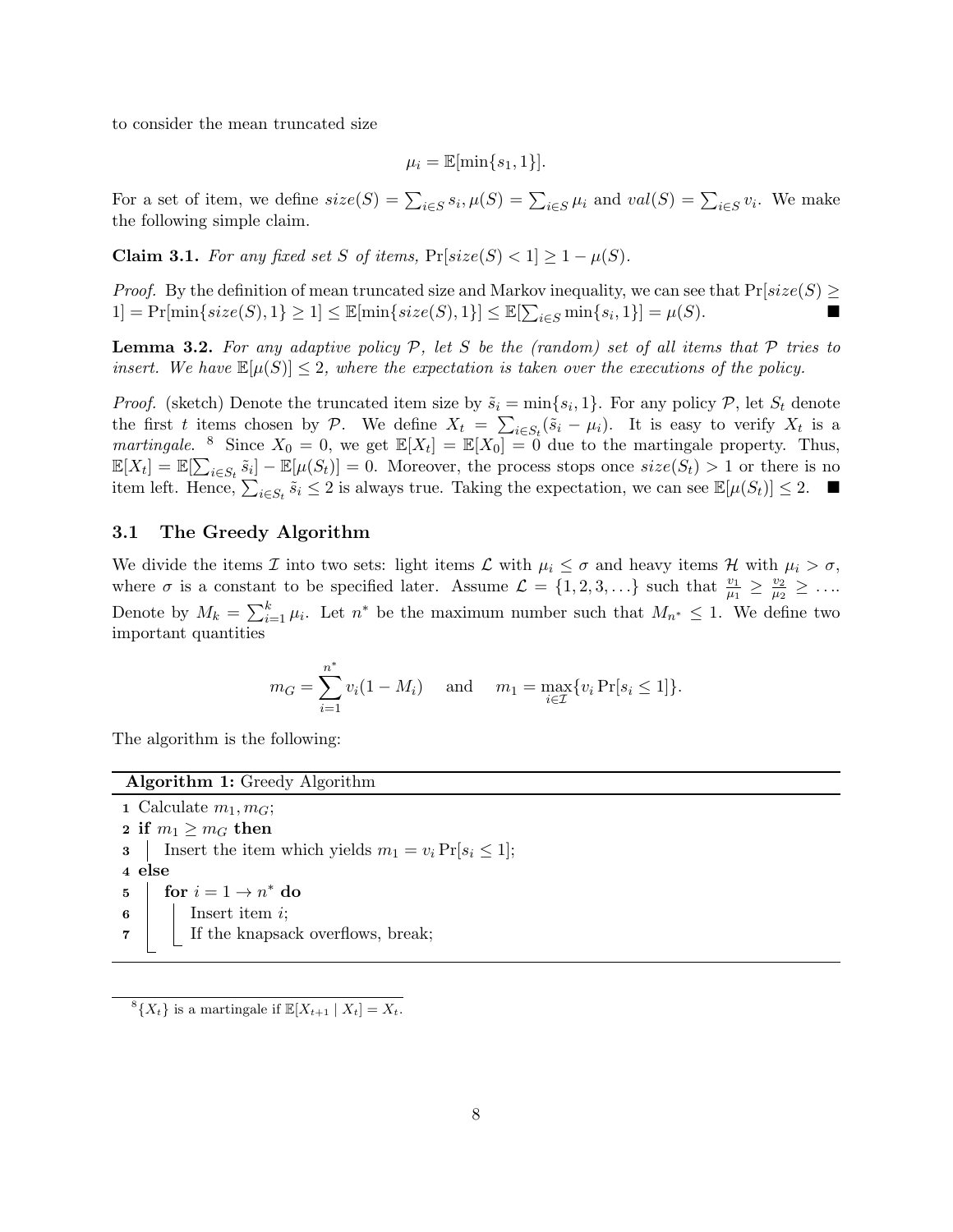to consider the mean truncated size

$$\mu_i = \mathbb{E}[\min\{s_1, 1\}].$$

For a set of item, we define $size(S) = \sum_{i\in S} s_i, \mu(S) = \sum_{i\in S} \mu_i$ and $val(S) = \sum_{i\in S} v_i$. We make the following simple claim.

**Claim 3.1.** *For any fixed set $S$ of items,* $\Pr[size(S) < 1] \geq 1 - \mu(S)$.

*Proof.* By the definition of mean truncated size and Markov inequality, we can see that $\Pr[size(S) \geq 1] = \Pr[\min\{size(S), 1\} \geq 1] \leq \mathbb{E}[\min\{size(S), 1\}] \leq \mathbb{E}[\sum_{i\in S} \min\{s_i, 1\}] = \mu(S)$. ∎

**Lemma 3.2.** *For any adaptive policy $\mathcal{P}$, let $S$ be the (random) set of all items that $\mathcal{P}$ tries to insert. We have $\mathbb{E}[\mu(S)] \leq 2$, where the expectation is taken over the executions of the policy.*

*Proof.* (sketch) Denote the truncated item size by $\tilde{s}_i = \min\{s_i, 1\}$. For any policy $\mathcal{P}$, let $S_t$ denote the first $t$ items chosen by $\mathcal{P}$. We define $X_t = \sum_{i\in S_t}(\tilde{s}_i - \mu_i)$. It is easy to verify $X_t$ is a *martingale*. [8] Since $X_0 = 0$, we get $\mathbb{E}[X_t] = \mathbb{E}[X_0] = 0$ due to the martingale property. Thus, $\mathbb{E}[X_t] = \mathbb{E}[\sum_{i\in S_t} \tilde{s}_i] - \mathbb{E}[\mu(S_t)] = 0$. Moreover, the process stops once $size(S_t) > 1$ or there is no item left. Hence, $\sum_{i\in S_t} \tilde{s}_i \leq 2$ is always true. Taking the expectation, we can see $\mathbb{E}[\mu(S_t)] \leq 2$. ∎

## 3.1 The Greedy Algorithm

We divide the items $\mathcal{I}$ into two sets: light items $\mathcal{L}$ with $\mu_i \leq \sigma$ and heavy items $\mathcal{H}$ with $\mu_i > \sigma$, where $\sigma$ is a constant to be specified later. Assume $\mathcal{L} = \{1, 2, 3, \ldots\}$ such that $\frac{v_1}{\mu_1} \geq \frac{v_2}{\mu_2} \geq \ldots$. Denote by $M_k = \sum_{i=1}^{k} \mu_i$. Let $n^*$ be the maximum number such that $M_{n^*} \leq 1$. We define two important quantities

$$m_G = \sum_{i=1}^{n^*} v_i(1 - M_i) \quad \text{and} \quad m_1 = \max_{i\in\mathcal{I}}\{v_i \Pr[s_i \leq 1]\}.$$

The algorithm is the following:

**Algorithm 1:** Greedy Algorithm

```
1 Calculate m_1, m_G;
2 if m_1 ≥ m_G then
3 |   Insert the item which yields m_1 = v_i Pr[s_i ≤ 1];
4 else
5 |   for i = 1 → n* do
6 |   |   Insert item i;
7 |   |   If the knapsack overflows, break;
```

[8] $\{X_t\}$ is a martingale if $\mathbb{E}[X_{t+1} \mid X_t] = X_t$.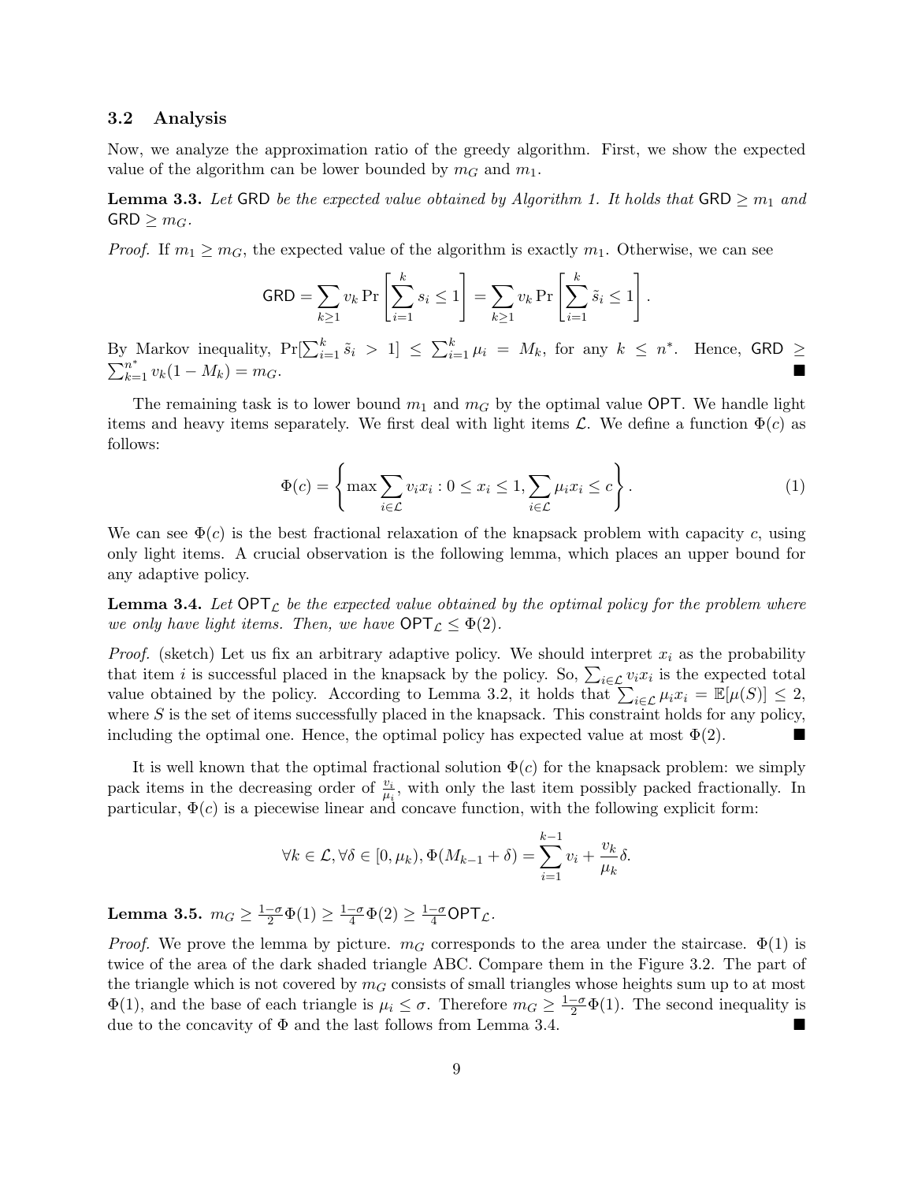### 3.2 Analysis

Now, we analyze the approximation ratio of the greedy algorithm. First, we show the expected value of the algorithm can be lower bounded by $m_G$ and $m_1$.

**Lemma 3.3.** *Let* $\mathsf{GRD}$ *be the expected value obtained by Algorithm 1. It holds that* $\mathsf{GRD} \geq m_1$ *and* $\mathsf{GRD} \geq m_G$.

*Proof.* If $m_1 \geq m_G$, the expected value of the algorithm is exactly $m_1$. Otherwise, we can see

$$\mathsf{GRD} = \sum_{k\geq 1} v_k \Pr\left[\sum_{i=1}^{k} s_i \leq 1\right] = \sum_{k\geq 1} v_k \Pr\left[\sum_{i=1}^{k} \tilde{s}_i \leq 1\right].$$

By Markov inequality, $\Pr[\sum_{i=1}^{k} \tilde{s}_i > 1] \leq \sum_{i=1}^{k} \mu_i = M_k$, for any $k \leq n^*$. Hence, $\mathsf{GRD} \geq \sum_{k=1}^{n^*} v_k(1 - M_k) = m_G$. ■

The remaining task is to lower bound $m_1$ and $m_G$ by the optimal value $\mathsf{OPT}$. We handle light items and heavy items separately. We first deal with light items $\mathcal{L}$. We define a function $\Phi(c)$ as follows:

$$\Phi(c) = \left\{\max \sum_{i\in\mathcal{L}} v_i x_i : 0 \leq x_i \leq 1, \sum_{i\in\mathcal{L}} \mu_i x_i \leq c\right\}. \tag{1}$$

We can see $\Phi(c)$ is the best fractional relaxation of the knapsack problem with capacity $c$, using only light items. A crucial observation is the following lemma, which places an upper bound for any adaptive policy.

**Lemma 3.4.** *Let* $\mathsf{OPT}_{\mathcal{L}}$ *be the expected value obtained by the optimal policy for the problem where we only have light items. Then, we have* $\mathsf{OPT}_{\mathcal{L}} \leq \Phi(2)$.

*Proof.* (sketch) Let us fix an arbitrary adaptive policy. We should interpret $x_i$ as the probability that item $i$ is successful placed in the knapsack by the policy. So, $\sum_{i\in\mathcal{L}} v_i x_i$ is the expected total value obtained by the policy. According to Lemma 3.2, it holds that $\sum_{i\in\mathcal{L}} \mu_i x_i = \mathbb{E}[\mu(S)] \leq 2$, where $S$ is the set of items successfully placed in the knapsack. This constraint holds for any policy, including the optimal one. Hence, the optimal policy has expected value at most $\Phi(2)$. ■

It is well known that the optimal fractional solution $\Phi(c)$ for the knapsack problem: we simply pack items in the decreasing order of $\frac{v_i}{\mu_i}$, with only the last item possibly packed fractionally. In particular, $\Phi(c)$ is a piecewise linear and concave function, with the following explicit form:

$$\forall k \in \mathcal{L}, \forall \delta \in [0, \mu_k), \Phi(M_{k-1} + \delta) = \sum_{i=1}^{k-1} v_i + \frac{v_k}{\mu_k}\delta.$$

**Lemma 3.5.** $m_G \geq \frac{1-\sigma}{2}\Phi(1) \geq \frac{1-\sigma}{4}\Phi(2) \geq \frac{1-\sigma}{4}\mathsf{OPT}_{\mathcal{L}}$.

*Proof.* We prove the lemma by picture. $m_G$ corresponds to the area under the staircase. $\Phi(1)$ is twice of the area of the dark shaded triangle ABC. Compare them in the Figure 3.2. The part of the triangle which is not covered by $m_G$ consists of small triangles whose heights sum up to at most $\Phi(1)$, and the base of each triangle is $\mu_i \leq \sigma$. Therefore $m_G \geq \frac{1-\sigma}{2}\Phi(1)$. The second inequality is due to the concavity of $\Phi$ and the last follows from Lemma 3.4. ■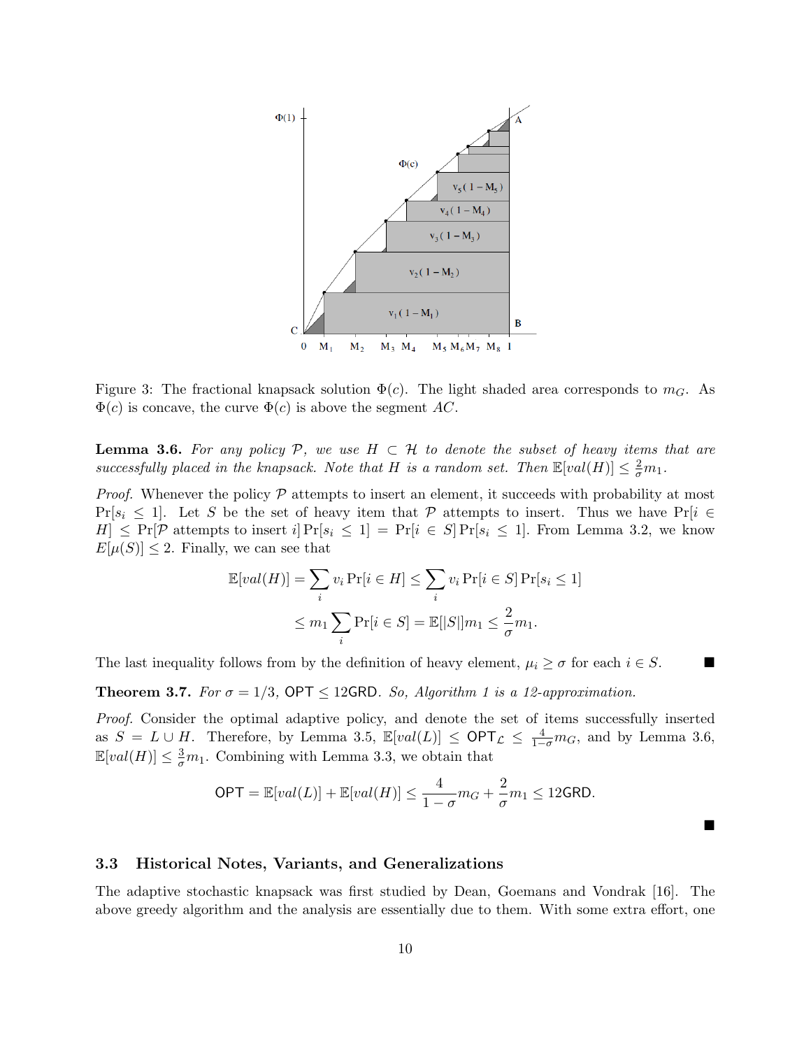Φ(1)

Φ(c)

A

B

C

$v_5(1-M_5)$

$v_4(1-M_4)$

$v_3(1-M_3)$

$v_2(1-M_2)$

$v_1(1-M_1)$

0 $M_1$ $M_2$ $M_3$ $M_4$ $M_5$ $M_6$ $M_7$ $M_8$ 1

Figure 3: The fractional knapsack solution $\Phi(c)$. The light shaded area corresponds to $m_G$. As $\Phi(c)$ is concave, the curve $\Phi(c)$ is above the segment $AC$.

**Lemma 3.6.** *For any policy $\mathcal{P}$, we use $H \subset \mathcal{H}$ to denote the subset of heavy items that are successfully placed in the knapsack. Note that $H$ is a random set. Then $\mathbb{E}[val(H)] \leq \frac{2}{\sigma} m_1$.*

*Proof.* Whenever the policy $\mathcal{P}$ attempts to insert an element, it succeeds with probability at most $\Pr[s_i \leq 1]$. Let $S$ be the set of heavy item that $\mathcal{P}$ attempts to insert. Thus we have $\Pr[i \in H] \leq \Pr[\mathcal{P} \text{ attempts to insert } i] \Pr[s_i \leq 1] = \Pr[i \in S] \Pr[s_i \leq 1]$. From Lemma 3.2, we know $E[\mu(S)] \leq 2$. Finally, we can see that

$$\mathbb{E}[val(H)] = \sum_i v_i \Pr[i \in H] \leq \sum_i v_i \Pr[i \in S] \Pr[s_i \leq 1]$$
$$\leq m_1 \sum_i \Pr[i \in S] = \mathbb{E}[|S|] m_1 \leq \frac{2}{\sigma} m_1.$$

The last inequality follows from by the definition of heavy element, $\mu_i \geq \sigma$ for each $i \in S$. ∎

**Theorem 3.7.** *For $\sigma = 1/3$, $\mathsf{OPT} \leq 12\mathsf{GRD}$. So, Algorithm 1 is a 12-approximation.*

*Proof.* Consider the optimal adaptive policy, and denote the set of items successfully inserted as $S = L \cup H$. Therefore, by Lemma 3.5, $\mathbb{E}[val(L)] \leq \mathsf{OPT}_{\mathcal{L}} \leq \frac{4}{1-\sigma} m_G$, and by Lemma 3.6, $\mathbb{E}[val(H)] \leq \frac{3}{\sigma} m_1$. Combining with Lemma 3.3, we obtain that

$$\mathsf{OPT} = \mathbb{E}[val(L)] + \mathbb{E}[val(H)] \leq \frac{4}{1-\sigma} m_G + \frac{2}{\sigma} m_1 \leq 12\mathsf{GRD}.$$

∎

### 3.3 Historical Notes, Variants, and Generalizations

The adaptive stochastic knapsack was first studied by Dean, Goemans and Vondrak [16]. The above greedy algorithm and the analysis are essentially due to them. With some extra effort, one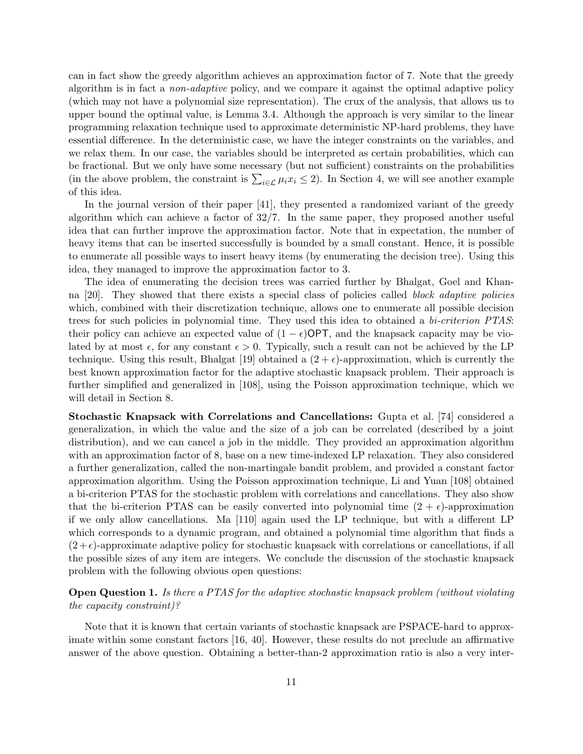can in fact show the greedy algorithm achieves an approximation factor of 7. Note that the greedy algorithm is in fact a *non-adaptive* policy, and we compare it against the optimal adaptive policy (which may not have a polynomial size representation). The crux of the analysis, that allows us to upper bound the optimal value, is Lemma 3.4. Although the approach is very similar to the linear programming relaxation technique used to approximate deterministic NP-hard problems, they have essential difference. In the deterministic case, we have the integer constraints on the variables, and we relax them. In our case, the variables should be interpreted as certain probabilities, which can be fractional. But we only have some necessary (but not sufficient) constraints on the probabilities (in the above problem, the constraint is $\sum_{i \in \mathcal{L}} \mu_i x_i \leq 2$). In Section 4, we will see another example of this idea.

In the journal version of their paper [41], they presented a randomized variant of the greedy algorithm which can achieve a factor of 32/7. In the same paper, they proposed another useful idea that can further improve the approximation factor. Note that in expectation, the number of heavy items that can be inserted successfully is bounded by a small constant. Hence, it is possible to enumerate all possible ways to insert heavy items (by enumerating the decision tree). Using this idea, they managed to improve the approximation factor to 3.

The idea of enumerating the decision trees was carried further by Bhalgat, Goel and Khanna [20]. They showed that there exists a special class of policies called *block adaptive policies* which, combined with their discretization technique, allows one to enumerate all possible decision trees for such policies in polynomial time. They used this idea to obtained a *bi-criterion PTAS*: their policy can achieve an expected value of $(1-\epsilon)\mathsf{OPT}$, and the knapsack capacity may be violated by at most $\epsilon$, for any constant $\epsilon > 0$. Typically, such a result can not be achieved by the LP technique. Using this result, Bhalgat [19] obtained a $(2+\epsilon)$-approximation, which is currently the best known approximation factor for the adaptive stochastic knapsack problem. Their approach is further simplified and generalized in [108], using the Poisson approximation technique, which we will detail in Section 8.

**Stochastic Knapsack with Correlations and Cancellations:** Gupta et al. [74] considered a generalization, in which the value and the size of a job can be correlated (described by a joint distribution), and we can cancel a job in the middle. They provided an approximation algorithm with an approximation factor of 8, base on a new time-indexed LP relaxation. They also considered a further generalization, called the non-martingale bandit problem, and provided a constant factor approximation algorithm. Using the Poisson approximation technique, Li and Yuan [108] obtained a bi-criterion PTAS for the stochastic problem with correlations and cancellations. They also show that the bi-criterion PTAS can be easily converted into polynomial time $(2+\epsilon)$-approximation if we only allow cancellations. Ma [110] again used the LP technique, but with a different LP which corresponds to a dynamic program, and obtained a polynomial time algorithm that finds a $(2+\epsilon)$-approximate adaptive policy for stochastic knapsack with correlations or cancellations, if all the possible sizes of any item are integers. We conclude the discussion of the stochastic knapsack problem with the following obvious open questions:

**Open Question 1.** *Is there a PTAS for the adaptive stochastic knapsack problem (without violating the capacity constraint)?*

Note that it is known that certain variants of stochastic knapsack are PSPACE-hard to approximate within some constant factors [16, 40]. However, these results do not preclude an affirmative answer of the above question. Obtaining a better-than-2 approximation ratio is also a very inter-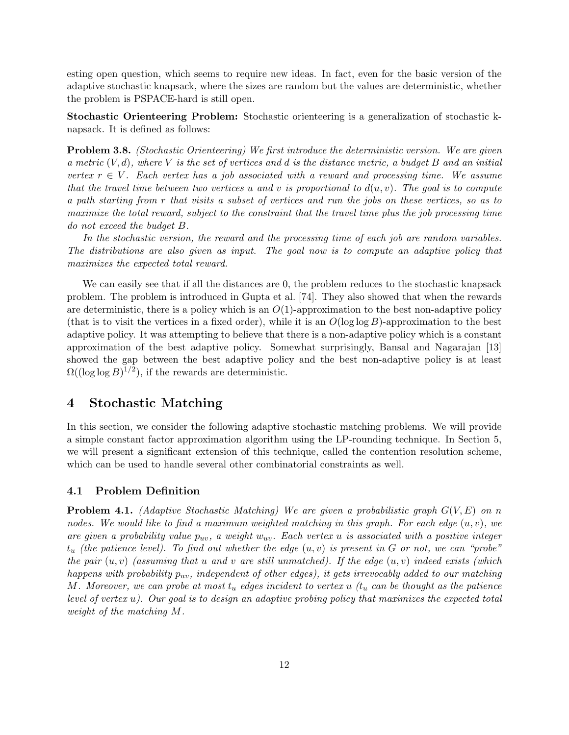esting open question, which seems to require new ideas. In fact, even for the basic version of the adaptive stochastic knapsack, where the sizes are random but the values are deterministic, whether the problem is PSPACE-hard is still open.

**Stochastic Orienteering Problem:** Stochastic orienteering is a generalization of stochastic knapsack. It is defined as follows:

**Problem 3.8.** *(Stochastic Orienteering) We first introduce the deterministic version. We are given a metric $(V, d)$, where $V$ is the set of vertices and $d$ is the distance metric, a budget $B$ and an initial vertex $r \in V$. Each vertex has a job associated with a reward and processing time. We assume that the travel time between two vertices $u$ and $v$ is proportional to $d(u, v)$. The goal is to compute a path starting from $r$ that visits a subset of vertices and run the jobs on these vertices, so as to maximize the total reward, subject to the constraint that the travel time plus the job processing time do not exceed the budget $B$.*

*In the stochastic version, the reward and the processing time of each job are random variables. The distributions are also given as input. The goal now is to compute an adaptive policy that maximizes the expected total reward.*

We can easily see that if all the distances are 0, the problem reduces to the stochastic knapsack problem. The problem is introduced in Gupta et al. [74]. They also showed that when the rewards are deterministic, there is a policy which is an $O(1)$-approximation to the best non-adaptive policy (that is to visit the vertices in a fixed order), while it is an $O(\log \log B)$-approximation to the best adaptive policy. It was attempting to believe that there is a non-adaptive policy which is a constant approximation of the best adaptive policy. Somewhat surprisingly, Bansal and Nagarajan [13] showed the gap between the best adaptive policy and the best non-adaptive policy is at least $\Omega((\log \log B)^{1/2})$, if the rewards are deterministic.

# 4 Stochastic Matching

In this section, we consider the following adaptive stochastic matching problems. We will provide a simple constant factor approximation algorithm using the LP-rounding technique. In Section 5, we will present a significant extension of this technique, called the contention resolution scheme, which can be used to handle several other combinatorial constraints as well.

## 4.1 Problem Definition

**Problem 4.1.** *(Adaptive Stochastic Matching) We are given a probabilistic graph $G(V, E)$ on $n$ nodes. We would like to find a maximum weighted matching in this graph. For each edge $(u, v)$, we are given a probability value $p_{uv}$, a weight $w_{uv}$. Each vertex $u$ is associated with a positive integer $t_u$ (the patience level). To find out whether the edge $(u, v)$ is present in $G$ or not, we can "probe" the pair $(u, v)$ (assuming that $u$ and $v$ are still unmatched). If the edge $(u, v)$ indeed exists (which happens with probability $p_{uv}$, independent of other edges), it gets irrevocably added to our matching $M$. Moreover, we can probe at most $t_u$ edges incident to vertex $u$ ($t_u$ can be thought as the patience level of vertex $u$). Our goal is to design an adaptive probing policy that maximizes the expected total weight of the matching $M$.*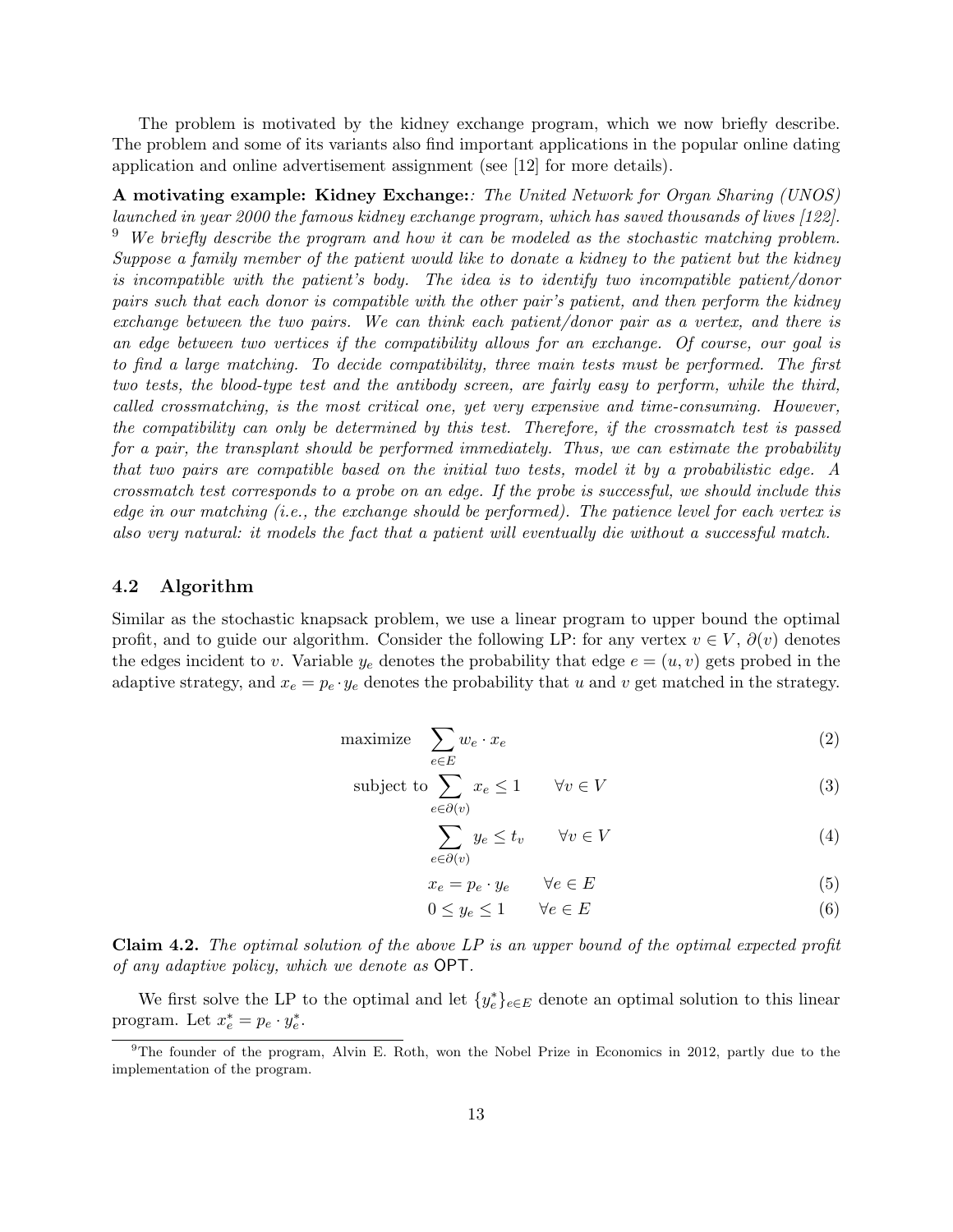The problem is motivated by the kidney exchange program, which we now briefly describe. The problem and some of its variants also find important applications in the popular online dating application and online advertisement assignment (see [12] for more details).

**A motivating example: Kidney Exchange:**: *The United Network for Organ Sharing (UNOS) launched in year 2000 the famous kidney exchange program, which has saved thousands of lives [122].* [9] *We briefly describe the program and how it can be modeled as the stochastic matching problem. Suppose a family member of the patient would like to donate a kidney to the patient but the kidney is incompatible with the patient's body. The idea is to identify two incompatible patient/donor pairs such that each donor is compatible with the other pair's patient, and then perform the kidney exchange between the two pairs. We can think each patient/donor pair as a vertex, and there is an edge between two vertices if the compatibility allows for an exchange. Of course, our goal is to find a large matching. To decide compatibility, three main tests must be performed. The first two tests, the blood-type test and the antibody screen, are fairly easy to perform, while the third, called crossmatching, is the most critical one, yet very expensive and time-consuming. However, the compatibility can only be determined by this test. Therefore, if the crossmatch test is passed for a pair, the transplant should be performed immediately. Thus, we can estimate the probability that two pairs are compatible based on the initial two tests, model it by a probabilistic edge. A crossmatch test corresponds to a probe on an edge. If the probe is successful, we should include this edge in our matching (i.e., the exchange should be performed). The patience level for each vertex is also very natural: it models the fact that a patient will eventually die without a successful match.*

### 4.2 Algorithm

Similar as the stochastic knapsack problem, we use a linear program to upper bound the optimal profit, and to guide our algorithm. Consider the following LP: for any vertex $v \in V$, $\partial(v)$ denotes the edges incident to $v$. Variable $y_e$ denotes the probability that edge $e = (u, v)$ gets probed in the adaptive strategy, and $x_e = p_e \cdot y_e$ denotes the probability that $u$ and $v$ get matched in the strategy.

$$\text{maximize} \quad \sum_{e \in E} w_e \cdot x_e \tag{2}$$

$$\text{subject to} \sum_{e \in \partial(v)} x_e \leq 1 \qquad \forall v \in V \tag{3}$$

$$\sum_{e \in \partial(v)} y_e \leq t_v \qquad \forall v \in V \tag{4}$$

$$x_e = p_e \cdot y_e \qquad \forall e \in E \tag{5}$$

$$0 \leq y_e \leq 1 \qquad \forall e \in E \tag{6}$$

**Claim 4.2.** *The optimal solution of the above LP is an upper bound of the optimal expected profit of any adaptive policy, which we denote as* OPT.

We first solve the LP to the optimal and let $\{y_e^*\}_{e \in E}$ denote an optimal solution to this linear program. Let $x_e^* = p_e \cdot y_e^*$.

[9] The founder of the program, Alvin E. Roth, won the Nobel Prize in Economics in 2012, partly due to the implementation of the program.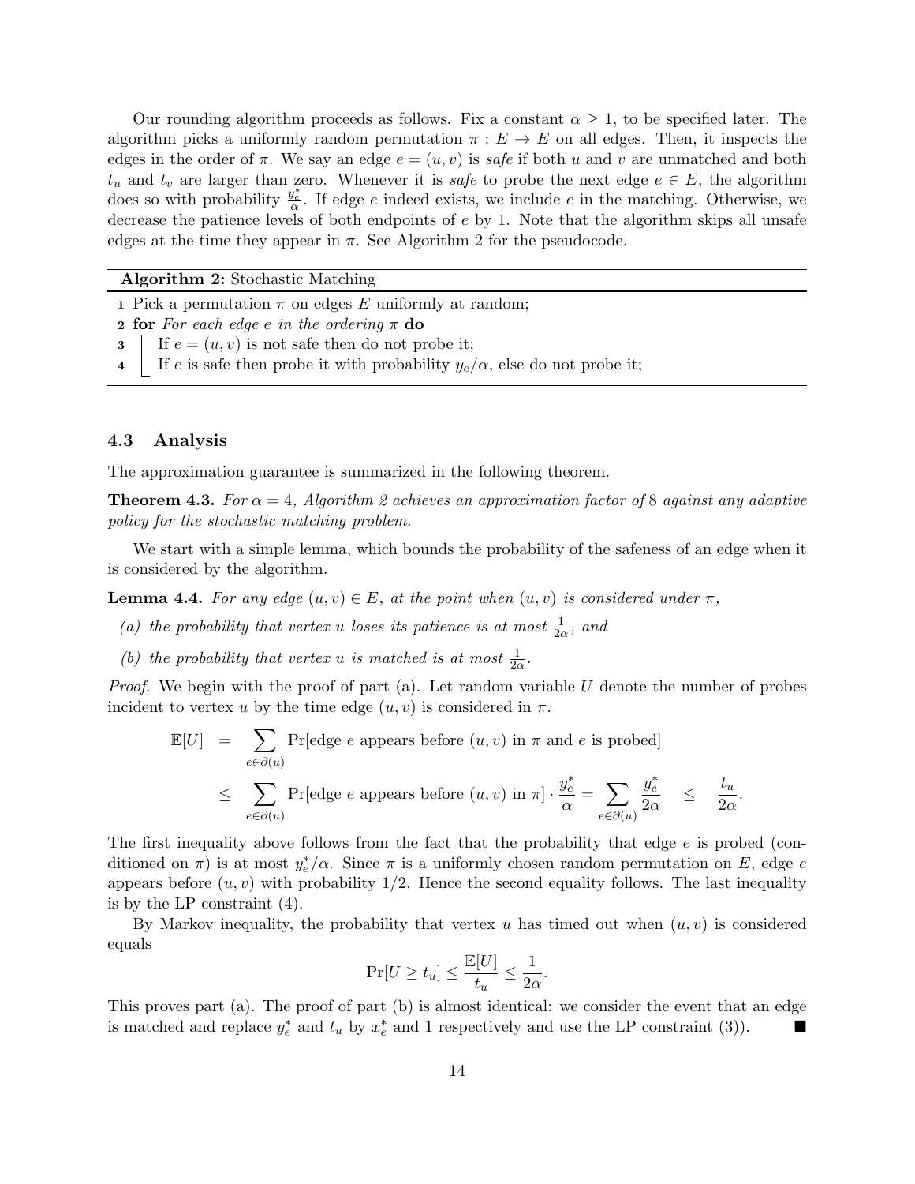Our rounding algorithm proceeds as follows. Fix a constant $\alpha \geq 1$, to be specified later. The algorithm picks a uniformly random permutation $\pi : E \to E$ on all edges. Then, it inspects the edges in the order of $\pi$. We say an edge $e = (u, v)$ is *safe* if both $u$ and $v$ are unmatched and both $t_u$ and $t_v$ are larger than zero. Whenever it is *safe* to probe the next edge $e \in E$, the algorithm does so with probability $\frac{y_e^*}{\alpha}$. If edge $e$ indeed exists, we include $e$ in the matching. Otherwise, we decrease the patience levels of both endpoints of $e$ by 1. Note that the algorithm skips all unsafe edges at the time they appear in $\pi$. See Algorithm 2 for the pseudocode.

**Algorithm 2:** Stochastic Matching

```
1 Pick a permutation π on edges E uniformly at random;
2 for For each edge e in the ordering π do
3     If e = (u, v) is not safe then do not probe it;
4     If e is safe then probe it with probability y_e/α, else do not probe it;
```

### 4.3 Analysis

The approximation guarantee is summarized in the following theorem.

**Theorem 4.3.** *For $\alpha = 4$, Algorithm 2 achieves an approximation factor of 8 against any adaptive policy for the stochastic matching problem.*

We start with a simple lemma, which bounds the probability of the safeness of an edge when it is considered by the algorithm.

**Lemma 4.4.** *For any edge $(u, v) \in E$, at the point when $(u, v)$ is considered under $\pi$,*

*(a) the probability that vertex $u$ loses its patience is at most $\frac{1}{2\alpha}$, and*

*(b) the probability that vertex $u$ is matched is at most $\frac{1}{2\alpha}$.*

*Proof.* We begin with the proof of part (a). Let random variable $U$ denote the number of probes incident to vertex $u$ by the time edge $(u, v)$ is considered in $\pi$.

$$
\begin{aligned}
\mathbb{E}[U] &= \sum_{e \in \partial(u)} \Pr[\text{edge } e \text{ appears before } (u, v) \text{ in } \pi \text{ and } e \text{ is probed}] \\
&\leq \sum_{e \in \partial(u)} \Pr[\text{edge } e \text{ appears before } (u, v) \text{ in } \pi] \cdot \frac{y_e^*}{\alpha} = \sum_{e \in \partial(u)} \frac{y_e^*}{2\alpha} \quad \leq \quad \frac{t_u}{2\alpha}.
\end{aligned}
$$

The first inequality above follows from the fact that the probability that edge $e$ is probed (conditioned on $\pi$) is at most $y_e^*/\alpha$. Since $\pi$ is a uniformly chosen random permutation on $E$, edge $e$ appears before $(u, v)$ with probability 1/2. Hence the second equality follows. The last inequality is by the LP constraint (4).

By Markov inequality, the probability that vertex $u$ has timed out when $(u, v)$ is considered equals

$$
\Pr[U \geq t_u] \leq \frac{\mathbb{E}[U]}{t_u} \leq \frac{1}{2\alpha}.
$$

This proves part (a). The proof of part (b) is almost identical: we consider the event that an edge is matched and replace $y_e^*$ and $t_u$ by $x_e^*$ and 1 respectively and use the LP constraint (3)). ■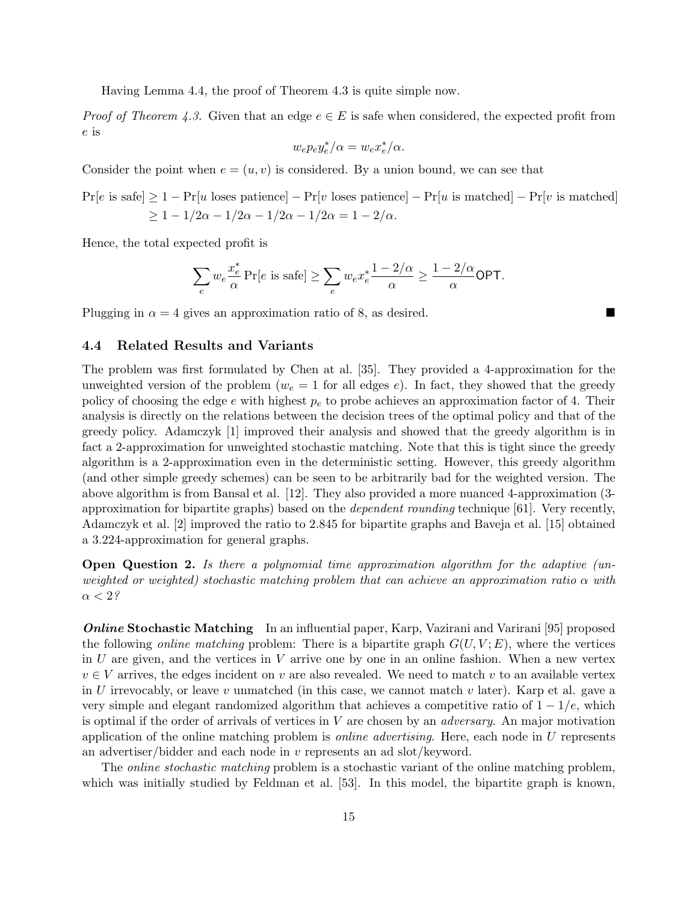Having Lemma 4.4, the proof of Theorem 4.3 is quite simple now.

*Proof of Theorem 4.3.* Given that an edge $e \in E$ is safe when considered, the expected profit from $e$ is

$$w_e p_e y_e^* / \alpha = w_e x_e^* / \alpha.$$

Consider the point when $e = (u, v)$ is considered. By a union bound, we can see that

$$\begin{aligned}
\Pr[e \text{ is safe}] &\geq 1 - \Pr[u \text{ loses patience}] - \Pr[v \text{ loses patience}] - \Pr[u \text{ is matched}] - \Pr[v \text{ is matched}] \\
&\geq 1 - 1/2\alpha - 1/2\alpha - 1/2\alpha - 1/2\alpha = 1 - 2/\alpha.
\end{aligned}$$

Hence, the total expected profit is

$$\sum_e w_e \frac{x_e^*}{\alpha} \Pr[e \text{ is safe}] \geq \sum_e w_e x_e^* \frac{1 - 2/\alpha}{\alpha} \geq \frac{1 - 2/\alpha}{\alpha} \mathsf{OPT}.$$

Plugging in $\alpha = 4$ gives an approximation ratio of 8, as desired. ∎

### 4.4 Related Results and Variants

The problem was first formulated by Chen at al. [35]. They provided a 4-approximation for the unweighted version of the problem ($w_e = 1$ for all edges $e$). In fact, they showed that the greedy policy of choosing the edge $e$ with highest $p_e$ to probe achieves an approximation factor of 4. Their analysis is directly on the relations between the decision trees of the optimal policy and that of the greedy policy. Adamczyk [1] improved their analysis and showed that the greedy algorithm is in fact a 2-approximation for unweighted stochastic matching. Note that this is tight since the greedy algorithm is a 2-approximation even in the deterministic setting. However, this greedy algorithm (and other simple greedy schemes) can be seen to be arbitrarily bad for the weighted version. The above algorithm is from Bansal et al. [12]. They also provided a more nuanced 4-approximation (3-approximation for bipartite graphs) based on the *dependent rounding* technique [61]. Very recently, Adamczyk et al. [2] improved the ratio to 2.845 for bipartite graphs and Baveja et al. [15] obtained a 3.224-approximation for general graphs.

**Open Question 2.** *Is there a polynomial time approximation algorithm for the adaptive (unweighted or weighted) stochastic matching problem that can achieve an approximation ratio $\alpha$ with $\alpha < 2$?*

***Online* Stochastic Matching** In an influential paper, Karp, Vazirani and Varirani [95] proposed the following *online matching* problem: There is a bipartite graph $G(U, V; E)$, where the vertices in $U$ are given, and the vertices in $V$ arrive one by one in an online fashion. When a new vertex $v \in V$ arrives, the edges incident on $v$ are also revealed. We need to match $v$ to an available vertex in $U$ irrevocably, or leave $v$ unmatched (in this case, we cannot match $v$ later). Karp et al. gave a very simple and elegant randomized algorithm that achieves a competitive ratio of $1 - 1/e$, which is optimal if the order of arrivals of vertices in $V$ are chosen by an *adversary*. An major motivation application of the online matching problem is *online advertising*. Here, each node in $U$ represents an advertiser/bidder and each node in $v$ represents an ad slot/keyword.

The *online stochastic matching* problem is a stochastic variant of the online matching problem, which was initially studied by Feldman et al. [53]. In this model, the bipartite graph is known,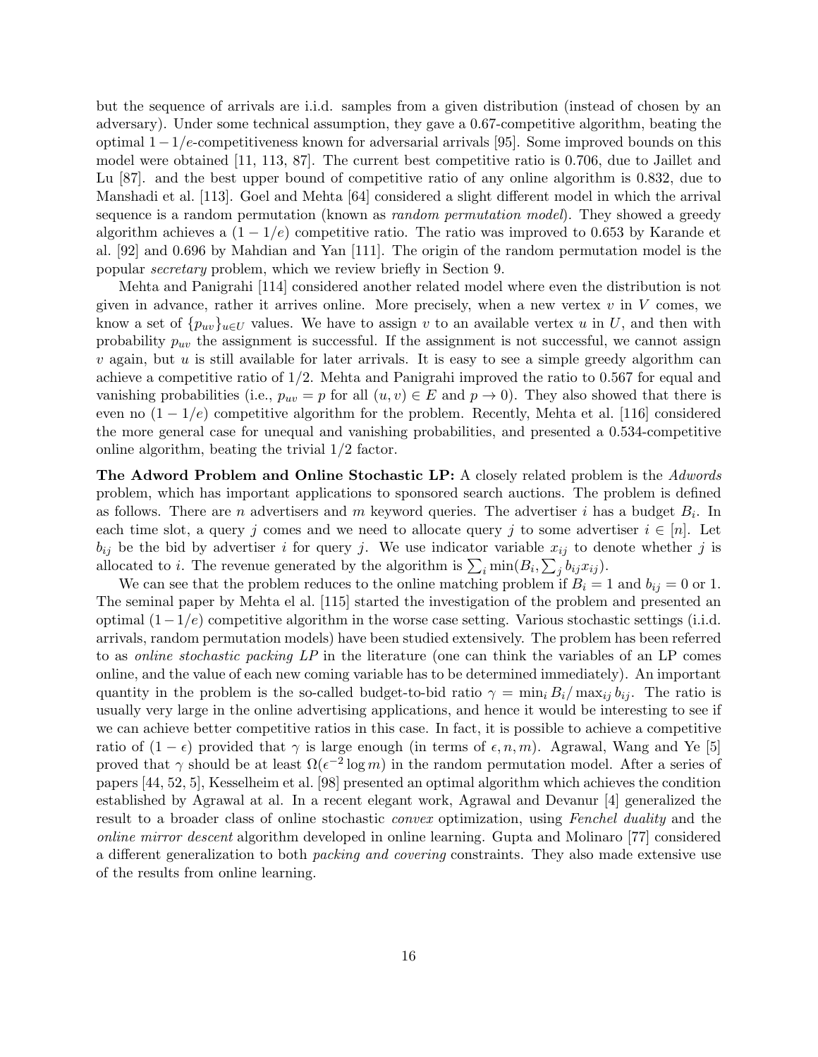but the sequence of arrivals are i.i.d. samples from a given distribution (instead of chosen by an adversary). Under some technical assumption, they gave a 0.67-competitive algorithm, beating the optimal $1-1/e$-competitiveness known for adversarial arrivals [95]. Some improved bounds on this model were obtained [11, 113, 87]. The current best competitive ratio is 0.706, due to Jaillet and Lu [87]. and the best upper bound of competitive ratio of any online algorithm is 0.832, due to Manshadi et al. [113]. Goel and Mehta [64] considered a slight different model in which the arrival sequence is a random permutation (known as *random permutation model*). They showed a greedy algorithm achieves a $(1-1/e)$ competitive ratio. The ratio was improved to 0.653 by Karande et al. [92] and 0.696 by Mahdian and Yan [111]. The origin of the random permutation model is the popular *secretary* problem, which we review briefly in Section 9.

Mehta and Panigrahi [114] considered another related model where even the distribution is not given in advance, rather it arrives online. More precisely, when a new vertex $v$ in $V$ comes, we know a set of $\{p_{uv}\}_{u\in U}$ values. We have to assign $v$ to an available vertex $u$ in $U$, and then with probability $p_{uv}$ the assignment is successful. If the assignment is not successful, we cannot assign $v$ again, but $u$ is still available for later arrivals. It is easy to see a simple greedy algorithm can achieve a competitive ratio of $1/2$. Mehta and Panigrahi improved the ratio to 0.567 for equal and vanishing probabilities (i.e., $p_{uv} = p$ for all $(u, v) \in E$ and $p \to 0$). They also showed that there is even no $(1-1/e)$ competitive algorithm for the problem. Recently, Mehta et al. [116] considered the more general case for unequal and vanishing probabilities, and presented a 0.534-competitive online algorithm, beating the trivial $1/2$ factor.

**The Adword Problem and Online Stochastic LP:** A closely related problem is the *Adwords* problem, which has important applications to sponsored search auctions. The problem is defined as follows. There are $n$ advertisers and $m$ keyword queries. The advertiser $i$ has a budget $B_i$. In each time slot, a query $j$ comes and we need to allocate query $j$ to some advertiser $i \in [n]$. Let $b_{ij}$ be the bid by advertiser $i$ for query $j$. We use indicator variable $x_{ij}$ to denote whether $j$ is allocated to $i$. The revenue generated by the algorithm is $\sum_i \min(B_i, \sum_j b_{ij}x_{ij})$.

We can see that the problem reduces to the online matching problem if $B_i = 1$ and $b_{ij} = 0$ or 1. The seminal paper by Mehta el al. [115] started the investigation of the problem and presented an optimal $(1-1/e)$ competitive algorithm in the worse case setting. Various stochastic settings (i.i.d. arrivals, random permutation models) have been studied extensively. The problem has been referred to as *online stochastic packing LP* in the literature (one can think the variables of an LP comes online, and the value of each new coming variable has to be determined immediately). An important quantity in the problem is the so-called budget-to-bid ratio $\gamma = \min_i B_i / \max_{ij} b_{ij}$. The ratio is usually very large in the online advertising applications, and hence it would be interesting to see if we can achieve better competitive ratios in this case. In fact, it is possible to achieve a competitive ratio of $(1-\epsilon)$ provided that $\gamma$ is large enough (in terms of $\epsilon, n, m$). Agrawal, Wang and Ye [5] proved that $\gamma$ should be at least $\Omega(\epsilon^{-2}\log m)$ in the random permutation model. After a series of papers [44, 52, 5], Kesselheim et al. [98] presented an optimal algorithm which achieves the condition established by Agrawal at al. In a recent elegant work, Agrawal and Devanur [4] generalized the result to a broader class of online stochastic *convex* optimization, using *Fenchel duality* and the *online mirror descent* algorithm developed in online learning. Gupta and Molinaro [77] considered a different generalization to both *packing and covering* constraints. They also made extensive use of the results from online learning.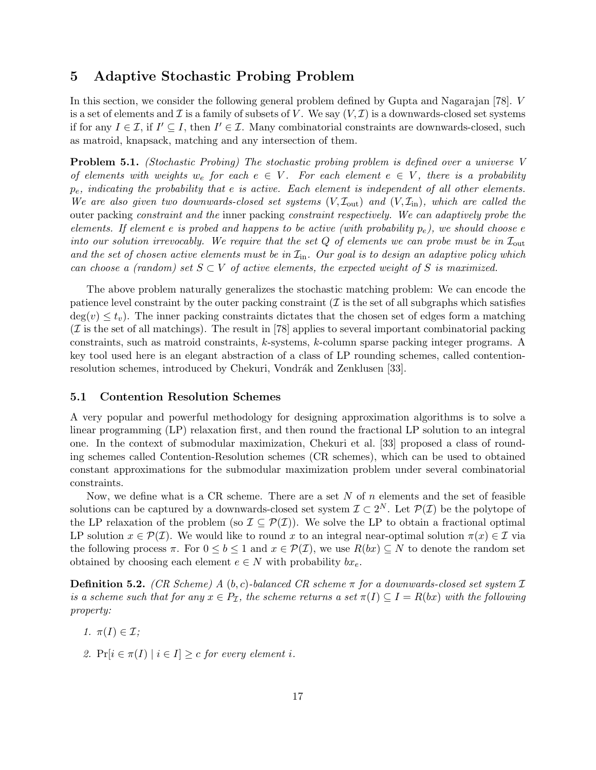## 5 Adaptive Stochastic Probing Problem

In this section, we consider the following general problem defined by Gupta and Nagarajan [78]. $V$ is a set of elements and $\mathcal{I}$ is a family of subsets of $V$. We say $(V, \mathcal{I})$ is a downwards-closed set systems if for any $I \in \mathcal{I}$, if $I' \subseteq I$, then $I' \in \mathcal{I}$. Many combinatorial constraints are downwards-closed, such as matroid, knapsack, matching and any intersection of them.

**Problem 5.1.** *(Stochastic Probing) The stochastic probing problem is defined over a universe $V$ of elements with weights $w_e$ for each $e \in V$. For each element $e \in V$, there is a probability $p_e$, indicating the probability that $e$ is active. Each element is independent of all other elements. We are also given two downwards-closed set systems $(V, \mathcal{I}_{\text{out}})$ and $(V, \mathcal{I}_{\text{in}})$, which are called the* outer packing *constraint and the* inner packing *constraint respectively. We can adaptively probe the elements. If element $e$ is probed and happens to be active (with probability $p_e$), we should choose $e$ into our solution irrevocably. We require that the set $Q$ of elements we can probe must be in $\mathcal{I}_{\text{out}}$ and the set of chosen active elements must be in $\mathcal{I}_{\text{in}}$. Our goal is to design an adaptive policy which can choose a (random) set $S \subset V$ of active elements, the expected weight of $S$ is maximized.*

The above problem naturally generalizes the stochastic matching problem: We can encode the patience level constraint by the outer packing constraint ($\mathcal{I}$ is the set of all subgraphs which satisfies $\deg(v) \leq t_v$). The inner packing constraints dictates that the chosen set of edges form a matching ($\mathcal{I}$ is the set of all matchings). The result in [78] applies to several important combinatorial packing constraints, such as matroid constraints, $k$-systems, $k$-column sparse packing integer programs. A key tool used here is an elegant abstraction of a class of LP rounding schemes, called contention-resolution schemes, introduced by Chekuri, Vondrák and Zenklusen [33].

### 5.1 Contention Resolution Schemes

A very popular and powerful methodology for designing approximation algorithms is to solve a linear programming (LP) relaxation first, and then round the fractional LP solution to an integral one. In the context of submodular maximization, Chekuri et al. [33] proposed a class of rounding schemes called Contention-Resolution schemes (CR schemes), which can be used to obtained constant approximations for the submodular maximization problem under several combinatorial constraints.

Now, we define what is a CR scheme. There are a set $N$ of $n$ elements and the set of feasible solutions can be captured by a downwards-closed set system $\mathcal{I} \subset 2^N$. Let $\mathcal{P}(\mathcal{I})$ be the polytope of the LP relaxation of the problem (so $\mathcal{I} \subseteq \mathcal{P}(\mathcal{I})$). We solve the LP to obtain a fractional optimal LP solution $x \in \mathcal{P}(\mathcal{I})$. We would like to round $x$ to an integral near-optimal solution $\pi(x) \in \mathcal{I}$ via the following process $\pi$. For $0 \leq b \leq 1$ and $x \in \mathcal{P}(\mathcal{I})$, we use $R(bx) \subseteq N$ to denote the random set obtained by choosing each element $e \in N$ with probability $bx_e$.

**Definition 5.2.** *(CR Scheme) A $(b, c)$-balanced CR scheme $\pi$ for a downwards-closed set system $\mathcal{I}$ is a scheme such that for any $x \in P_{\mathcal{I}}$, the scheme returns a set $\pi(I) \subseteq I = R(bx)$ with the following property:*

1. *$\pi(I) \in \mathcal{I}$;*
2. *$\Pr[i \in \pi(I) \mid i \in I] \geq c$ for every element $i$.*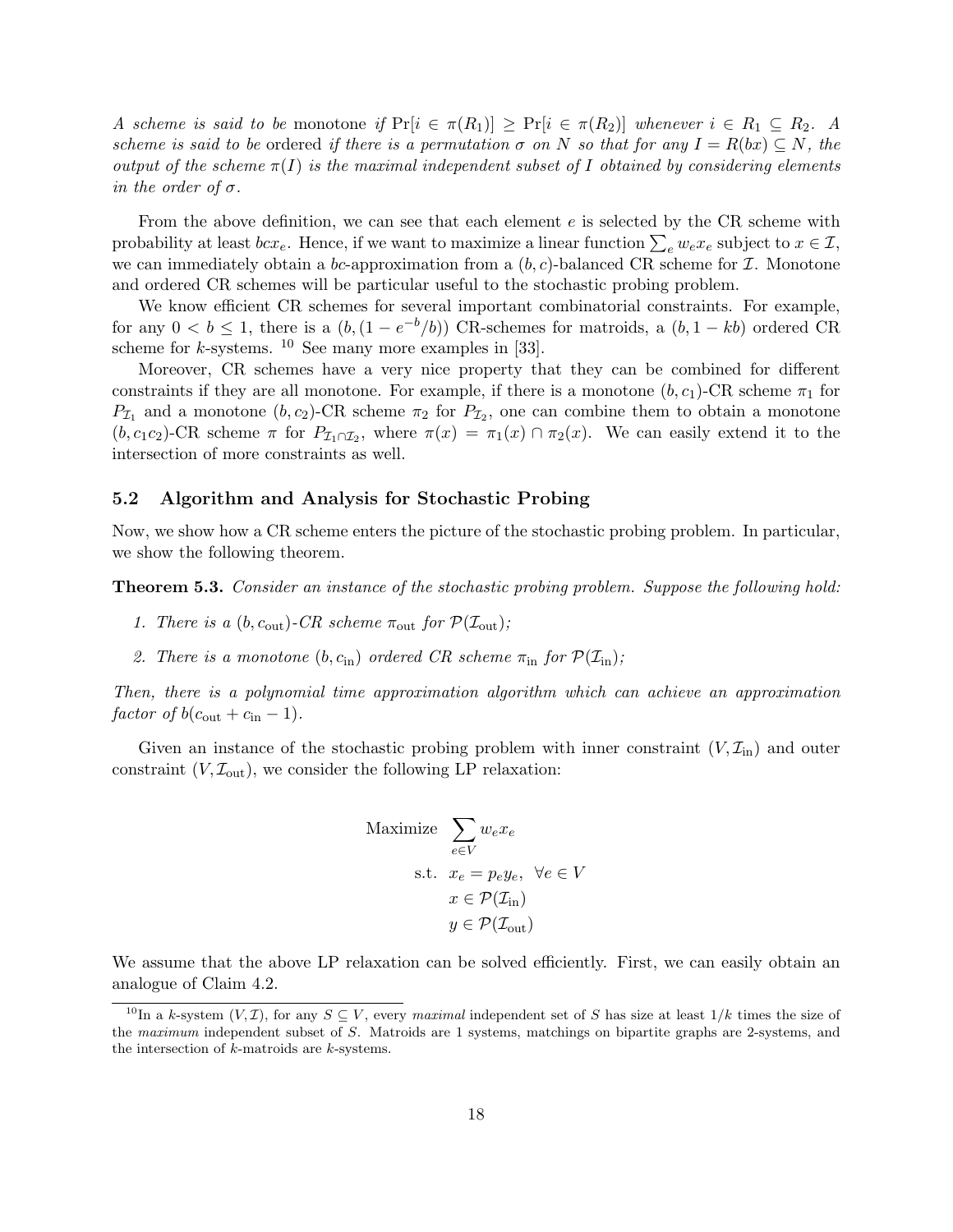*A scheme is said to be* monotone *if* $\Pr[i \in \pi(R_1)] \geq \Pr[i \in \pi(R_2)]$ *whenever* $i \in R_1 \subseteq R_2$*. A scheme is said to be* ordered *if there is a permutation* $\sigma$ *on* $N$ *so that for any* $I = R(bx) \subseteq N$*, the output of the scheme* $\pi(I)$ *is the maximal independent subset of* $I$ *obtained by considering elements in the order of* $\sigma$*.*

From the above definition, we can see that each element $e$ is selected by the CR scheme with probability at least $bcx_e$. Hence, if we want to maximize a linear function $\sum_e w_e x_e$ subject to $x \in \mathcal{I}$, we can immediately obtain a $bc$-approximation from a $(b, c)$-balanced CR scheme for $\mathcal{I}$. Monotone and ordered CR schemes will be particular useful to the stochastic probing problem.

We know efficient CR schemes for several important combinatorial constraints. For example, for any $0 < b \leq 1$, there is a $(b, (1 - e^{-b}/b))$ CR-schemes for matroids, a $(b, 1 - kb)$ ordered CR scheme for $k$-systems. [10] See many more examples in [33].

Moreover, CR schemes have a very nice property that they can be combined for different constraints if they are all monotone. For example, if there is a monotone $(b, c_1)$-CR scheme $\pi_1$ for $P_{\mathcal{I}_1}$ and a monotone $(b, c_2)$-CR scheme $\pi_2$ for $P_{\mathcal{I}_2}$, one can combine them to obtain a monotone $(b, c_1 c_2)$-CR scheme $\pi$ for $P_{\mathcal{I}_1 \cap \mathcal{I}_2}$, where $\pi(x) = \pi_1(x) \cap \pi_2(x)$. We can easily extend it to the intersection of more constraints as well.

### 5.2 Algorithm and Analysis for Stochastic Probing

Now, we show how a CR scheme enters the picture of the stochastic probing problem. In particular, we show the following theorem.

**Theorem 5.3.** *Consider an instance of the stochastic probing problem. Suppose the following hold:*

1. *There is a* $(b, c_{\text{out}})$*-CR scheme* $\pi_{\text{out}}$ *for* $\mathcal{P}(\mathcal{I}_{\text{out}})$*;*
2. *There is a monotone* $(b, c_{\text{in}})$ *ordered CR scheme* $\pi_{\text{in}}$ *for* $\mathcal{P}(\mathcal{I}_{\text{in}})$*;*

*Then, there is a polynomial time approximation algorithm which can achieve an approximation factor of* $b(c_{\text{out}} + c_{\text{in}} - 1)$*.*

Given an instance of the stochastic probing problem with inner constraint $(V, \mathcal{I}_{\text{in}})$ and outer constraint $(V, \mathcal{I}_{\text{out}})$, we consider the following LP relaxation:

$$
\begin{aligned}
\text{Maximize} \quad & \sum_{e \in V} w_e x_e \\
\text{s.t.} \quad & x_e = p_e y_e, \quad \forall e \in V \\
& x \in \mathcal{P}(\mathcal{I}_{\text{in}}) \\
& y \in \mathcal{P}(\mathcal{I}_{\text{out}})
\end{aligned}
$$

We assume that the above LP relaxation can be solved efficiently. First, we can easily obtain an analogue of Claim 4.2.

[10] In a $k$-system $(V, \mathcal{I})$, for any $S \subseteq V$, every *maximal* independent set of $S$ has size at least $1/k$ times the size of the *maximum* independent subset of $S$. Matroids are 1 systems, matchings on bipartite graphs are 2-systems, and the intersection of $k$-matroids are $k$-systems.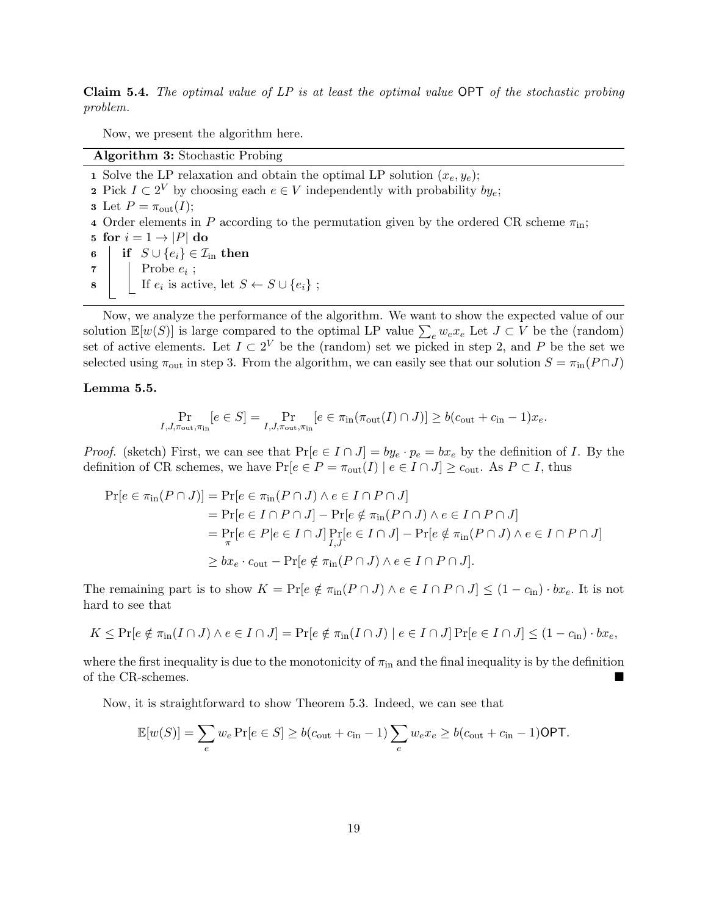**Claim 5.4.** *The optimal value of LP is at least the optimal value* $\mathsf{OPT}$ *of the stochastic probing problem.*

Now, we present the algorithm here.

---

**Algorithm 3:** Stochastic Probing

---

1. Solve the LP relaxation and obtain the optimal LP solution $(x_e, y_e)$;
2. Pick $I \subset 2^V$ by choosing each $e \in V$ independently with probability $by_e$;
3. Let $P = \pi_{\text{out}}(I)$;
4. Order elements in $P$ according to the permutation given by the ordered CR scheme $\pi_{\text{in}}$;
5. **for** $i = 1 \to |P|$ **do**
6. &nbsp;&nbsp;&nbsp;&nbsp;**if** $S \cup \{e_i\} \in \mathcal{I}_{\text{in}}$ **then**
7. &nbsp;&nbsp;&nbsp;&nbsp;&nbsp;&nbsp;&nbsp;&nbsp;Probe $e_i$ ;
8. &nbsp;&nbsp;&nbsp;&nbsp;&nbsp;&nbsp;&nbsp;&nbsp;If $e_i$ is active, let $S \leftarrow S \cup \{e_i\}$ ;

---

Now, we analyze the performance of the algorithm. We want to show the expected value of our solution $\mathbb{E}[w(S)]$ is large compared to the optimal LP value $\sum_e w_e x_e$ Let $J \subset V$ be the (random) set of active elements. Let $I \subset 2^V$ be the (random) set we picked in step 2, and $P$ be the set we selected using $\pi_{\text{out}}$ in step 3. From the algorithm, we can easily see that our solution $S = \pi_{\text{in}}(P \cap J)$

**Lemma 5.5.**

$$\Pr_{I,J,\pi_{\text{out}},\pi_{\text{in}}}[e \in S] = \Pr_{I,J,\pi_{\text{out}},\pi_{\text{in}}}[e \in \pi_{\text{in}}(\pi_{\text{out}}(I) \cap J)] \geq b(c_{\text{out}} + c_{\text{in}} - 1)x_e.$$

*Proof.* (sketch) First, we can see that $\Pr[e \in I \cap J] = by_e \cdot p_e = bx_e$ by the definition of $I$. By the definition of CR schemes, we have $\Pr[e \in P = \pi_{\text{out}}(I) \mid e \in I \cap J] \geq c_{\text{out}}$. As $P \subset I$, thus

$$\begin{aligned}
\Pr[e \in \pi_{\text{in}}(P \cap J)] &= \Pr[e \in \pi_{\text{in}}(P \cap J) \wedge e \in I \cap P \cap J] \\
&= \Pr[e \in I \cap P \cap J] - \Pr[e \notin \pi_{\text{in}}(P \cap J) \wedge e \in I \cap P \cap J] \\
&= \Pr_{\pi}[e \in P | e \in I \cap J] \Pr_{I,J}[e \in I \cap J] - \Pr[e \notin \pi_{\text{in}}(P \cap J) \wedge e \in I \cap P \cap J] \\
&\geq bx_e \cdot c_{\text{out}} - \Pr[e \notin \pi_{\text{in}}(P \cap J) \wedge e \in I \cap P \cap J].
\end{aligned}$$

The remaining part is to show $K = \Pr[e \notin \pi_{\text{in}}(P \cap J) \wedge e \in I \cap P \cap J] \leq (1 - c_{\text{in}}) \cdot bx_e$. It is not hard to see that

$$K \leq \Pr[e \notin \pi_{\text{in}}(I \cap J) \wedge e \in I \cap J] = \Pr[e \notin \pi_{\text{in}}(I \cap J) \mid e \in I \cap J] \Pr[e \in I \cap J] \leq (1 - c_{\text{in}}) \cdot bx_e,$$

where the first inequality is due to the monotonicity of $\pi_{\text{in}}$ and the final inequality is by the definition of the CR-schemes. ∎

Now, it is straightforward to show Theorem 5.3. Indeed, we can see that

$$\mathbb{E}[w(S)] = \sum_e w_e \Pr[e \in S] \geq b(c_{\text{out}} + c_{\text{in}} - 1) \sum_e w_e x_e \geq b(c_{\text{out}} + c_{\text{in}} - 1)\mathsf{OPT}.$$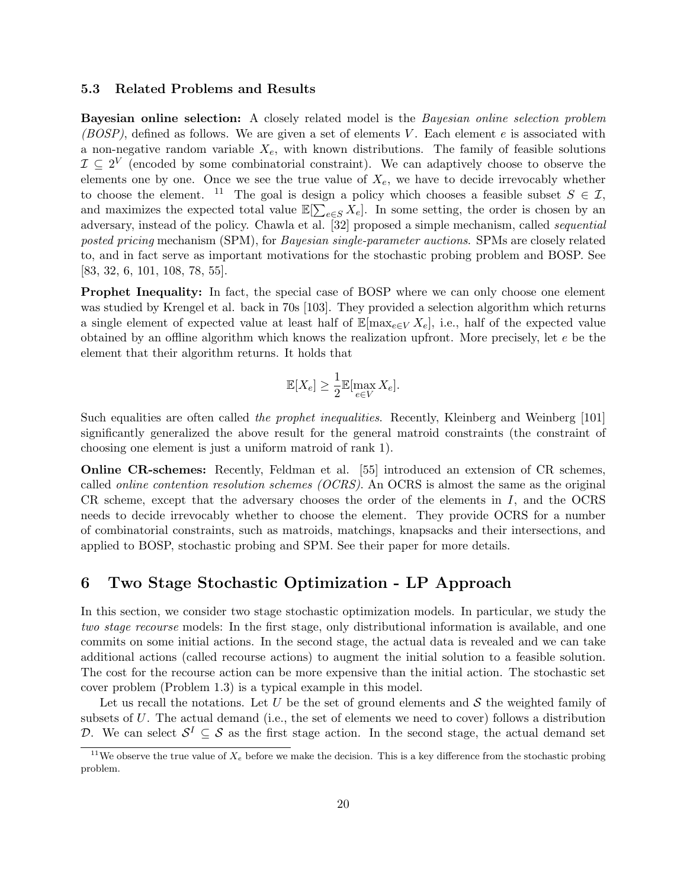### 5.3 Related Problems and Results

**Bayesian online selection:** A closely related model is the *Bayesian online selection problem (BOSP)*, defined as follows. We are given a set of elements $V$. Each element $e$ is associated with a non-negative random variable $X_e$, with known distributions. The family of feasible solutions $\mathcal{I} \subseteq 2^V$ (encoded by some combinatorial constraint). We can adaptively choose to observe the elements one by one. Once we see the true value of $X_e$, we have to decide irrevocably whether to choose the element. [11] The goal is design a policy which chooses a feasible subset $S \in \mathcal{I}$, and maximizes the expected total value $\mathbb{E}[\sum_{e\in S} X_e]$. In some setting, the order is chosen by an adversary, instead of the policy. Chawla et al. [32] proposed a simple mechanism, called *sequential posted pricing* mechanism (SPM), for *Bayesian single-parameter auctions*. SPMs are closely related to, and in fact serve as important motivations for the stochastic probing problem and BOSP. See [83, 32, 6, 101, 108, 78, 55].

**Prophet Inequality:** In fact, the special case of BOSP where we can only choose one element was studied by Krengel et al. back in 70s [103]. They provided a selection algorithm which returns a single element of expected value at least half of $\mathbb{E}[\max_{e\in V} X_e]$, i.e., half of the expected value obtained by an offline algorithm which knows the realization upfront. More precisely, let $e$ be the element that their algorithm returns. It holds that

$$\mathbb{E}[X_e] \geq \frac{1}{2}\mathbb{E}[\max_{e\in V} X_e].$$

Such equalities are often called *the prophet inequalities*. Recently, Kleinberg and Weinberg [101] significantly generalized the above result for the general matroid constraints (the constraint of choosing one element is just a uniform matroid of rank 1).

**Online CR-schemes:** Recently, Feldman et al. [55] introduced an extension of CR schemes, called *online contention resolution schemes (OCRS)*. An OCRS is almost the same as the original CR scheme, except that the adversary chooses the order of the elements in $I$, and the OCRS needs to decide irrevocably whether to choose the element. They provide OCRS for a number of combinatorial constraints, such as matroids, matchings, knapsacks and their intersections, and applied to BOSP, stochastic probing and SPM. See their paper for more details.

## 6 Two Stage Stochastic Optimization - LP Approach

In this section, we consider two stage stochastic optimization models. In particular, we study the *two stage recourse* models: In the first stage, only distributional information is available, and one commits on some initial actions. In the second stage, the actual data is revealed and we can take additional actions (called recourse actions) to augment the initial solution to a feasible solution. The cost for the recourse action can be more expensive than the initial action. The stochastic set cover problem (Problem 1.3) is a typical example in this model.

Let us recall the notations. Let $U$ be the set of ground elements and $\mathcal{S}$ the weighted family of subsets of $U$. The actual demand (i.e., the set of elements we need to cover) follows a distribution $\mathcal{D}$. We can select $\mathcal{S}^I \subseteq \mathcal{S}$ as the first stage action. In the second stage, the actual demand set

[11] We observe the true value of $X_e$ before we make the decision. This is a key difference from the stochastic probing problem.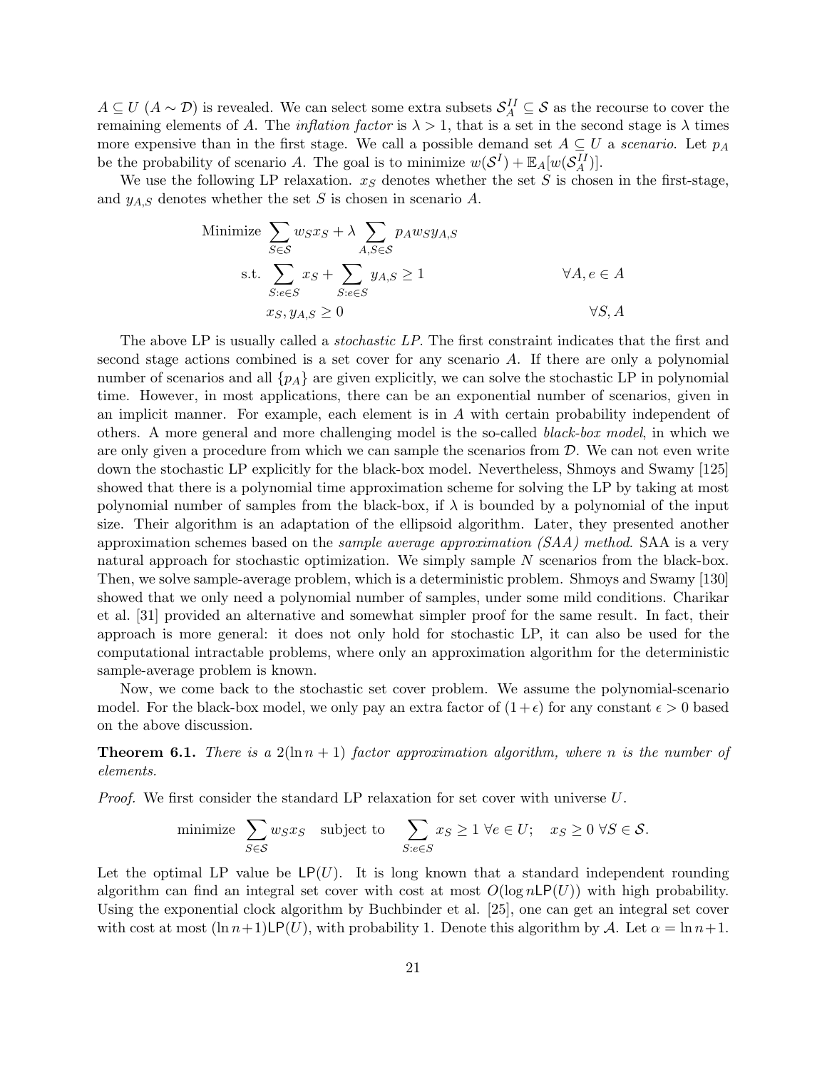$A \subseteq U$ ($A \sim \mathcal{D}$) is revealed. We can select some extra subsets $\mathcal{S}_A^{II} \subseteq \mathcal{S}$ as the recourse to cover the remaining elements of $A$. The *inflation factor* is $\lambda > 1$, that is a set in the second stage is $\lambda$ times more expensive than in the first stage. We call a possible demand set $A \subseteq U$ a *scenario*. Let $p_A$ be the probability of scenario $A$. The goal is to minimize $w(\mathcal{S}^I) + \mathbb{E}_A[w(\mathcal{S}_A^{II})]$.

We use the following LP relaxation. $x_S$ denotes whether the set $S$ is chosen in the first-stage, and $y_{A,S}$ denotes whether the set $S$ is chosen in scenario $A$.

$$
\begin{aligned}
\text{Minimize } & \sum_{S \in \mathcal{S}} w_S x_S + \lambda \sum_{A, S \in \mathcal{S}} p_A w_S y_{A,S} \\
\text{s.t. } & \sum_{S: e \in S} x_S + \sum_{S: e \in S} y_{A,S} \geq 1 \qquad && \forall A, e \in A \\
& x_S, y_{A,S} \geq 0 && \forall S, A
\end{aligned}
$$

The above LP is usually called a *stochastic LP*. The first constraint indicates that the first and second stage actions combined is a set cover for any scenario $A$. If there are only a polynomial number of scenarios and all $\{p_A\}$ are given explicitly, we can solve the stochastic LP in polynomial time. However, in most applications, there can be an exponential number of scenarios, given in an implicit manner. For example, each element is in $A$ with certain probability independent of others. A more general and more challenging model is the so-called *black-box model*, in which we are only given a procedure from which we can sample the scenarios from $\mathcal{D}$. We can not even write down the stochastic LP explicitly for the black-box model. Nevertheless, Shmoys and Swamy [125] showed that there is a polynomial time approximation scheme for solving the LP by taking at most polynomial number of samples from the black-box, if $\lambda$ is bounded by a polynomial of the input size. Their algorithm is an adaptation of the ellipsoid algorithm. Later, they presented another approximation schemes based on the *sample average approximation (SAA) method*. SAA is a very natural approach for stochastic optimization. We simply sample $N$ scenarios from the black-box. Then, we solve sample-average problem, which is a deterministic problem. Shmoys and Swamy [130] showed that we only need a polynomial number of samples, under some mild conditions. Charikar et al. [31] provided an alternative and somewhat simpler proof for the same result. In fact, their approach is more general: it does not only hold for stochastic LP, it can also be used for the computational intractable problems, where only an approximation algorithm for the deterministic sample-average problem is known.

Now, we come back to the stochastic set cover problem. We assume the polynomial-scenario model. For the black-box model, we only pay an extra factor of $(1+\epsilon)$ for any constant $\epsilon > 0$ based on the above discussion.

**Theorem 6.1.** *There is a $2(\ln n + 1)$ factor approximation algorithm, where $n$ is the number of elements.*

*Proof.* We first consider the standard LP relaxation for set cover with universe $U$.

$$
\text{minimize } \sum_{S \in \mathcal{S}} w_S x_S \quad \text{subject to} \quad \sum_{S: e \in S} x_S \geq 1 \ \forall e \in U; \quad x_S \geq 0 \ \forall S \in \mathcal{S}.
$$

Let the optimal LP value be $\mathsf{LP}(U)$. It is long known that a standard independent rounding algorithm can find an integral set cover with cost at most $O(\log n \mathsf{LP}(U))$ with high probability. Using the exponential clock algorithm by Buchbinder et al. [25], one can get an integral set cover with cost at most $(\ln n + 1)\mathsf{LP}(U)$, with probability 1. Denote this algorithm by $\mathcal{A}$. Let $\alpha = \ln n + 1$.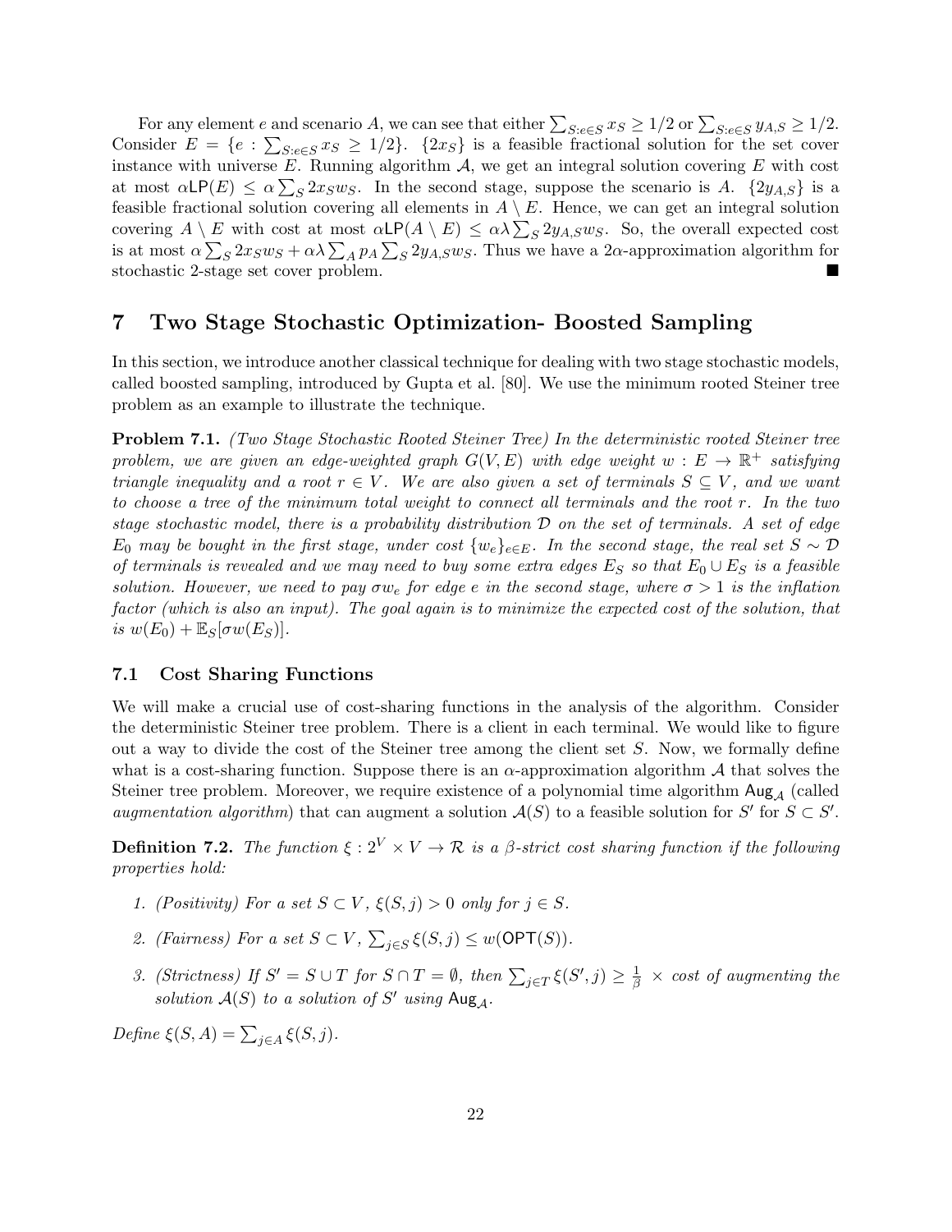For any element $e$ and scenario $A$, we can see that either $\sum_{S:e\in S} x_S \geq 1/2$ or $\sum_{S:e\in S} y_{A,S} \geq 1/2$. Consider $E = \{e : \sum_{S:e\in S} x_S \geq 1/2\}$. $\{2x_S\}$ is a feasible fractional solution for the set cover instance with universe $E$. Running algorithm $\mathcal{A}$, we get an integral solution covering $E$ with cost at most $\alpha\mathsf{LP}(E) \leq \alpha \sum_S 2x_S w_S$. In the second stage, suppose the scenario is $A$. $\{2y_{A,S}\}$ is a feasible fractional solution covering all elements in $A \setminus E$. Hence, we can get an integral solution covering $A \setminus E$ with cost at most $\alpha\mathsf{LP}(A \setminus E) \leq \alpha\lambda \sum_S 2y_{A,S}w_S$. So, the overall expected cost is at most $\alpha \sum_S 2x_S w_S + \alpha\lambda \sum_A p_A \sum_S 2y_{A,S}w_S$. Thus we have a $2\alpha$-approximation algorithm for stochastic 2-stage set cover problem. ■

# 7 Two Stage Stochastic Optimization- Boosted Sampling

In this section, we introduce another classical technique for dealing with two stage stochastic models, called boosted sampling, introduced by Gupta et al. [80]. We use the minimum rooted Steiner tree problem as an example to illustrate the technique.

**Problem 7.1.** *(Two Stage Stochastic Rooted Steiner Tree) In the deterministic rooted Steiner tree problem, we are given an edge-weighted graph $G(V, E)$ with edge weight $w : E \to \mathbb{R}^+$ satisfying triangle inequality and a root $r \in V$. We are also given a set of terminals $S \subseteq V$, and we want to choose a tree of the minimum total weight to connect all terminals and the root $r$. In the two stage stochastic model, there is a probability distribution $\mathcal{D}$ on the set of terminals. A set of edge $E_0$ may be bought in the first stage, under cost $\{w_e\}_{e\in E}$. In the second stage, the real set $S \sim \mathcal{D}$ of terminals is revealed and we may need to buy some extra edges $E_S$ so that $E_0 \cup E_S$ is a feasible solution. However, we need to pay $\sigma w_e$ for edge $e$ in the second stage, where $\sigma > 1$ is the inflation factor (which is also an input). The goal again is to minimize the expected cost of the solution, that is $w(E_0) + \mathbb{E}_S[\sigma w(E_S)]$.*

## 7.1 Cost Sharing Functions

We will make a crucial use of cost-sharing functions in the analysis of the algorithm. Consider the deterministic Steiner tree problem. There is a client in each terminal. We would like to figure out a way to divide the cost of the Steiner tree among the client set $S$. Now, we formally define what is a cost-sharing function. Suppose there is an $\alpha$-approximation algorithm $\mathcal{A}$ that solves the Steiner tree problem. Moreover, we require existence of a polynomial time algorithm $\mathsf{Aug}_{\mathcal{A}}$ (called *augmentation algorithm*) that can augment a solution $\mathcal{A}(S)$ to a feasible solution for $S'$ for $S \subset S'$.

**Definition 7.2.** *The function $\xi : 2^V \times V \to \mathcal{R}$ is a $\beta$-strict cost sharing function if the following properties hold:*

1. *(Positivity) For a set $S \subset V$, $\xi(S, j) > 0$ only for $j \in S$.*
2. *(Fairness) For a set $S \subset V$, $\sum_{j\in S} \xi(S, j) \leq w(\mathsf{OPT}(S))$.*
3. *(Strictness) If $S' = S \cup T$ for $S \cap T = \emptyset$, then $\sum_{j\in T} \xi(S', j) \geq \frac{1}{\beta} \times$ cost of augmenting the solution $\mathcal{A}(S)$ to a solution of $S'$ using $\mathsf{Aug}_{\mathcal{A}}$.*

*Define $\xi(S, A) = \sum_{j\in A} \xi(S, j)$.*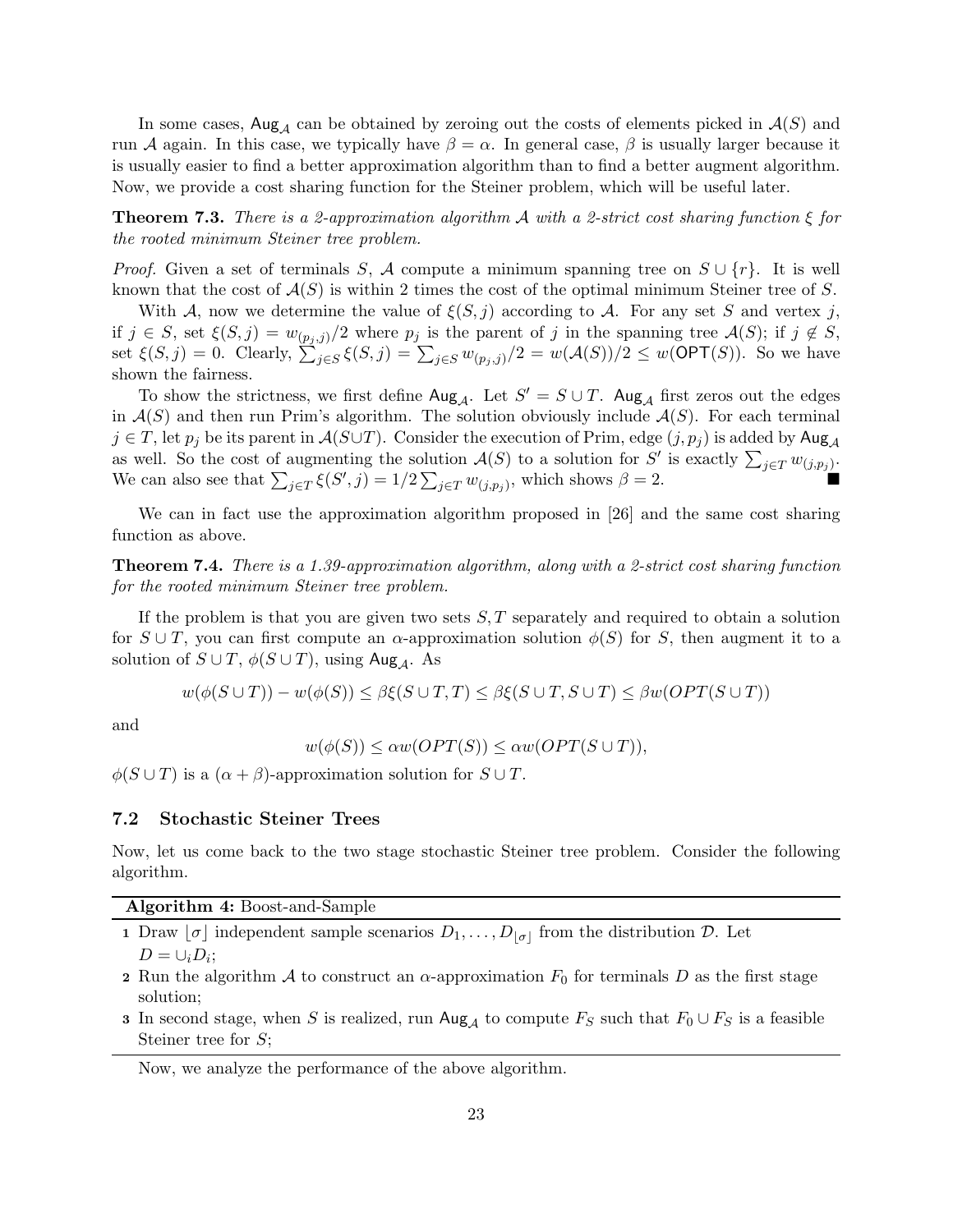In some cases, $\mathsf{Aug}_{\mathcal{A}}$ can be obtained by zeroing out the costs of elements picked in $\mathcal{A}(S)$ and run $\mathcal{A}$ again. In this case, we typically have $\beta = \alpha$. In general case, $\beta$ is usually larger because it is usually easier to find a better approximation algorithm than to find a better augment algorithm. Now, we provide a cost sharing function for the Steiner problem, which will be useful later.

**Theorem 7.3.** *There is a 2-approximation algorithm $\mathcal{A}$ with a 2-strict cost sharing function $\xi$ for the rooted minimum Steiner tree problem.*

*Proof.* Given a set of terminals $S$, $\mathcal{A}$ compute a minimum spanning tree on $S \cup \{r\}$. It is well known that the cost of $\mathcal{A}(S)$ is within 2 times the cost of the optimal minimum Steiner tree of $S$.

With $\mathcal{A}$, now we determine the value of $\xi(S, j)$ according to $\mathcal{A}$. For any set $S$ and vertex $j$, if $j \in S$, set $\xi(S, j) = w_{(p_j, j)}/2$ where $p_j$ is the parent of $j$ in the spanning tree $\mathcal{A}(S)$; if $j \notin S$, set $\xi(S, j) = 0$. Clearly, $\sum_{j \in S} \xi(S, j) = \sum_{j \in S} w_{(p_j, j)}/2 = w(\mathcal{A}(S))/2 \leq w(\mathsf{OPT}(S))$. So we have shown the fairness.

To show the strictness, we first define $\mathsf{Aug}_{\mathcal{A}}$. Let $S' = S \cup T$. $\mathsf{Aug}_{\mathcal{A}}$ first zeros out the edges in $\mathcal{A}(S)$ and then run Prim's algorithm. The solution obviously include $\mathcal{A}(S)$. For each terminal $j \in T$, let $p_j$ be its parent in $\mathcal{A}(S \cup T)$. Consider the execution of Prim, edge $(j, p_j)$ is added by $\mathsf{Aug}_{\mathcal{A}}$ as well. So the cost of augmenting the solution $\mathcal{A}(S)$ to a solution for $S'$ is exactly $\sum_{j \in T} w_{(j, p_j)}$. We can also see that $\sum_{j \in T} \xi(S', j) = 1/2 \sum_{j \in T} w_{(j, p_j)}$, which shows $\beta = 2$. ∎

We can in fact use the approximation algorithm proposed in [26] and the same cost sharing function as above.

**Theorem 7.4.** *There is a 1.39-approximation algorithm, along with a 2-strict cost sharing function for the rooted minimum Steiner tree problem.*

If the problem is that you are given two sets $S, T$ separately and required to obtain a solution for $S \cup T$, you can first compute an $\alpha$-approximation solution $\phi(S)$ for $S$, then augment it to a solution of $S \cup T$, $\phi(S \cup T)$, using $\mathsf{Aug}_{\mathcal{A}}$. As

$$w(\phi(S \cup T)) - w(\phi(S)) \leq \beta \xi(S \cup T, T) \leq \beta \xi(S \cup T, S \cup T) \leq \beta w(OPT(S \cup T))$$

and

$$w(\phi(S)) \leq \alpha w(OPT(S)) \leq \alpha w(OPT(S \cup T)),$$

$\phi(S \cup T)$ is a $(\alpha + \beta)$-approximation solution for $S \cup T$.

## 7.2 Stochastic Steiner Trees

Now, let us come back to the two stage stochastic Steiner tree problem. Consider the following algorithm.

**Algorithm 4:** Boost-and-Sample

1. Draw $\lfloor \sigma \rfloor$ independent sample scenarios $D_1, \ldots, D_{\lfloor \sigma \rfloor}$ from the distribution $\mathcal{D}$. Let $D = \cup_i D_i$;
2. Run the algorithm $\mathcal{A}$ to construct an $\alpha$-approximation $F_0$ for terminals $D$ as the first stage solution;
3. In second stage, when $S$ is realized, run $\mathsf{Aug}_{\mathcal{A}}$ to compute $F_S$ such that $F_0 \cup F_S$ is a feasible Steiner tree for $S$;

Now, we analyze the performance of the above algorithm.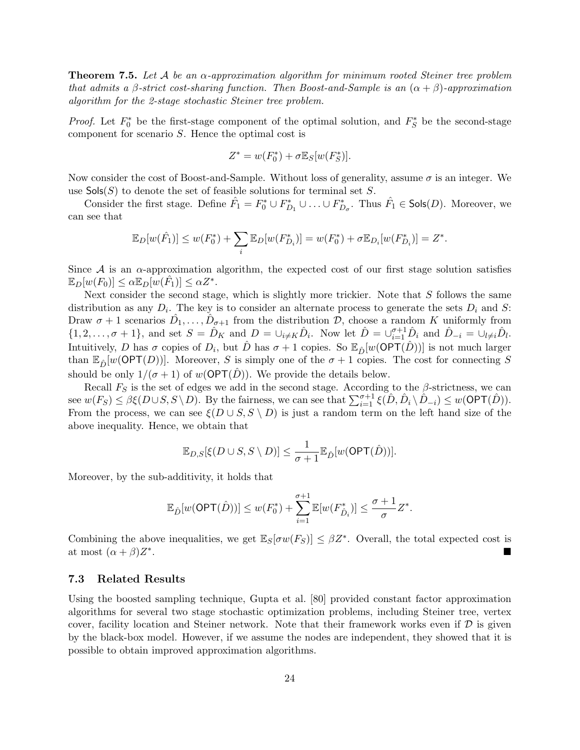**Theorem 7.5.** *Let $\mathcal{A}$ be an $\alpha$-approximation algorithm for minimum rooted Steiner tree problem that admits a $\beta$-strict cost-sharing function. Then Boost-and-Sample is an $(\alpha+\beta)$-approximation algorithm for the 2-stage stochastic Steiner tree problem.*

*Proof.* Let $F_0^*$ be the first-stage component of the optimal solution, and $F_S^*$ be the second-stage component for scenario $S$. Hence the optimal cost is

$$Z^* = w(F_0^*) + \sigma \mathbb{E}_S[w(F_S^*)].$$

Now consider the cost of Boost-and-Sample. Without loss of generality, assume $\sigma$ is an integer. We use $\mathsf{Sols}(S)$ to denote the set of feasible solutions for terminal set $S$.

Consider the first stage. Define $\hat{F}_1 = F_0^* \cup F_{D_1}^* \cup \ldots \cup F_{D_\sigma}^*$. Thus $\hat{F}_1 \in \mathsf{Sols}(D)$. Moreover, we can see that

$$\mathbb{E}_D[w(\hat{F}_1)] \le w(F_0^*) + \sum_i \mathbb{E}_D[w(F_{D_i}^*)] = w(F_0^*) + \sigma \mathbb{E}_{D_i}[w(F_{D_i}^*)] = Z^*.$$

Since $\mathcal{A}$ is an $\alpha$-approximation algorithm, the expected cost of our first stage solution satisfies $\mathbb{E}_D[w(F_0)] \le \alpha \mathbb{E}_D[w(\hat{F}_1)] \le \alpha Z^*$.

Next consider the second stage, which is slightly more trickier. Note that $S$ follows the same distribution as any $D_i$. The key is to consider an alternate process to generate the sets $D_i$ and $S$: Draw $\sigma+1$ scenarios $\hat{D}_1, \ldots, \hat{D}_{\sigma+1}$ from the distribution $\mathcal{D}$, choose a random $K$ uniformly from $\{1, 2, \ldots, \sigma+1\}$, and set $S = \hat{D}_K$ and $D = \cup_{i \neq K} \hat{D}_i$. Now let $\hat{D} = \cup_{i=1}^{\sigma+1} \hat{D}_i$ and $\hat{D}_{-i} = \cup_{l \neq i} \hat{D}_l$. Intuitively, $D$ has $\sigma$ copies of $D_i$, but $\hat{D}$ has $\sigma+1$ copies. So $\mathbb{E}_{\hat{D}}[w(\mathsf{OPT}(\hat{D}))]$ is not much larger than $\mathbb{E}_{\hat{D}}[w(\mathsf{OPT}(D))]$. Moreover, $S$ is simply one of the $\sigma+1$ copies. The cost for connecting $S$ should be only $1/(\sigma+1)$ of $w(\mathsf{OPT}(\hat{D}))$. We provide the details below.

Recall $F_S$ is the set of edges we add in the second stage. According to the $\beta$-strictness, we can see $w(F_S) \le \beta \xi(D \cup S, S \setminus D)$. By the fairness, we can see that $\sum_{i=1}^{\sigma+1} \xi(\hat{D}, \hat{D}_i \setminus \hat{D}_{-i}) \le w(\mathsf{OPT}(\hat{D}))$. From the process, we can see $\xi(D \cup S, S \setminus D)$ is just a random term on the left hand size of the above inequality. Hence, we obtain that

$$\mathbb{E}_{D,S}[\xi(D \cup S, S \setminus D)] \le \frac{1}{\sigma+1} \mathbb{E}_{\hat{D}}[w(\mathsf{OPT}(\hat{D}))].$$

Moreover, by the sub-additivity, it holds that

$$\mathbb{E}_{\hat{D}}[w(\mathsf{OPT}(\hat{D}))] \le w(F_0^*) + \sum_{i=1}^{\sigma+1} \mathbb{E}[w(F_{\hat{D}_i}^*)] \le \frac{\sigma+1}{\sigma} Z^*.$$

Combining the above inequalities, we get $\mathbb{E}_S[\sigma w(F_S)] \le \beta Z^*$. Overall, the total expected cost is at most $(\alpha+\beta)Z^*$. ∎

### 7.3 Related Results

Using the boosted sampling technique, Gupta et al. [80] provided constant factor approximation algorithms for several two stage stochastic optimization problems, including Steiner tree, vertex cover, facility location and Steiner network. Note that their framework works even if $\mathcal{D}$ is given by the black-box model. However, if we assume the nodes are independent, they showed that it is possible to obtain improved approximation algorithms.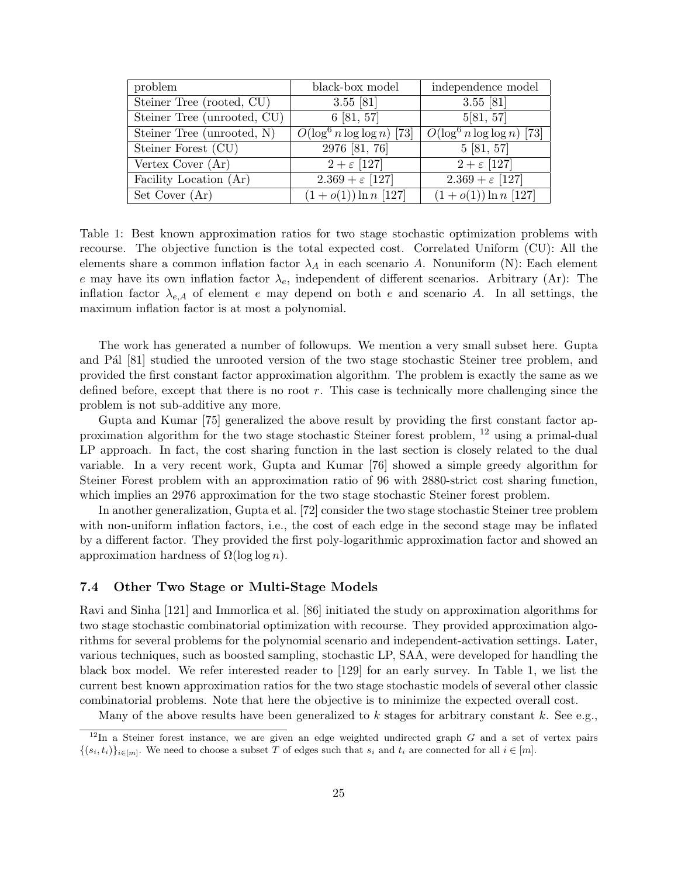| problem | black-box model | independence model |
| --- | --- | --- |
| Steiner Tree (rooted, CU) | 3.55 [81] | 3.55 [81] |
| Steiner Tree (unrooted, CU) | 6 [81, 57] | 5[81, 57] |
| Steiner Tree (unrooted, N) | $O(\log^6 n \log\log n)$ [73] | $O(\log^6 n \log\log n)$ [73] |
| Steiner Forest (CU) | 2976 [81, 76] | 5 [81, 57] |
| Vertex Cover (Ar) | $2+\varepsilon$ [127] | $2+\varepsilon$ [127] |
| Facility Location (Ar) | $2.369+\varepsilon$ [127] | $2.369+\varepsilon$ [127] |
| Set Cover (Ar) | $(1+o(1))\ln n$ [127] | $(1+o(1))\ln n$ [127] |

Table 1: Best known approximation ratios for two stage stochastic optimization problems with recourse. The objective function is the total expected cost. Correlated Uniform (CU): All the elements share a common inflation factor $\lambda_A$ in each scenario $A$. Nonuniform (N): Each element $e$ may have its own inflation factor $\lambda_e$, independent of different scenarios. Arbitrary (Ar): The inflation factor $\lambda_{e,A}$ of element $e$ may depend on both $e$ and scenario $A$. In all settings, the maximum inflation factor is at most a polynomial.

The work has generated a number of followups. We mention a very small subset here. Gupta and Pál [81] studied the unrooted version of the two stage stochastic Steiner tree problem, and provided the first constant factor approximation algorithm. The problem is exactly the same as we defined before, except that there is no root $r$. This case is technically more challenging since the problem is not sub-additive any more.

Gupta and Kumar [75] generalized the above result by providing the first constant factor approximation algorithm for the two stage stochastic Steiner forest problem, [12] using a primal-dual LP approach. In fact, the cost sharing function in the last section is closely related to the dual variable. In a very recent work, Gupta and Kumar [76] showed a simple greedy algorithm for Steiner Forest problem with an approximation ratio of 96 with 2880-strict cost sharing function, which implies an 2976 approximation for the two stage stochastic Steiner forest problem.

In another generalization, Gupta et al. [72] consider the two stage stochastic Steiner tree problem with non-uniform inflation factors, i.e., the cost of each edge in the second stage may be inflated by a different factor. They provided the first poly-logarithmic approximation factor and showed an approximation hardness of $\Omega(\log\log n)$.

### 7.4 Other Two Stage or Multi-Stage Models

Ravi and Sinha [121] and Immorlica et al. [86] initiated the study on approximation algorithms for two stage stochastic combinatorial optimization with recourse. They provided approximation algorithms for several problems for the polynomial scenario and independent-activation settings. Later, various techniques, such as boosted sampling, stochastic LP, SAA, were developed for handling the black box model. We refer interested reader to [129] for an early survey. In Table 1, we list the current best known approximation ratios for the two stage stochastic models of several other classic combinatorial problems. Note that here the objective is to minimize the expected overall cost.

Many of the above results have been generalized to $k$ stages for arbitrary constant $k$. See e.g.,

[12] In a Steiner forest instance, we are given an edge weighted undirected graph $G$ and a set of vertex pairs $\{(s_i, t_i)\}_{i\in[m]}$. We need to choose a subset $T$ of edges such that $s_i$ and $t_i$ are connected for all $i \in [m]$.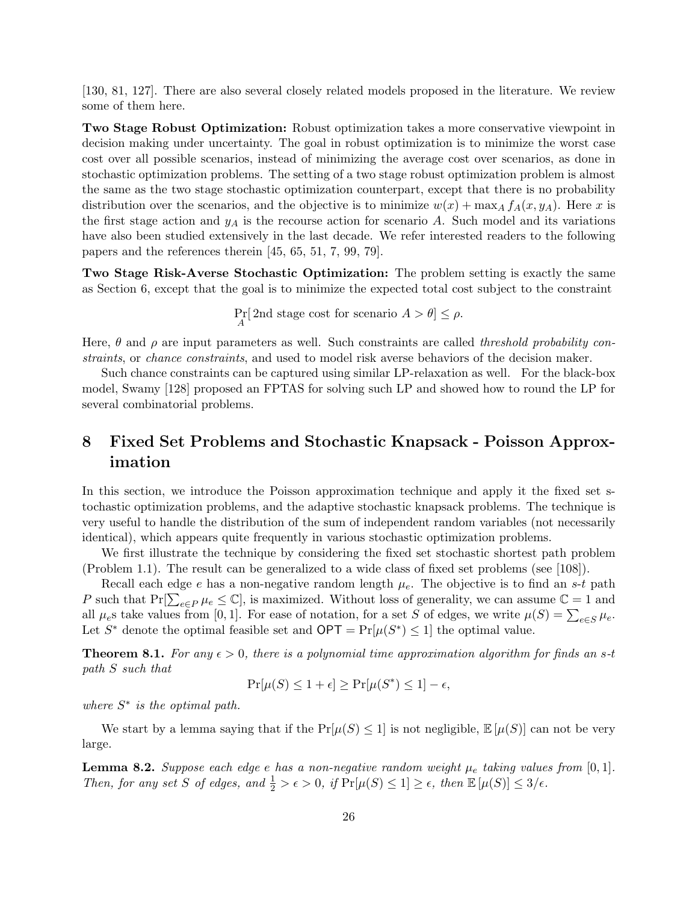[130, 81, 127]. There are also several closely related models proposed in the literature. We review some of them here.

**Two Stage Robust Optimization:** Robust optimization takes a more conservative viewpoint in decision making under uncertainty. The goal in robust optimization is to minimize the worst case cost over all possible scenarios, instead of minimizing the average cost over scenarios, as done in stochastic optimization problems. The setting of a two stage robust optimization problem is almost the same as the two stage stochastic optimization counterpart, except that there is no probability distribution over the scenarios, and the objective is to minimize $w(x) + \max_A f_A(x, y_A)$. Here $x$ is the first stage action and $y_A$ is the recourse action for scenario $A$. Such model and its variations have also been studied extensively in the last decade. We refer interested readers to the following papers and the references therein [45, 65, 51, 7, 99, 79].

**Two Stage Risk-Averse Stochastic Optimization:** The problem setting is exactly the same as Section 6, except that the goal is to minimize the expected total cost subject to the constraint

$$\Pr_A[\text{ 2nd stage cost for scenario } A > \theta] \leq \rho.$$

Here, $\theta$ and $\rho$ are input parameters as well. Such constraints are called *threshold probability constraints*, or *chance constraints*, and used to model risk averse behaviors of the decision maker.

Such chance constraints can be captured using similar LP-relaxation as well. For the black-box model, Swamy [128] proposed an FPTAS for solving such LP and showed how to round the LP for several combinatorial problems.

# 8 Fixed Set Problems and Stochastic Knapsack - Poisson Approximation

In this section, we introduce the Poisson approximation technique and apply it the fixed set stochastic optimization problems, and the adaptive stochastic knapsack problems. The technique is very useful to handle the distribution of the sum of independent random variables (not necessarily identical), which appears quite frequently in various stochastic optimization problems.

We first illustrate the technique by considering the fixed set stochastic shortest path problem (Problem 1.1). The result can be generalized to a wide class of fixed set problems (see [108]).

Recall each edge $e$ has a non-negative random length $\mu_e$. The objective is to find an $s$-$t$ path $P$ such that $\Pr[\sum_{e\in P} \mu_e \leq \mathbb{C}]$, is maximized. Without loss of generality, we can assume $\mathbb{C} = 1$ and all $\mu_e$s take values from $[0, 1]$. For ease of notation, for a set $S$ of edges, we write $\mu(S) = \sum_{e\in S} \mu_e$. Let $S^*$ denote the optimal feasible set and $\mathsf{OPT} = \Pr[\mu(S^*) \leq 1]$ the optimal value.

**Theorem 8.1.** *For any $\epsilon > 0$, there is a polynomial time approximation algorithm for finds an $s$-$t$ path $S$ such that*

$$\Pr[\mu(S) \leq 1 + \epsilon] \geq \Pr[\mu(S^*) \leq 1] - \epsilon,$$

*where $S^*$ is the optimal path.*

We start by a lemma saying that if the $\Pr[\mu(S) \leq 1]$ is not negligible, $\mathbb{E}[\mu(S)]$ can not be very large.

**Lemma 8.2.** *Suppose each edge $e$ has a non-negative random weight $\mu_e$ taking values from $[0, 1]$. Then, for any set $S$ of edges, and $\frac{1}{2} > \epsilon > 0$, if $\Pr[\mu(S) \leq 1] \geq \epsilon$, then $\mathbb{E}[\mu(S)] \leq 3/\epsilon$.*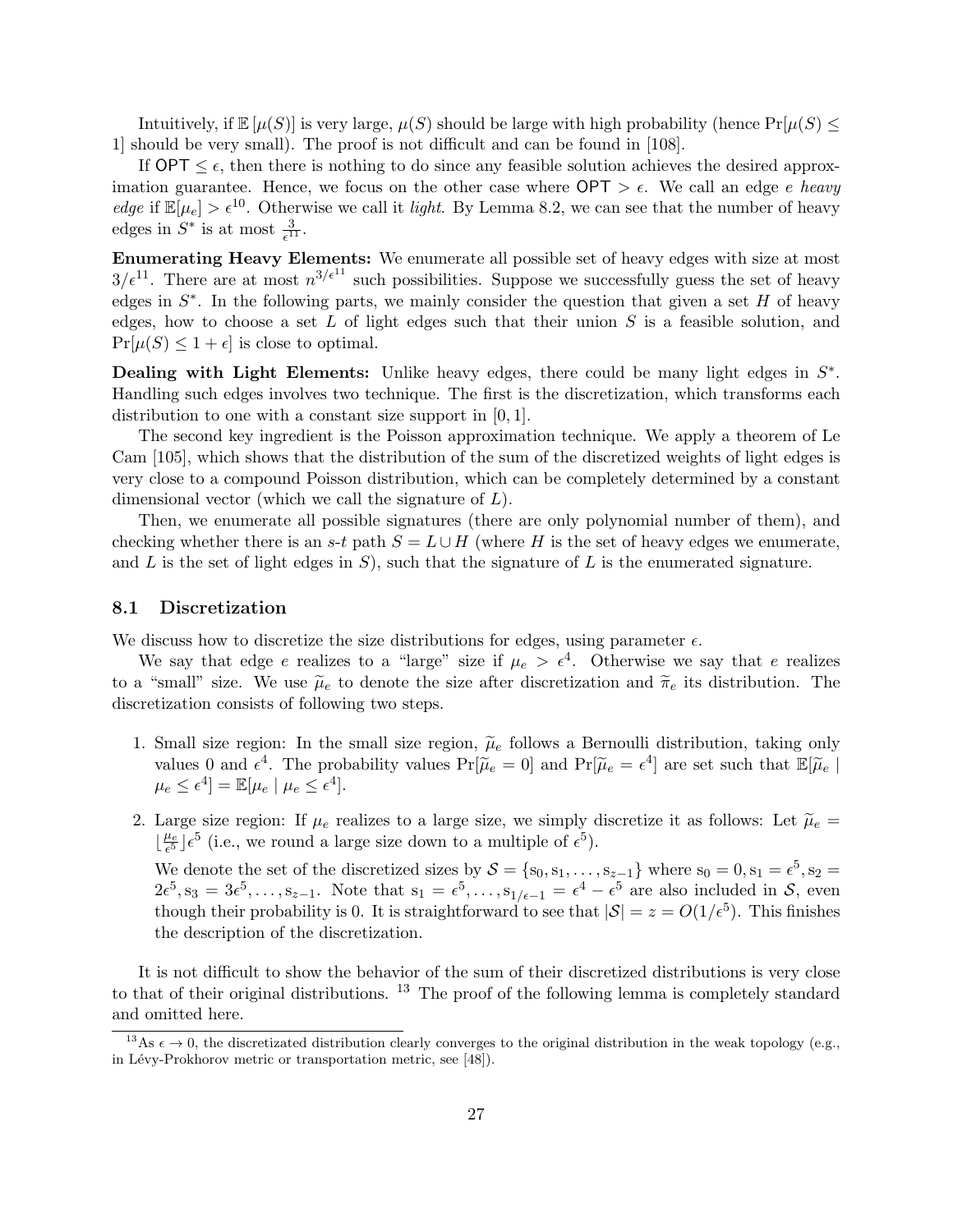Intuitively, if $\mathbb{E}[\mu(S)]$ is very large, $\mu(S)$ should be large with high probability (hence $\Pr[\mu(S) \le 1]$ should be very small). The proof is not difficult and can be found in [108].

If $\mathsf{OPT} \le \epsilon$, then there is nothing to do since any feasible solution achieves the desired approximation guarantee. Hence, we focus on the other case where $\mathsf{OPT} > \epsilon$. We call an edge $e$ *heavy edge* if $\mathbb{E}[\mu_e] > \epsilon^{10}$. Otherwise we call it *light*. By Lemma 8.2, we can see that the number of heavy edges in $S^*$ is at most $\frac{3}{\epsilon^{11}}$.

**Enumerating Heavy Elements:** We enumerate all possible set of heavy edges with size at most $3/\epsilon^{11}$. There are at most $n^{3/\epsilon^{11}}$ such possibilities. Suppose we successfully guess the set of heavy edges in $S^*$. In the following parts, we mainly consider the question that given a set $H$ of heavy edges, how to choose a set $L$ of light edges such that their union $S$ is a feasible solution, and $\Pr[\mu(S) \le 1+\epsilon]$ is close to optimal.

**Dealing with Light Elements:** Unlike heavy edges, there could be many light edges in $S^*$. Handling such edges involves two technique. The first is the discretization, which transforms each distribution to one with a constant size support in $[0, 1]$.

The second key ingredient is the Poisson approximation technique. We apply a theorem of Le Cam [105], which shows that the distribution of the sum of the discretized weights of light edges is very close to a compound Poisson distribution, which can be completely determined by a constant dimensional vector (which we call the signature of $L$).

Then, we enumerate all possible signatures (there are only polynomial number of them), and checking whether there is an $s$-$t$ path $S = L \cup H$ (where $H$ is the set of heavy edges we enumerate, and $L$ is the set of light edges in $S$), such that the signature of $L$ is the enumerated signature.

## 8.1 Discretization

We discuss how to discretize the size distributions for edges, using parameter $\epsilon$.

We say that edge $e$ realizes to a "large" size if $\mu_e > \epsilon^4$. Otherwise we say that $e$ realizes to a "small" size. We use $\widetilde{\mu}_e$ to denote the size after discretization and $\widetilde{\pi}_e$ its distribution. The discretization consists of following two steps.

1. Small size region: In the small size region, $\widetilde{\mu}_e$ follows a Bernoulli distribution, taking only values 0 and $\epsilon^4$. The probability values $\Pr[\widetilde{\mu}_e = 0]$ and $\Pr[\widetilde{\mu}_e = \epsilon^4]$ are set such that $\mathbb{E}[\widetilde{\mu}_e \mid \mu_e \le \epsilon^4] = \mathbb{E}[\mu_e \mid \mu_e \le \epsilon^4]$.

2. Large size region: If $\mu_e$ realizes to a large size, we simply discretize it as follows: Let $\widetilde{\mu}_e = \lfloor \frac{\mu_e}{\epsilon^5} \rfloor \epsilon^5$ (i.e., we round a large size down to a multiple of $\epsilon^5$).

   We denote the set of the discretized sizes by $\mathcal{S} = \{\mathrm{s}_0, \mathrm{s}_1, \ldots, \mathrm{s}_{z-1}\}$ where $\mathrm{s}_0 = 0, \mathrm{s}_1 = \epsilon^5, \mathrm{s}_2 = 2\epsilon^5, \mathrm{s}_3 = 3\epsilon^5, \ldots, \mathrm{s}_{z-1}$. Note that $\mathrm{s}_1 = \epsilon^5, \ldots, \mathrm{s}_{1/\epsilon-1} = \epsilon^4 - \epsilon^5$ are also included in $\mathcal{S}$, even though their probability is 0. It is straightforward to see that $|\mathcal{S}| = z = O(1/\epsilon^5)$. This finishes the description of the discretization.

It is not difficult to show the behavior of the sum of their discretized distributions is very close to that of their original distributions. [13] The proof of the following lemma is completely standard and omitted here.

[13] As $\epsilon \to 0$, the discretizated distribution clearly converges to the original distribution in the weak topology (e.g., in Lévy-Prokhorov metric or transportation metric, see [48]).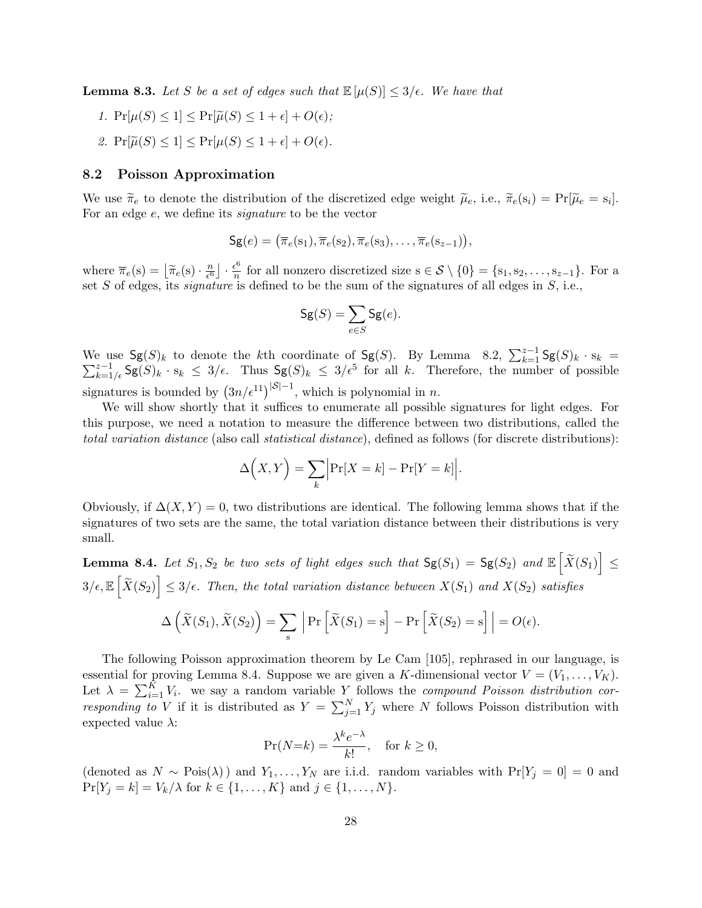**Lemma 8.3.** *Let $S$ be a set of edges such that $\mathbb{E}[\mu(S)] \le 3/\epsilon$. We have that*

1. $\Pr[\mu(S) \le 1] \le \Pr[\widetilde{\mu}(S) \le 1+\epsilon] + O(\epsilon)$;
2. $\Pr[\widetilde{\mu}(S) \le 1] \le \Pr[\mu(S) \le 1+\epsilon] + O(\epsilon)$.

## 8.2 Poisson Approximation

We use $\widetilde{\pi}_e$ to denote the distribution of the discretized edge weight $\widetilde{\mu}_e$, i.e., $\widetilde{\pi}_e(\mathrm{s}_i) = \Pr[\widetilde{\mu}_e = \mathrm{s}_i]$. For an edge $e$, we define its *signature* to be the vector

$$\mathsf{Sg}(e) = \big(\overline{\pi}_e(\mathrm{s}_1), \overline{\pi}_e(\mathrm{s}_2), \overline{\pi}_e(\mathrm{s}_3), \ldots, \overline{\pi}_e(\mathrm{s}_{z-1})\big),$$

where $\overline{\pi}_e(\mathrm{s}) = \left\lfloor \widetilde{\pi}_e(\mathrm{s}) \cdot \frac{n}{\epsilon^6} \right\rfloor \cdot \frac{\epsilon^6}{n}$ for all nonzero discretized size $\mathrm{s} \in \mathcal{S} \setminus \{0\} = \{\mathrm{s}_1, \mathrm{s}_2, \ldots, \mathrm{s}_{z-1}\}$. For a set $S$ of edges, its *signature* is defined to be the sum of the signatures of all edges in $S$, i.e.,

$$\mathsf{Sg}(S) = \sum_{e \in S} \mathsf{Sg}(e).$$

We use $\mathsf{Sg}(S)_k$ to denote the $k$th coordinate of $\mathsf{Sg}(S)$. By Lemma 8.2, $\sum_{k=1}^{z-1} \mathsf{Sg}(S)_k \cdot \mathrm{s}_k = \sum_{k=1/\epsilon}^{z-1} \mathsf{Sg}(S)_k \cdot \mathrm{s}_k \le 3/\epsilon$. Thus $\mathsf{Sg}(S)_k \le 3/\epsilon^5$ for all $k$. Therefore, the number of possible signatures is bounded by $\left(3n/\epsilon^{11}\right)^{|\mathcal{S}|-1}$, which is polynomial in $n$.

We will show shortly that it suffices to enumerate all possible signatures for light edges. For this purpose, we need a notation to measure the difference between two distributions, called the *total variation distance* (also call *statistical distance*), defined as follows (for discrete distributions):

$$\Delta\Big(X, Y\Big) = \sum_k \Big| \Pr[X = k] - \Pr[Y = k] \Big|.$$

Obviously, if $\Delta(X, Y) = 0$, two distributions are identical. The following lemma shows that if the signatures of two sets are the same, the total variation distance between their distributions is very small.

**Lemma 8.4.** *Let $S_1, S_2$ be two sets of light edges such that $\mathsf{Sg}(S_1) = \mathsf{Sg}(S_2)$ and $\mathbb{E}\left[\widetilde{X}(S_1)\right] \le 3/\epsilon, \mathbb{E}\left[\widetilde{X}(S_2)\right] \le 3/\epsilon$. Then, the total variation distance between $X(S_1)$ and $X(S_2)$ satisfies*

$$\Delta\left(\widetilde{X}(S_1), \widetilde{X}(S_2)\right) = \sum_{\mathrm{s}} \left| \Pr\left[\widetilde{X}(S_1) = \mathrm{s}\right] - \Pr\left[\widetilde{X}(S_2) = \mathrm{s}\right] \right| = O(\epsilon).$$

The following Poisson approximation theorem by Le Cam [105], rephrased in our language, is essential for proving Lemma 8.4. Suppose we are given a $K$-dimensional vector $V = (V_1, \ldots, V_K)$. Let $\lambda = \sum_{i=1}^{K} V_i$. we say a random variable $Y$ follows the *compound Poisson distribution corresponding to* $V$ if it is distributed as $Y = \sum_{j=1}^{N} Y_j$ where $N$ follows Poisson distribution with expected value $\lambda$:

$$\Pr(N{=}k) = \frac{\lambda^k e^{-\lambda}}{k!}, \quad \text{for } k \ge 0,$$

(denoted as $N \sim \mathrm{Pois}(\lambda)$ ) and $Y_1, \ldots, Y_N$ are i.i.d. random variables with $\Pr[Y_j = 0] = 0$ and $\Pr[Y_j = k] = V_k/\lambda$ for $k \in \{1, \ldots, K\}$ and $j \in \{1, \ldots, N\}$.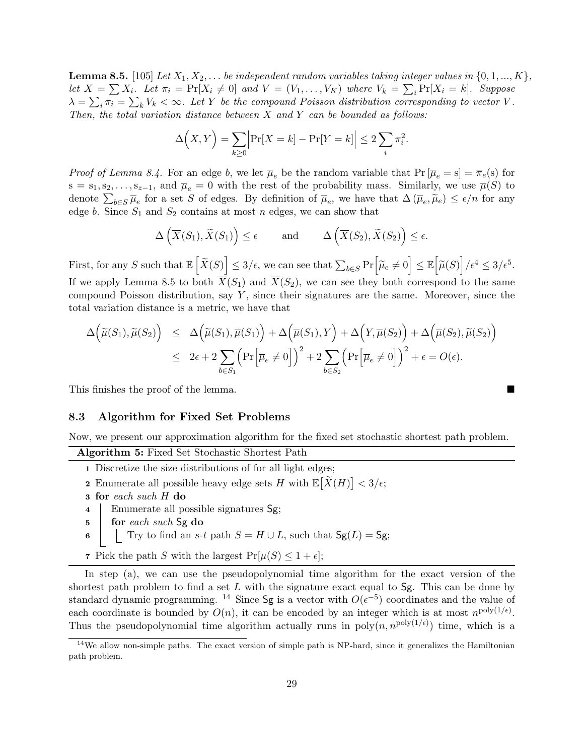**Lemma 8.5.** [105] *Let $X_1, X_2, \ldots$ be independent random variables taking integer values in $\{0,1,...,K\}$, let $X = \sum X_i$. Let $\pi_i = \Pr[X_i \neq 0]$ and $V = (V_1, \ldots, V_K)$ where $V_k = \sum_i \Pr[X_i = k]$. Suppose $\lambda = \sum_i \pi_i = \sum_k V_k < \infty$. Let $Y$ be the compound Poisson distribution corresponding to vector $V$. Then, the total variation distance between $X$ and $Y$ can be bounded as follows:*

$$\Delta\Big(X, Y\Big) = \sum_{k \geq 0} \Big|\Pr[X = k] - \Pr[Y = k]\Big| \leq 2 \sum_i \pi_i^2.$$

*Proof of Lemma 8.4.* For an edge $b$, we let $\overline{\mu}_e$ be the random variable that $\Pr\left[\overline{\mu}_e = \mathrm{s}\right] = \overline{\pi}_e(\mathrm{s})$ for $\mathrm{s} = \mathrm{s}_1, \mathrm{s}_2, \ldots, \mathrm{s}_{z-1}$, and $\overline{\mu}_e = 0$ with the rest of the probability mass. Similarly, we use $\overline{\mu}(S)$ to denote $\sum_{b \in S} \overline{\mu}_e$ for a set $S$ of edges. By definition of $\overline{\mu}_e$, we have that $\Delta\left(\overline{\mu}_e, \widetilde{\mu}_e\right) \leq \epsilon/n$ for any edge $b$. Since $S_1$ and $S_2$ contains at most $n$ edges, we can show that

$$\Delta\left(\overline{X}(S_1), \widetilde{X}(S_1)\right) \leq \epsilon \qquad \text{and} \qquad \Delta\left(\overline{X}(S_2), \widetilde{X}(S_2)\right) \leq \epsilon.$$

First, for any $S$ such that $\mathbb{E}\left[\widetilde{X}(S)\right] \leq 3/\epsilon$, we can see that $\sum_{b \in S} \Pr\left[\widetilde{\mu}_e \neq 0\right] \leq \mathbb{E}\left[\widetilde{\mu}(S)\right]/\epsilon^4 \leq 3/\epsilon^5$. If we apply Lemma 8.5 to both $\overline{X}(S_1)$ and $\overline{X}(S_2)$, we can see they both correspond to the same compound Poisson distribution, say $Y$, since their signatures are the same. Moreover, since the total variation distance is a metric, we have that

$$\begin{aligned}
\Delta\Big(\widetilde{\mu}(S_1), \widetilde{\mu}(S_2)\Big) &\leq \Delta\Big(\widetilde{\mu}(S_1), \overline{\mu}(S_1)\Big) + \Delta\Big(\overline{\mu}(S_1), Y\Big) + \Delta\Big(Y, \overline{\mu}(S_2)\Big) + \Delta\Big(\overline{\mu}(S_2), \widetilde{\mu}(S_2)\Big) \\
&\leq 2\epsilon + 2\sum_{b \in S_1} \Big(\Pr\Big[\overline{\mu}_e \neq 0\Big]\Big)^2 + 2\sum_{b \in S_2} \Big(\Pr\Big[\overline{\mu}_e \neq 0\Big]\Big)^2 + \epsilon = O(\epsilon).
\end{aligned}$$

This finishes the proof of the lemma. ∎

### 8.3 Algorithm for Fixed Set Problems

Now, we present our approximation algorithm for the fixed set stochastic shortest path problem.

**Algorithm 5:** Fixed Set Stochastic Shortest Path

1. Discretize the size distributions of for all light edges;
2. Enumerate all possible heavy edge sets $H$ with $\mathbb{E}\big[\widetilde{X}(H)\big] < 3/\epsilon$;
3. **for** *each such $H$* **do**
4. Enumerate all possible signatures $\mathsf{Sg}$;
5. **for** *each such* $\mathsf{Sg}$ **do**
6. Try to find an $s$-$t$ path $S = H \cup L$, such that $\mathsf{Sg}(L) = \mathsf{Sg}$;
7. Pick the path $S$ with the largest $\Pr[\mu(S) \leq 1 + \epsilon]$;

In step (a), we can use the pseudopolynomial time algorithm for the exact version of the shortest path problem to find a set $L$ with the signature exact equal to $\mathsf{Sg}$. This can be done by standard dynamic programming. [14] Since $\mathsf{Sg}$ is a vector with $O\big(\epsilon^{-5}\big)$ coordinates and the value of each coordinate is bounded by $O(n)$, it can be encoded by an integer which is at most $n^{\mathrm{poly}(1/\epsilon)}$. Thus the pseudopolynomial time algorithm actually runs in $\mathrm{poly}(n, n^{\mathrm{poly}(1/\epsilon)})$ time, which is a

[14] We allow non-simple paths. The exact version of simple path is NP-hard, since it generalizes the Hamiltonian path problem.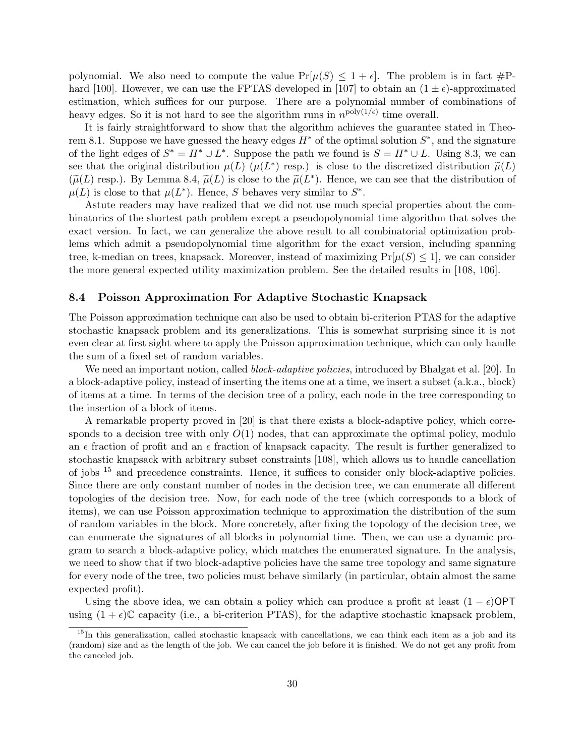polynomial. We also need to compute the value $\Pr[\mu(S) \leq 1+\epsilon]$. The problem is in fact #P-hard [100]. However, we can use the FPTAS developed in [107] to obtain an $(1 \pm \epsilon)$-approximated estimation, which suffices for our purpose. There are a polynomial number of combinations of heavy edges. So it is not hard to see the algorithm runs in $n^{\text{poly}(1/\epsilon)}$ time overall.

It is fairly straightforward to show that the algorithm achieves the guarantee stated in Theorem 8.1. Suppose we have guessed the heavy edges $H^*$ of the optimal solution $S^*$, and the signature of the light edges of $S^* = H^* \cup L^*$. Suppose the path we found is $S = H^* \cup L$. Using 8.3, we can see that the original distribution $\mu(L)$ ($\mu(L^*)$ resp.) is close to the discretized distribution $\widetilde{\mu}(L)$ ($\widetilde{\mu}(L)$ resp.). By Lemma 8.4, $\widetilde{\mu}(L)$ is close to the $\widetilde{\mu}(L^*)$. Hence, we can see that the distribution of $\mu(L)$ is close to that $\mu(L^*)$. Hence, $S$ behaves very similar to $S^*$.

Astute readers may have realized that we did not use much special properties about the combinatorics of the shortest path problem except a pseudopolynomial time algorithm that solves the exact version. In fact, we can generalize the above result to all combinatorial optimization problems which admit a pseudopolynomial time algorithm for the exact version, including spanning tree, k-median on trees, knapsack. Moreover, instead of maximizing $\Pr[\mu(S) \leq 1]$, we can consider the more general expected utility maximization problem. See the detailed results in [108, 106].

### 8.4 Poisson Approximation For Adaptive Stochastic Knapsack

The Poisson approximation technique can also be used to obtain bi-criterion PTAS for the adaptive stochastic knapsack problem and its generalizations. This is somewhat surprising since it is not even clear at first sight where to apply the Poisson approximation technique, which can only handle the sum of a fixed set of random variables.

We need an important notion, called *block-adaptive policies*, introduced by Bhalgat et al. [20]. In a block-adaptive policy, instead of inserting the items one at a time, we insert a subset (a.k.a., block) of items at a time. In terms of the decision tree of a policy, each node in the tree corresponding to the insertion of a block of items.

A remarkable property proved in [20] is that there exists a block-adaptive policy, which corresponds to a decision tree with only $O(1)$ nodes, that can approximate the optimal policy, modulo an $\epsilon$ fraction of profit and an $\epsilon$ fraction of knapsack capacity. The result is further generalized to stochastic knapsack with arbitrary subset constraints [108], which allows us to handle cancellation of jobs [15] and precedence constraints. Hence, it suffices to consider only block-adaptive policies. Since there are only constant number of nodes in the decision tree, we can enumerate all different topologies of the decision tree. Now, for each node of the tree (which corresponds to a block of items), we can use Poisson approximation technique to approximation the distribution of the sum of random variables in the block. More concretely, after fixing the topology of the decision tree, we can enumerate the signatures of all blocks in polynomial time. Then, we can use a dynamic program to search a block-adaptive policy, which matches the enumerated signature. In the analysis, we need to show that if two block-adaptive policies have the same tree topology and same signature for every node of the tree, two policies must behave similarly (in particular, obtain almost the same expected profit).

Using the above idea, we can obtain a policy which can produce a profit at least $(1-\epsilon)\mathsf{OPT}$ using $(1+\epsilon)\mathbb{C}$ capacity (i.e., a bi-criterion PTAS), for the adaptive stochastic knapsack problem,

[15] In this generalization, called stochastic knapsack with cancellations, we can think each item as a job and its (random) size and as the length of the job. We can cancel the job before it is finished. We do not get any profit from the canceled job.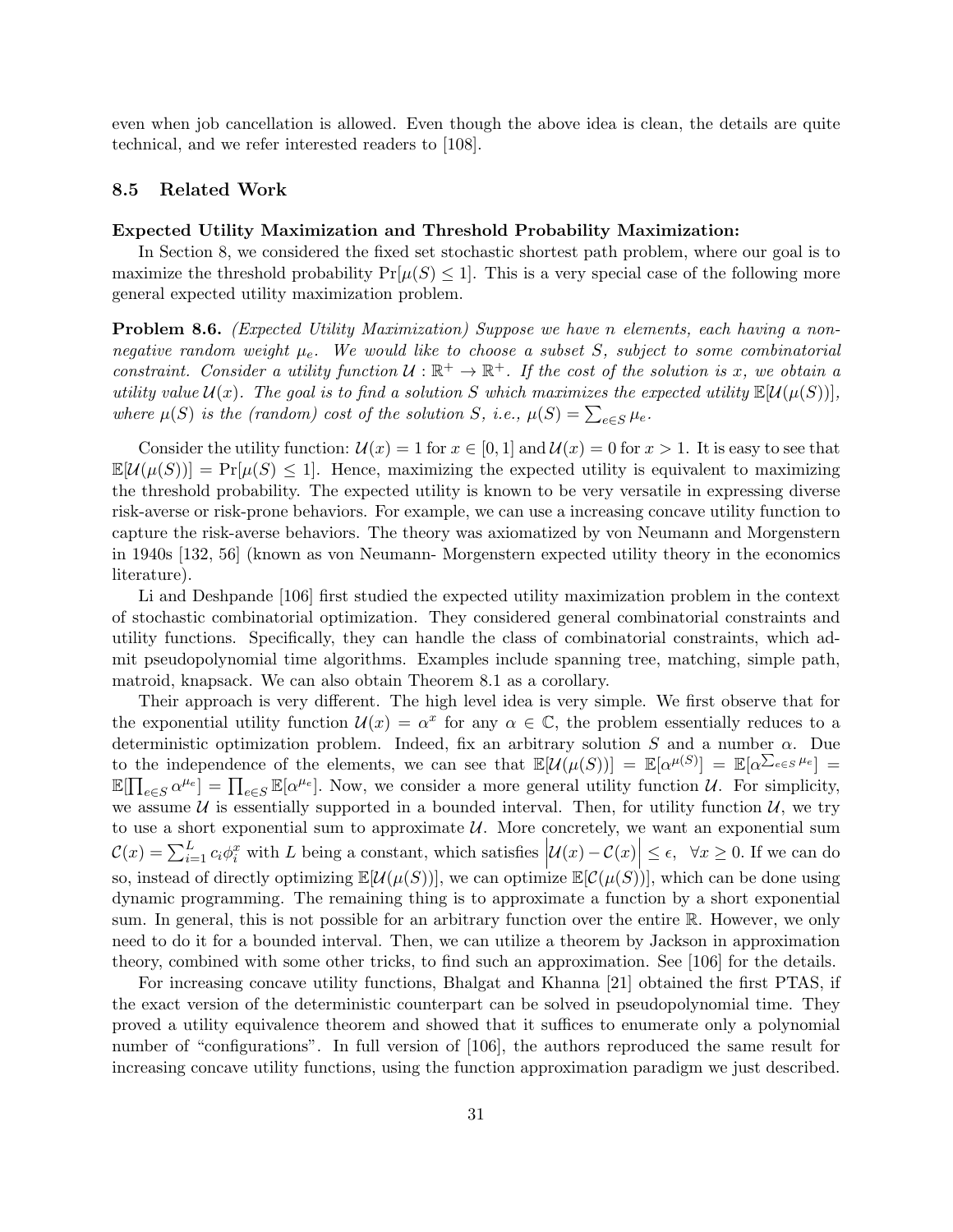even when job cancellation is allowed. Even though the above idea is clean, the details are quite technical, and we refer interested readers to [108].

## 8.5 Related Work

**Expected Utility Maximization and Threshold Probability Maximization:**

In Section 8, we considered the fixed set stochastic shortest path problem, where our goal is to maximize the threshold probability $\Pr[\mu(S) \leq 1]$. This is a very special case of the following more general expected utility maximization problem.

**Problem 8.6.** *(Expected Utility Maximization) Suppose we have $n$ elements, each having a non-negative random weight $\mu_e$. We would like to choose a subset $S$, subject to some combinatorial constraint. Consider a utility function $\mathcal{U} : \mathbb{R}^+ \to \mathbb{R}^+$. If the cost of the solution is $x$, we obtain a utility value $\mathcal{U}(x)$. The goal is to find a solution $S$ which maximizes the expected utility $\mathbb{E}[\mathcal{U}(\mu(S))]$, where $\mu(S)$ is the (random) cost of the solution $S$, i.e., $\mu(S) = \sum_{e \in S} \mu_e$.*

Consider the utility function: $\mathcal{U}(x) = 1$ for $x \in [0, 1]$ and $\mathcal{U}(x) = 0$ for $x > 1$. It is easy to see that $\mathbb{E}[\mathcal{U}(\mu(S))] = \Pr[\mu(S) \leq 1]$. Hence, maximizing the expected utility is equivalent to maximizing the threshold probability. The expected utility is known to be very versatile in expressing diverse risk-averse or risk-prone behaviors. For example, we can use a increasing concave utility function to capture the risk-averse behaviors. The theory was axiomatized by von Neumann and Morgenstern in 1940s [132, 56] (known as von Neumann- Morgenstern expected utility theory in the economics literature).

Li and Deshpande [106] first studied the expected utility maximization problem in the context of stochastic combinatorial optimization. They considered general combinatorial constraints and utility functions. Specifically, they can handle the class of combinatorial constraints, which admit pseudopolynomial time algorithms. Examples include spanning tree, matching, simple path, matroid, knapsack. We can also obtain Theorem 8.1 as a corollary.

Their approach is very different. The high level idea is very simple. We first observe that for the exponential utility function $\mathcal{U}(x) = \alpha^x$ for any $\alpha \in \mathbb{C}$, the problem essentially reduces to a deterministic optimization problem. Indeed, fix an arbitrary solution $S$ and a number $\alpha$. Due to the independence of the elements, we can see that $\mathbb{E}[\mathcal{U}(\mu(S))] = \mathbb{E}[\alpha^{\mu(S)}] = \mathbb{E}[\alpha^{\sum_{e \in S} \mu_e}] = \mathbb{E}[\prod_{e \in S} \alpha^{\mu_e}] = \prod_{e \in S} \mathbb{E}[\alpha^{\mu_e}]$. Now, we consider a more general utility function $\mathcal{U}$. For simplicity, we assume $\mathcal{U}$ is essentially supported in a bounded interval. Then, for utility function $\mathcal{U}$, we try to use a short exponential sum to approximate $\mathcal{U}$. More concretely, we want an exponential sum $\mathcal{C}(x) = \sum_{i=1}^{L} c_i \phi_i^x$ with $L$ being a constant, which satisfies $\left|\mathcal{U}(x) - \mathcal{C}(x)\right| \leq \epsilon, \ \ \forall x \geq 0$. If we can do so, instead of directly optimizing $\mathbb{E}[\mathcal{U}(\mu(S))]$, we can optimize $\mathbb{E}[\mathcal{C}(\mu(S))]$, which can be done using dynamic programming. The remaining thing is to approximate a function by a short exponential sum. In general, this is not possible for an arbitrary function over the entire $\mathbb{R}$. However, we only need to do it for a bounded interval. Then, we can utilize a theorem by Jackson in approximation theory, combined with some other tricks, to find such an approximation. See [106] for the details.

For increasing concave utility functions, Bhalgat and Khanna [21] obtained the first PTAS, if the exact version of the deterministic counterpart can be solved in pseudopolynomial time. They proved a utility equivalence theorem and showed that it suffices to enumerate only a polynomial number of "configurations". In full version of [106], the authors reproduced the same result for increasing concave utility functions, using the function approximation paradigm we just described.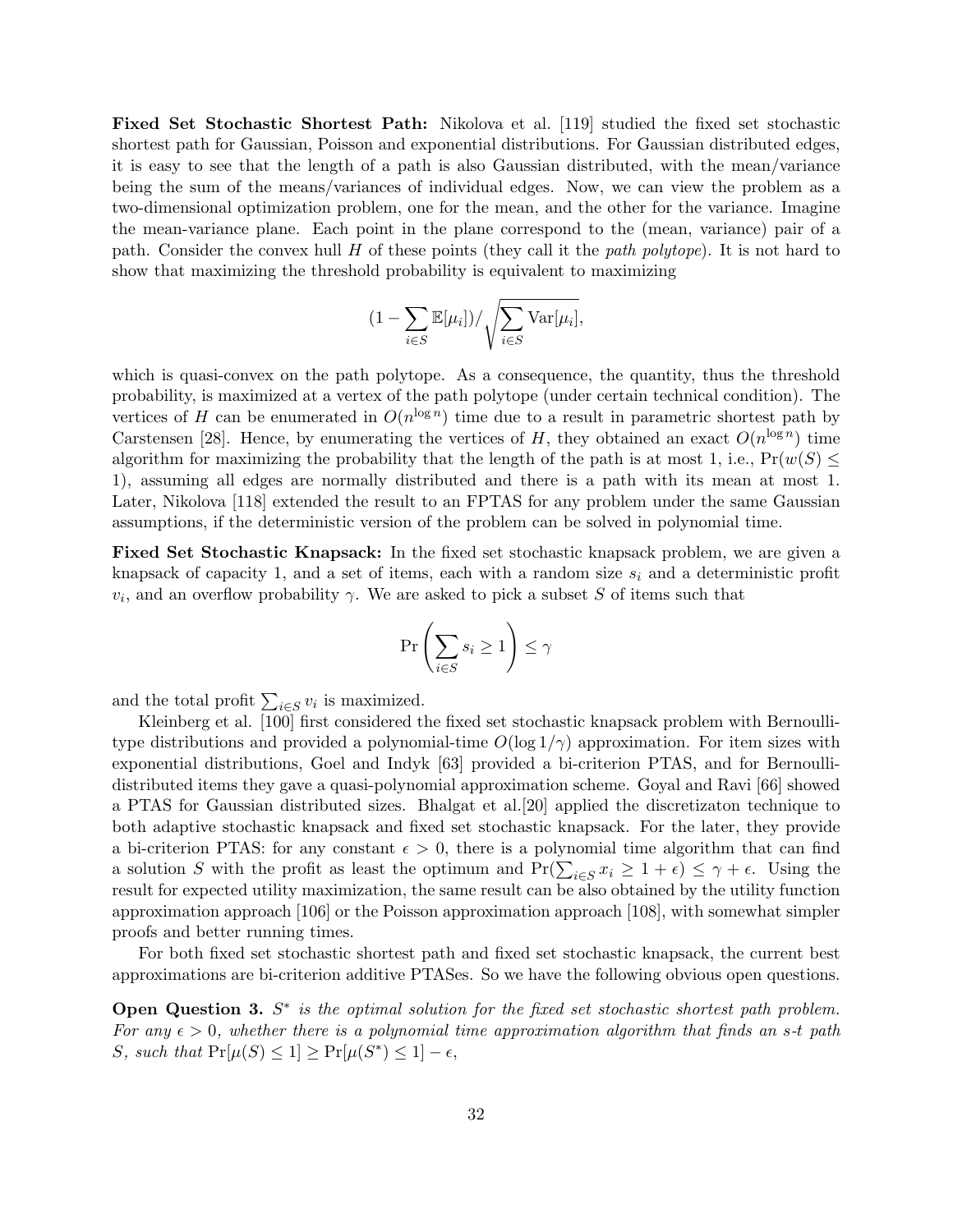**Fixed Set Stochastic Shortest Path:** Nikolova et al. [119] studied the fixed set stochastic shortest path for Gaussian, Poisson and exponential distributions. For Gaussian distributed edges, it is easy to see that the length of a path is also Gaussian distributed, with the mean/variance being the sum of the means/variances of individual edges. Now, we can view the problem as a two-dimensional optimization problem, one for the mean, and the other for the variance. Imagine the mean-variance plane. Each point in the plane correspond to the (mean, variance) pair of a path. Consider the convex hull $H$ of these points (they call it the *path polytope*). It is not hard to show that maximizing the threshold probability is equivalent to maximizing

$$(1 - \sum_{i \in S} \mathbb{E}[\mu_i]) / \sqrt{\sum_{i \in S} \mathrm{Var}[\mu_i]},$$

which is quasi-convex on the path polytope. As a consequence, the quantity, thus the threshold probability, is maximized at a vertex of the path polytope (under certain technical condition). The vertices of $H$ can be enumerated in $O(n^{\log n})$ time due to a result in parametric shortest path by Carstensen [28]. Hence, by enumerating the vertices of $H$, they obtained an exact $O(n^{\log n})$ time algorithm for maximizing the probability that the length of the path is at most 1, i.e., $\Pr(w(S) \leq 1)$, assuming all edges are normally distributed and there is a path with its mean at most 1. Later, Nikolova [118] extended the result to an FPTAS for any problem under the same Gaussian assumptions, if the deterministic version of the problem can be solved in polynomial time.

**Fixed Set Stochastic Knapsack:** In the fixed set stochastic knapsack problem, we are given a knapsack of capacity 1, and a set of items, each with a random size $s_i$ and a deterministic profit $v_i$, and an overflow probability $\gamma$. We are asked to pick a subset $S$ of items such that

$$\Pr\left(\sum_{i \in S} s_i \geq 1\right) \leq \gamma$$

and the total profit $\sum_{i \in S} v_i$ is maximized.

Kleinberg et al. [100] first considered the fixed set stochastic knapsack problem with Bernoulli-type distributions and provided a polynomial-time $O(\log 1/\gamma)$ approximation. For item sizes with exponential distributions, Goel and Indyk [63] provided a bi-criterion PTAS, and for Bernoulli-distributed items they gave a quasi-polynomial approximation scheme. Goyal and Ravi [66] showed a PTAS for Gaussian distributed sizes. Bhalgat et al.[20] applied the discretizaton technique to both adaptive stochastic knapsack and fixed set stochastic knapsack. For the later, they provide a bi-criterion PTAS: for any constant $\epsilon > 0$, there is a polynomial time algorithm that can find a solution $S$ with the profit as least the optimum and $\Pr(\sum_{i \in S} x_i \geq 1 + \epsilon) \leq \gamma + \epsilon$. Using the result for expected utility maximization, the same result can be also obtained by the utility function approximation approach [106] or the Poisson approximation approach [108], with somewhat simpler proofs and better running times.

For both fixed set stochastic shortest path and fixed set stochastic knapsack, the current best approximations are bi-criterion additive PTASes. So we have the following obvious open questions.

**Open Question 3.** *$S^*$ is the optimal solution for the fixed set stochastic shortest path problem. For any $\epsilon > 0$, whether there is a polynomial time approximation algorithm that finds an s-t path $S$, such that $\Pr[\mu(S) \leq 1] \geq \Pr[\mu(S^*) \leq 1] - \epsilon$,*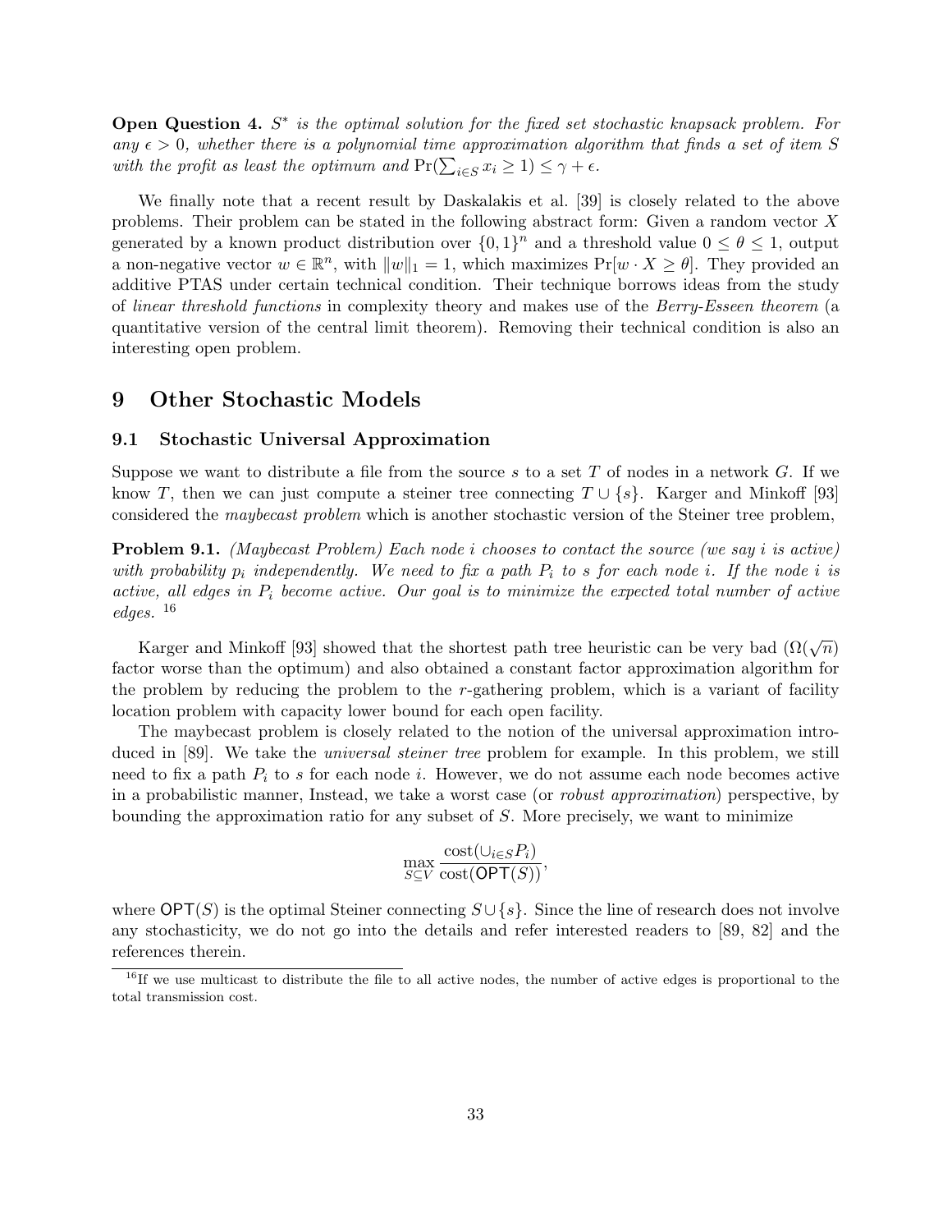**Open Question 4.** *$S^*$ is the optimal solution for the fixed set stochastic knapsack problem. For any $\epsilon > 0$, whether there is a polynomial time approximation algorithm that finds a set of item $S$ with the profit as least the optimum and $\Pr(\sum_{i \in S} x_i \geq 1) \leq \gamma + \epsilon$.*

We finally note that a recent result by Daskalakis et al. [39] is closely related to the above problems. Their problem can be stated in the following abstract form: Given a random vector $X$ generated by a known product distribution over $\{0,1\}^n$ and a threshold value $0 \leq \theta \leq 1$, output a non-negative vector $w \in \mathbb{R}^n$, with $\|w\|_1 = 1$, which maximizes $\Pr[w \cdot X \geq \theta]$. They provided an additive PTAS under certain technical condition. Their technique borrows ideas from the study of *linear threshold functions* in complexity theory and makes use of the *Berry-Esseen theorem* (a quantitative version of the central limit theorem). Removing their technical condition is also an interesting open problem.

# 9 Other Stochastic Models

## 9.1 Stochastic Universal Approximation

Suppose we want to distribute a file from the source $s$ to a set $T$ of nodes in a network $G$. If we know $T$, then we can just compute a steiner tree connecting $T \cup \{s\}$. Karger and Minkoff [93] considered the *maybecast problem* which is another stochastic version of the Steiner tree problem,

**Problem 9.1.** *(Maybecast Problem) Each node $i$ chooses to contact the source (we say $i$ is active) with probability $p_i$ independently. We need to fix a path $P_i$ to $s$ for each node $i$. If the node $i$ is active, all edges in $P_i$ become active. Our goal is to minimize the expected total number of active edges.* [16]

Karger and Minkoff [93] showed that the shortest path tree heuristic can be very bad ($\Omega(\sqrt{n})$ factor worse than the optimum) and also obtained a constant factor approximation algorithm for the problem by reducing the problem to the $r$-gathering problem, which is a variant of facility location problem with capacity lower bound for each open facility.

The maybecast problem is closely related to the notion of the universal approximation introduced in [89]. We take the *universal steiner tree* problem for example. In this problem, we still need to fix a path $P_i$ to $s$ for each node $i$. However, we do not assume each node becomes active in a probabilistic manner, Instead, we take a worst case (or *robust approximation*) perspective, by bounding the approximation ratio for any subset of $S$. More precisely, we want to minimize

$$\max_{S \subseteq V} \frac{\text{cost}(\cup_{i \in S} P_i)}{\text{cost}(\mathsf{OPT}(S))},$$

where $\mathsf{OPT}(S)$ is the optimal Steiner connecting $S \cup \{s\}$. Since the line of research does not involve any stochasticity, we do not go into the details and refer interested readers to [89, 82] and the references therein.

[16] If we use multicast to distribute the file to all active nodes, the number of active edges is proportional to the total transmission cost.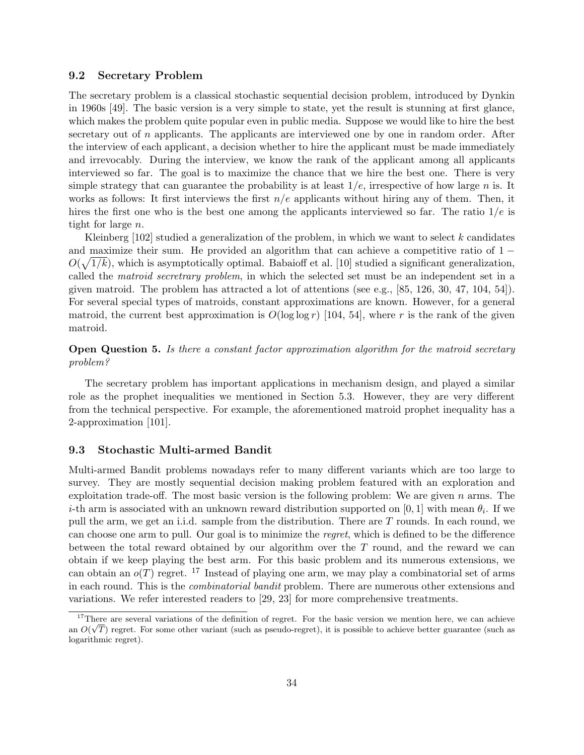### 9.2 Secretary Problem

The secretary problem is a classical stochastic sequential decision problem, introduced by Dynkin in 1960s [49]. The basic version is a very simple to state, yet the result is stunning at first glance, which makes the problem quite popular even in public media. Suppose we would like to hire the best secretary out of $n$ applicants. The applicants are interviewed one by one in random order. After the interview of each applicant, a decision whether to hire the applicant must be made immediately and irrevocably. During the interview, we know the rank of the applicant among all applicants interviewed so far. The goal is to maximize the chance that we hire the best one. There is very simple strategy that can guarantee the probability is at least $1/e$, irrespective of how large $n$ is. It works as follows: It first interviews the first $n/e$ applicants without hiring any of them. Then, it hires the first one who is the best one among the applicants interviewed so far. The ratio $1/e$ is tight for large $n$.

Kleinberg [102] studied a generalization of the problem, in which we want to select $k$ candidates and maximize their sum. He provided an algorithm that can achieve a competitive ratio of $1 - O(\sqrt{1/k})$, which is asymptotically optimal. Babaioff et al. [10] studied a significant generalization, called the *matroid secretrary problem*, in which the selected set must be an independent set in a given matroid. The problem has attracted a lot of attentions (see e.g., [85, 126, 30, 47, 104, 54]). For several special types of matroids, constant approximations are known. However, for a general matroid, the current best approximation is $O(\log \log r)$ [104, 54], where $r$ is the rank of the given matroid.

**Open Question 5.** *Is there a constant factor approximation algorithm for the matroid secretary problem?*

The secretary problem has important applications in mechanism design, and played a similar role as the prophet inequalities we mentioned in Section 5.3. However, they are very different from the technical perspective. For example, the aforementioned matroid prophet inequality has a 2-approximation [101].

### 9.3 Stochastic Multi-armed Bandit

Multi-armed Bandit problems nowadays refer to many different variants which are too large to survey. They are mostly sequential decision making problem featured with an exploration and exploitation trade-off. The most basic version is the following problem: We are given $n$ arms. The $i$-th arm is associated with an unknown reward distribution supported on $[0, 1]$ with mean $\theta_i$. If we pull the arm, we get an i.i.d. sample from the distribution. There are $T$ rounds. In each round, we can choose one arm to pull. Our goal is to minimize the *regret*, which is defined to be the difference between the total reward obtained by our algorithm over the $T$ round, and the reward we can obtain if we keep playing the best arm. For this basic problem and its numerous extensions, we can obtain an $o(T)$ regret. [17] Instead of playing one arm, we may play a combinatorial set of arms in each round. This is the *combinatorial bandit* problem. There are numerous other extensions and variations. We refer interested readers to [29, 23] for more comprehensive treatments.

[17] There are several variations of the definition of regret. For the basic version we mention here, we can achieve an $O(\sqrt{T})$ regret. For some other variant (such as pseudo-regret), it is possible to achieve better guarantee (such as logarithmic regret).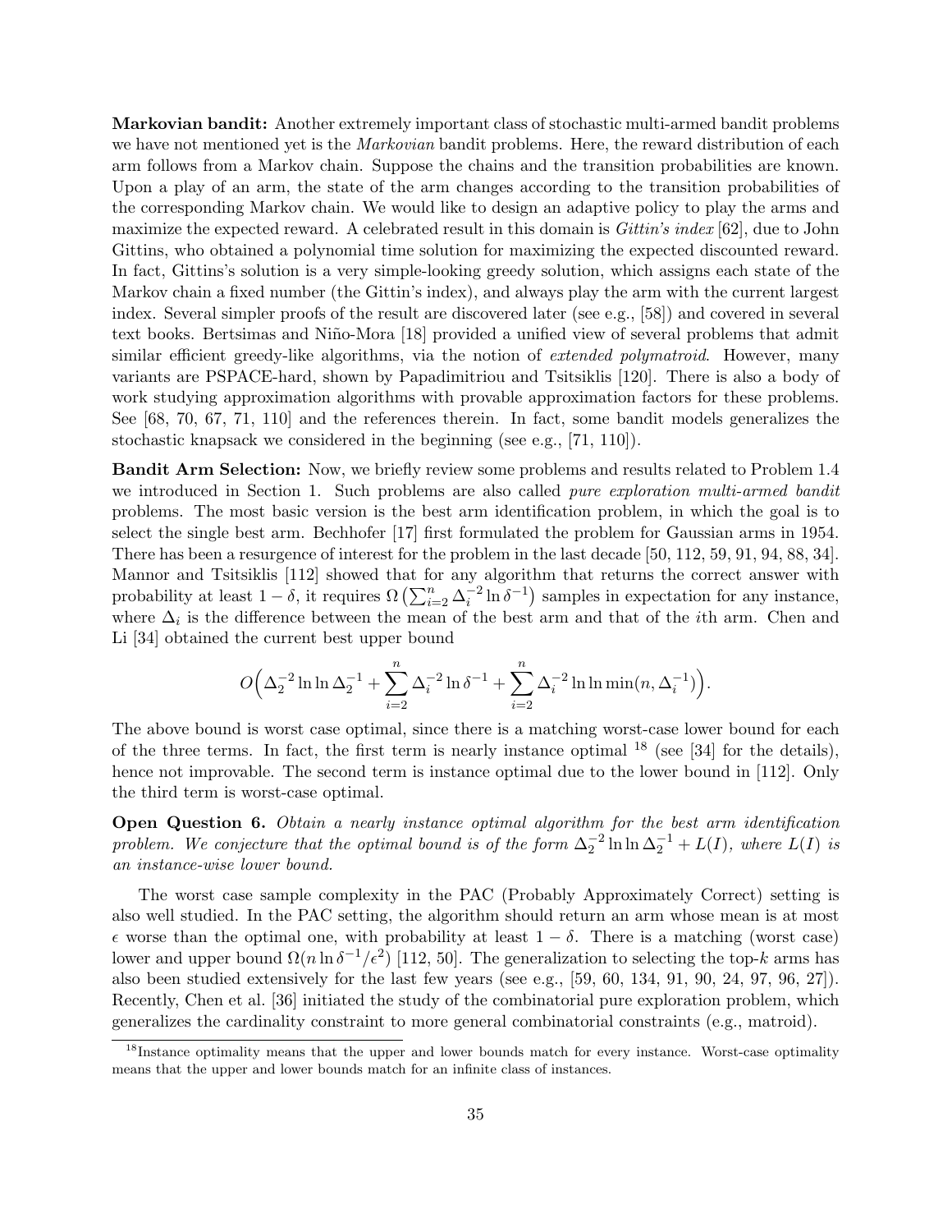**Markovian bandit:** Another extremely important class of stochastic multi-armed bandit problems we have not mentioned yet is the *Markovian* bandit problems. Here, the reward distribution of each arm follows from a Markov chain. Suppose the chains and the transition probabilities are known. Upon a play of an arm, the state of the arm changes according to the transition probabilities of the corresponding Markov chain. We would like to design an adaptive policy to play the arms and maximize the expected reward. A celebrated result in this domain is *Gittin's index* [62], due to John Gittins, who obtained a polynomial time solution for maximizing the expected discounted reward. In fact, Gittins's solution is a very simple-looking greedy solution, which assigns each state of the Markov chain a fixed number (the Gittin's index), and always play the arm with the current largest index. Several simpler proofs of the result are discovered later (see e.g., [58]) and covered in several text books. Bertsimas and Niño-Mora [18] provided a unified view of several problems that admit similar efficient greedy-like algorithms, via the notion of *extended polymatroid*. However, many variants are PSPACE-hard, shown by Papadimitriou and Tsitsiklis [120]. There is also a body of work studying approximation algorithms with provable approximation factors for these problems. See [68, 70, 67, 71, 110] and the references therein. In fact, some bandit models generalizes the stochastic knapsack we considered in the beginning (see e.g., [71, 110]).

**Bandit Arm Selection:** Now, we briefly review some problems and results related to Problem 1.4 we introduced in Section 1. Such problems are also called *pure exploration multi-armed bandit* problems. The most basic version is the best arm identification problem, in which the goal is to select the single best arm. Bechhofer [17] first formulated the problem for Gaussian arms in 1954. There has been a resurgence of interest for the problem in the last decade [50, 112, 59, 91, 94, 88, 34]. Mannor and Tsitsiklis [112] showed that for any algorithm that returns the correct answer with probability at least $1-\delta$, it requires $\Omega\left(\sum_{i=2}^{n}\Delta_i^{-2}\ln\delta^{-1}\right)$ samples in expectation for any instance, where $\Delta_i$ is the difference between the mean of the best arm and that of the $i$th arm. Chen and Li [34] obtained the current best upper bound

$$O\Big(\Delta_2^{-2}\ln\ln\Delta_2^{-1}+\sum_{i=2}^{n}\Delta_i^{-2}\ln\delta^{-1}+\sum_{i=2}^{n}\Delta_i^{-2}\ln\ln\min(n,\Delta_i^{-1})\Big).$$

The above bound is worst case optimal, since there is a matching worst-case lower bound for each of the three terms. In fact, the first term is nearly instance optimal [18] (see [34] for the details), hence not improvable. The second term is instance optimal due to the lower bound in [112]. Only the third term is worst-case optimal.

**Open Question 6.** *Obtain a nearly instance optimal algorithm for the best arm identification problem. We conjecture that the optimal bound is of the form $\Delta_2^{-2}\ln\ln\Delta_2^{-1}+L(I)$, where $L(I)$ is an instance-wise lower bound.*

The worst case sample complexity in the PAC (Probably Approximately Correct) setting is also well studied. In the PAC setting, the algorithm should return an arm whose mean is at most $\epsilon$ worse than the optimal one, with probability at least $1-\delta$. There is a matching (worst case) lower and upper bound $\Omega(n\ln\delta^{-1}/\epsilon^2)$ [112, 50]. The generalization to selecting the top-$k$ arms has also been studied extensively for the last few years (see e.g., [59, 60, 134, 91, 90, 24, 97, 96, 27]). Recently, Chen et al. [36] initiated the study of the combinatorial pure exploration problem, which generalizes the cardinality constraint to more general combinatorial constraints (e.g., matroid).

[18] Instance optimality means that the upper and lower bounds match for every instance. Worst-case optimality means that the upper and lower bounds match for an infinite class of instances.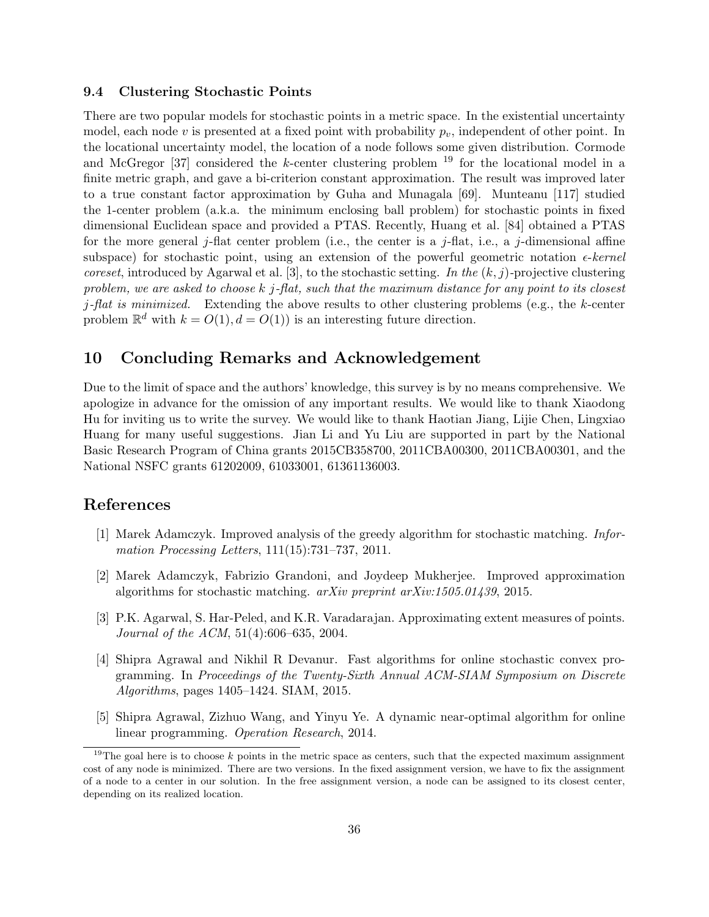### 9.4 Clustering Stochastic Points

There are two popular models for stochastic points in a metric space. In the existential uncertainty model, each node $v$ is presented at a fixed point with probability $p_v$, independent of other point. In the locational uncertainty model, the location of a node follows some given distribution. Cormode and McGregor [37] considered the $k$-center clustering problem [19] for the locational model in a finite metric graph, and gave a bi-criterion constant approximation. The result was improved later to a true constant factor approximation by Guha and Munagala [69]. Munteanu [117] studied the 1-center problem (a.k.a. the minimum enclosing ball problem) for stochastic points in fixed dimensional Euclidean space and provided a PTAS. Recently, Huang et al. [84] obtained a PTAS for the more general $j$-flat center problem (i.e., the center is a $j$-flat, i.e., a $j$-dimensional affine subspace) for stochastic point, using an extension of the powerful geometric notation *$\epsilon$-kernel coreset*, introduced by Agarwal et al. [3], to the stochastic setting. *In the* $(k, j)$-projective clustering *problem, we are asked to choose $k$ $j$-flat, such that the maximum distance for any point to its closest $j$-flat is minimized.* Extending the above results to other clustering problems (e.g., the $k$-center problem $\mathbb{R}^d$ with $k = O(1), d = O(1)$) is an interesting future direction.

## 10 Concluding Remarks and Acknowledgement

Due to the limit of space and the authors' knowledge, this survey is by no means comprehensive. We apologize in advance for the omission of any important results. We would like to thank Xiaodong Hu for inviting us to write the survey. We would like to thank Haotian Jiang, Lijie Chen, Lingxiao Huang for many useful suggestions. Jian Li and Yu Liu are supported in part by the National Basic Research Program of China grants 2015CB358700, 2011CBA00300, 2011CBA00301, and the National NSFC grants 61202009, 61033001, 61361136003.

## References

[1] Marek Adamczyk. Improved analysis of the greedy algorithm for stochastic matching. *Information Processing Letters*, 111(15):731–737, 2011.

[2] Marek Adamczyk, Fabrizio Grandoni, and Joydeep Mukherjee. Improved approximation algorithms for stochastic matching. *arXiv preprint arXiv:1505.01439*, 2015.

[3] P.K. Agarwal, S. Har-Peled, and K.R. Varadarajan. Approximating extent measures of points. *Journal of the ACM*, 51(4):606–635, 2004.

[4] Shipra Agrawal and Nikhil R Devanur. Fast algorithms for online stochastic convex programming. In *Proceedings of the Twenty-Sixth Annual ACM-SIAM Symposium on Discrete Algorithms*, pages 1405–1424. SIAM, 2015.

[5] Shipra Agrawal, Zizhuo Wang, and Yinyu Ye. A dynamic near-optimal algorithm for online linear programming. *Operation Research*, 2014.

[19] The goal here is to choose $k$ points in the metric space as centers, such that the expected maximum assignment cost of any node is minimized. There are two versions. In the fixed assignment version, we have to fix the assignment of a node to a center in our solution. In the free assignment version, a node can be assigned to its closest center, depending on its realized location.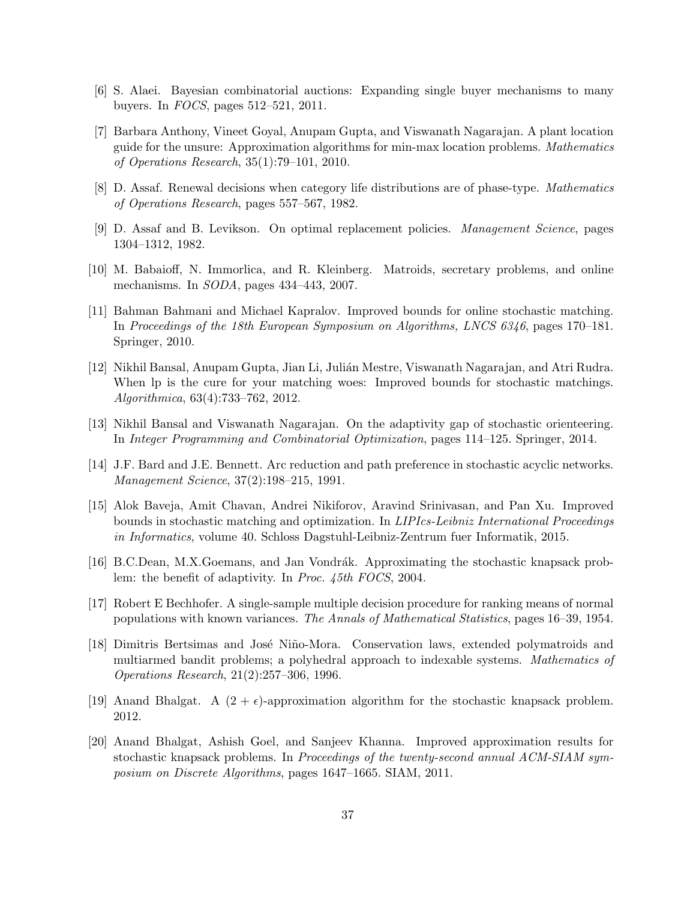[6] S. Alaei. Bayesian combinatorial auctions: Expanding single buyer mechanisms to many buyers. In *FOCS*, pages 512–521, 2011.

[7] Barbara Anthony, Vineet Goyal, Anupam Gupta, and Viswanath Nagarajan. A plant location guide for the unsure: Approximation algorithms for min-max location problems. *Mathematics of Operations Research*, 35(1):79–101, 2010.

[8] D. Assaf. Renewal decisions when category life distributions are of phase-type. *Mathematics of Operations Research*, pages 557–567, 1982.

[9] D. Assaf and B. Levikson. On optimal replacement policies. *Management Science*, pages 1304–1312, 1982.

[10] M. Babaioff, N. Immorlica, and R. Kleinberg. Matroids, secretary problems, and online mechanisms. In *SODA*, pages 434–443, 2007.

[11] Bahman Bahmani and Michael Kapralov. Improved bounds for online stochastic matching. In *Proceedings of the 18th European Symposium on Algorithms, LNCS 6346*, pages 170–181. Springer, 2010.

[12] Nikhil Bansal, Anupam Gupta, Jian Li, Julián Mestre, Viswanath Nagarajan, and Atri Rudra. When lp is the cure for your matching woes: Improved bounds for stochastic matchings. *Algorithmica*, 63(4):733–762, 2012.

[13] Nikhil Bansal and Viswanath Nagarajan. On the adaptivity gap of stochastic orienteering. In *Integer Programming and Combinatorial Optimization*, pages 114–125. Springer, 2014.

[14] J.F. Bard and J.E. Bennett. Arc reduction and path preference in stochastic acyclic networks. *Management Science*, 37(2):198–215, 1991.

[15] Alok Baveja, Amit Chavan, Andrei Nikiforov, Aravind Srinivasan, and Pan Xu. Improved bounds in stochastic matching and optimization. In *LIPIcs-Leibniz International Proceedings in Informatics*, volume 40. Schloss Dagstuhl-Leibniz-Zentrum fuer Informatik, 2015.

[16] B.C.Dean, M.X.Goemans, and Jan Vondrák. Approximating the stochastic knapsack problem: the benefit of adaptivity. In *Proc. 45th FOCS*, 2004.

[17] Robert E Bechhofer. A single-sample multiple decision procedure for ranking means of normal populations with known variances. *The Annals of Mathematical Statistics*, pages 16–39, 1954.

[18] Dimitris Bertsimas and José Niño-Mora. Conservation laws, extended polymatroids and multiarmed bandit problems; a polyhedral approach to indexable systems. *Mathematics of Operations Research*, 21(2):257–306, 1996.

[19] Anand Bhalgat. A $(2 + \epsilon)$-approximation algorithm for the stochastic knapsack problem. 2012.

[20] Anand Bhalgat, Ashish Goel, and Sanjeev Khanna. Improved approximation results for stochastic knapsack problems. In *Proceedings of the twenty-second annual ACM-SIAM symposium on Discrete Algorithms*, pages 1647–1665. SIAM, 2011.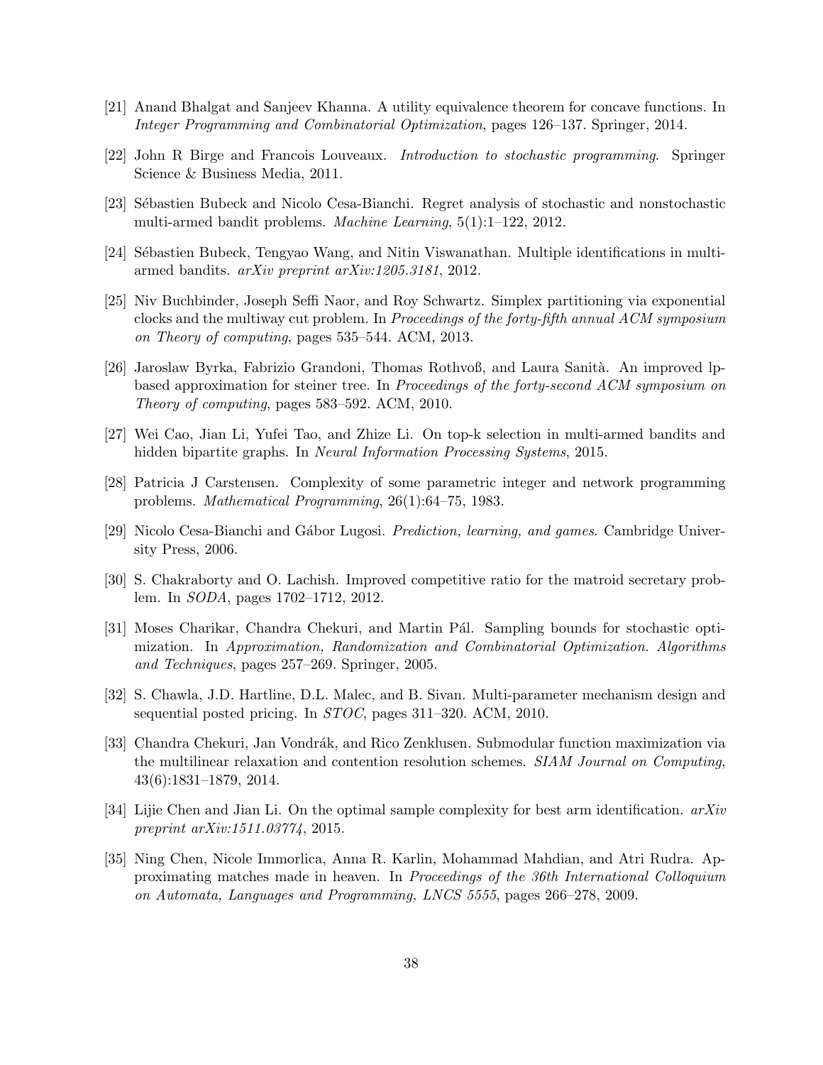[21] Anand Bhalgat and Sanjeev Khanna. A utility equivalence theorem for concave functions. In *Integer Programming and Combinatorial Optimization*, pages 126–137. Springer, 2014.

[22] John R Birge and Francois Louveaux. *Introduction to stochastic programming*. Springer Science & Business Media, 2011.

[23] Sébastien Bubeck and Nicolo Cesa-Bianchi. Regret analysis of stochastic and nonstochastic multi-armed bandit problems. *Machine Learning*, 5(1):1–122, 2012.

[24] Sébastien Bubeck, Tengyao Wang, and Nitin Viswanathan. Multiple identifications in multi-armed bandits. *arXiv preprint arXiv:1205.3181*, 2012.

[25] Niv Buchbinder, Joseph Seffi Naor, and Roy Schwartz. Simplex partitioning via exponential clocks and the multiway cut problem. In *Proceedings of the forty-fifth annual ACM symposium on Theory of computing*, pages 535–544. ACM, 2013.

[26] Jaroslaw Byrka, Fabrizio Grandoni, Thomas Rothvoß, and Laura Sanità. An improved lp-based approximation for steiner tree. In *Proceedings of the forty-second ACM symposium on Theory of computing*, pages 583–592. ACM, 2010.

[27] Wei Cao, Jian Li, Yufei Tao, and Zhize Li. On top-k selection in multi-armed bandits and hidden bipartite graphs. In *Neural Information Processing Systems*, 2015.

[28] Patricia J Carstensen. Complexity of some parametric integer and network programming problems. *Mathematical Programming*, 26(1):64–75, 1983.

[29] Nicolo Cesa-Bianchi and Gábor Lugosi. *Prediction, learning, and games*. Cambridge University Press, 2006.

[30] S. Chakraborty and O. Lachish. Improved competitive ratio for the matroid secretary problem. In *SODA*, pages 1702–1712, 2012.

[31] Moses Charikar, Chandra Chekuri, and Martin Pál. Sampling bounds for stochastic optimization. In *Approximation, Randomization and Combinatorial Optimization. Algorithms and Techniques*, pages 257–269. Springer, 2005.

[32] S. Chawla, J.D. Hartline, D.L. Malec, and B. Sivan. Multi-parameter mechanism design and sequential posted pricing. In *STOC*, pages 311–320. ACM, 2010.

[33] Chandra Chekuri, Jan Vondrák, and Rico Zenklusen. Submodular function maximization via the multilinear relaxation and contention resolution schemes. *SIAM Journal on Computing*, 43(6):1831–1879, 2014.

[34] Lijie Chen and Jian Li. On the optimal sample complexity for best arm identification. *arXiv preprint arXiv:1511.03774*, 2015.

[35] Ning Chen, Nicole Immorlica, Anna R. Karlin, Mohammad Mahdian, and Atri Rudra. Approximating matches made in heaven. In *Proceedings of the 36th International Colloquium on Automata, Languages and Programming, LNCS 5555*, pages 266–278, 2009.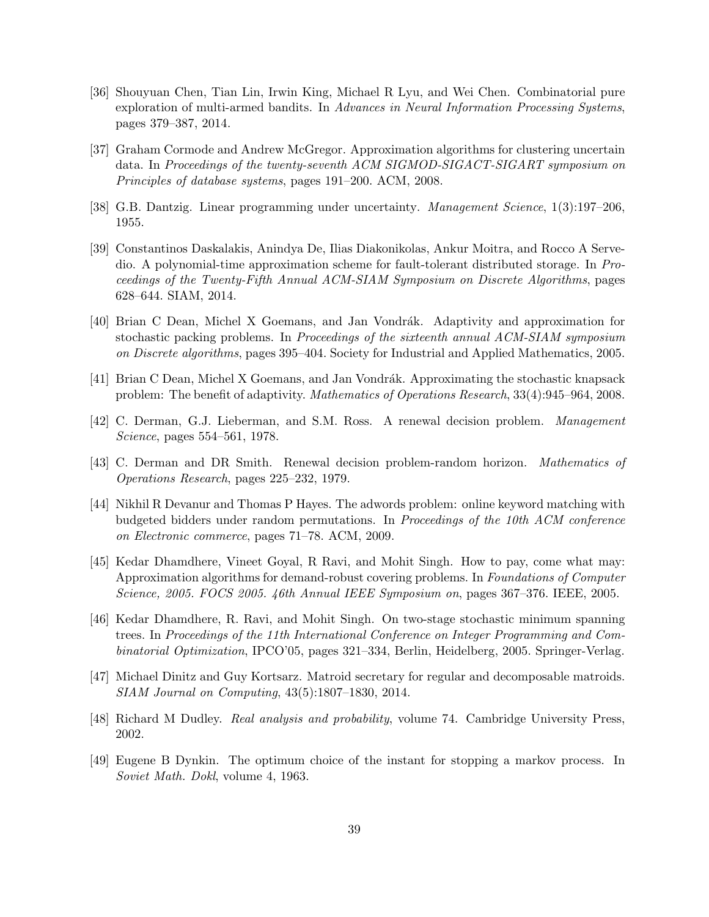[36] Shouyuan Chen, Tian Lin, Irwin King, Michael R Lyu, and Wei Chen. Combinatorial pure exploration of multi-armed bandits. In *Advances in Neural Information Processing Systems*, pages 379–387, 2014.

[37] Graham Cormode and Andrew McGregor. Approximation algorithms for clustering uncertain data. In *Proceedings of the twenty-seventh ACM SIGMOD-SIGACT-SIGART symposium on Principles of database systems*, pages 191–200. ACM, 2008.

[38] G.B. Dantzig. Linear programming under uncertainty. *Management Science*, 1(3):197–206, 1955.

[39] Constantinos Daskalakis, Anindya De, Ilias Diakonikolas, Ankur Moitra, and Rocco A Servedio. A polynomial-time approximation scheme for fault-tolerant distributed storage. In *Proceedings of the Twenty-Fifth Annual ACM-SIAM Symposium on Discrete Algorithms*, pages 628–644. SIAM, 2014.

[40] Brian C Dean, Michel X Goemans, and Jan Vondrák. Adaptivity and approximation for stochastic packing problems. In *Proceedings of the sixteenth annual ACM-SIAM symposium on Discrete algorithms*, pages 395–404. Society for Industrial and Applied Mathematics, 2005.

[41] Brian C Dean, Michel X Goemans, and Jan Vondrák. Approximating the stochastic knapsack problem: The benefit of adaptivity. *Mathematics of Operations Research*, 33(4):945–964, 2008.

[42] C. Derman, G.J. Lieberman, and S.M. Ross. A renewal decision problem. *Management Science*, pages 554–561, 1978.

[43] C. Derman and DR Smith. Renewal decision problem-random horizon. *Mathematics of Operations Research*, pages 225–232, 1979.

[44] Nikhil R Devanur and Thomas P Hayes. The adwords problem: online keyword matching with budgeted bidders under random permutations. In *Proceedings of the 10th ACM conference on Electronic commerce*, pages 71–78. ACM, 2009.

[45] Kedar Dhamdhere, Vineet Goyal, R Ravi, and Mohit Singh. How to pay, come what may: Approximation algorithms for demand-robust covering problems. In *Foundations of Computer Science, 2005. FOCS 2005. 46th Annual IEEE Symposium on*, pages 367–376. IEEE, 2005.

[46] Kedar Dhamdhere, R. Ravi, and Mohit Singh. On two-stage stochastic minimum spanning trees. In *Proceedings of the 11th International Conference on Integer Programming and Combinatorial Optimization*, IPCO'05, pages 321–334, Berlin, Heidelberg, 2005. Springer-Verlag.

[47] Michael Dinitz and Guy Kortsarz. Matroid secretary for regular and decomposable matroids. *SIAM Journal on Computing*, 43(5):1807–1830, 2014.

[48] Richard M Dudley. *Real analysis and probability*, volume 74. Cambridge University Press, 2002.

[49] Eugene B Dynkin. The optimum choice of the instant for stopping a markov process. In *Soviet Math. Dokl*, volume 4, 1963.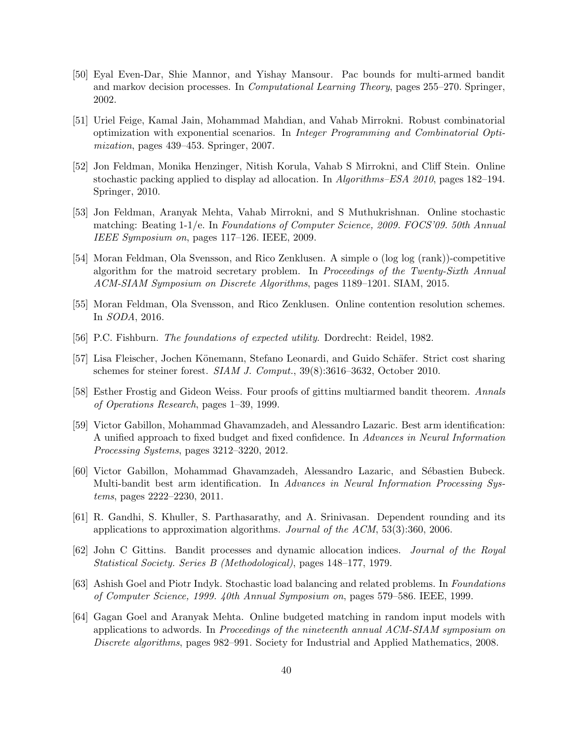[50] Eyal Even-Dar, Shie Mannor, and Yishay Mansour. Pac bounds for multi-armed bandit and markov decision processes. In *Computational Learning Theory*, pages 255–270. Springer, 2002.

[51] Uriel Feige, Kamal Jain, Mohammad Mahdian, and Vahab Mirrokni. Robust combinatorial optimization with exponential scenarios. In *Integer Programming and Combinatorial Optimization*, pages 439–453. Springer, 2007.

[52] Jon Feldman, Monika Henzinger, Nitish Korula, Vahab S Mirrokni, and Cliff Stein. Online stochastic packing applied to display ad allocation. In *Algorithms–ESA 2010*, pages 182–194. Springer, 2010.

[53] Jon Feldman, Aranyak Mehta, Vahab Mirrokni, and S Muthukrishnan. Online stochastic matching: Beating 1-1/e. In *Foundations of Computer Science, 2009. FOCS'09. 50th Annual IEEE Symposium on*, pages 117–126. IEEE, 2009.

[54] Moran Feldman, Ola Svensson, and Rico Zenklusen. A simple o (log log (rank))-competitive algorithm for the matroid secretary problem. In *Proceedings of the Twenty-Sixth Annual ACM-SIAM Symposium on Discrete Algorithms*, pages 1189–1201. SIAM, 2015.

[55] Moran Feldman, Ola Svensson, and Rico Zenklusen. Online contention resolution schemes. In *SODA*, 2016.

[56] P.C. Fishburn. *The foundations of expected utility*. Dordrecht: Reidel, 1982.

[57] Lisa Fleischer, Jochen Könemann, Stefano Leonardi, and Guido Schäfer. Strict cost sharing schemes for steiner forest. *SIAM J. Comput.*, 39(8):3616–3632, October 2010.

[58] Esther Frostig and Gideon Weiss. Four proofs of gittins multiarmed bandit theorem. *Annals of Operations Research*, pages 1–39, 1999.

[59] Victor Gabillon, Mohammad Ghavamzadeh, and Alessandro Lazaric. Best arm identification: A unified approach to fixed budget and fixed confidence. In *Advances in Neural Information Processing Systems*, pages 3212–3220, 2012.

[60] Victor Gabillon, Mohammad Ghavamzadeh, Alessandro Lazaric, and Sébastien Bubeck. Multi-bandit best arm identification. In *Advances in Neural Information Processing Systems*, pages 2222–2230, 2011.

[61] R. Gandhi, S. Khuller, S. Parthasarathy, and A. Srinivasan. Dependent rounding and its applications to approximation algorithms. *Journal of the ACM*, 53(3):360, 2006.

[62] John C Gittins. Bandit processes and dynamic allocation indices. *Journal of the Royal Statistical Society. Series B (Methodological)*, pages 148–177, 1979.

[63] Ashish Goel and Piotr Indyk. Stochastic load balancing and related problems. In *Foundations of Computer Science, 1999. 40th Annual Symposium on*, pages 579–586. IEEE, 1999.

[64] Gagan Goel and Aranyak Mehta. Online budgeted matching in random input models with applications to adwords. In *Proceedings of the nineteenth annual ACM-SIAM symposium on Discrete algorithms*, pages 982–991. Society for Industrial and Applied Mathematics, 2008.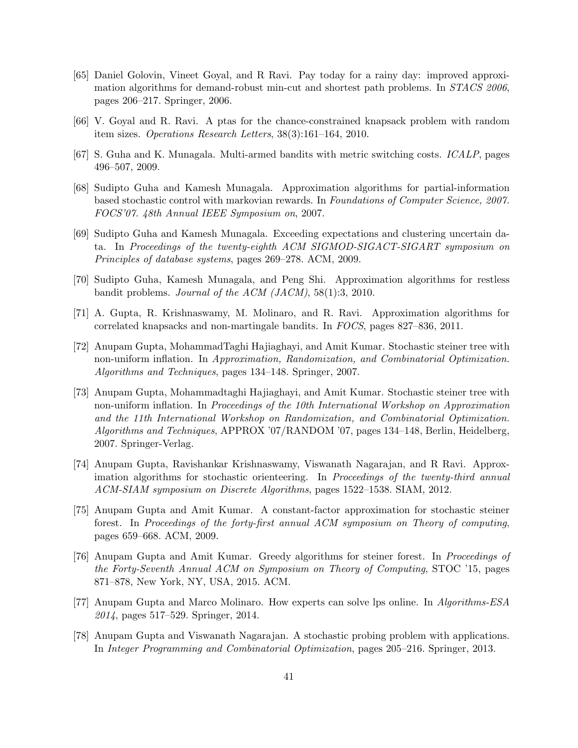[65] Daniel Golovin, Vineet Goyal, and R Ravi. Pay today for a rainy day: improved approximation algorithms for demand-robust min-cut and shortest path problems. In *STACS 2006*, pages 206–217. Springer, 2006.

[66] V. Goyal and R. Ravi. A ptas for the chance-constrained knapsack problem with random item sizes. *Operations Research Letters*, 38(3):161–164, 2010.

[67] S. Guha and K. Munagala. Multi-armed bandits with metric switching costs. *ICALP*, pages 496–507, 2009.

[68] Sudipto Guha and Kamesh Munagala. Approximation algorithms for partial-information based stochastic control with markovian rewards. In *Foundations of Computer Science, 2007. FOCS'07. 48th Annual IEEE Symposium on*, 2007.

[69] Sudipto Guha and Kamesh Munagala. Exceeding expectations and clustering uncertain data. In *Proceedings of the twenty-eighth ACM SIGMOD-SIGACT-SIGART symposium on Principles of database systems*, pages 269–278. ACM, 2009.

[70] Sudipto Guha, Kamesh Munagala, and Peng Shi. Approximation algorithms for restless bandit problems. *Journal of the ACM (JACM)*, 58(1):3, 2010.

[71] A. Gupta, R. Krishnaswamy, M. Molinaro, and R. Ravi. Approximation algorithms for correlated knapsacks and non-martingale bandits. In *FOCS*, pages 827–836, 2011.

[72] Anupam Gupta, MohammadTaghi Hajiaghayi, and Amit Kumar. Stochastic steiner tree with non-uniform inflation. In *Approximation, Randomization, and Combinatorial Optimization. Algorithms and Techniques*, pages 134–148. Springer, 2007.

[73] Anupam Gupta, Mohammadtaghi Hajiaghayi, and Amit Kumar. Stochastic steiner tree with non-uniform inflation. In *Proceedings of the 10th International Workshop on Approximation and the 11th International Workshop on Randomization, and Combinatorial Optimization. Algorithms and Techniques*, APPROX '07/RANDOM '07, pages 134–148, Berlin, Heidelberg, 2007. Springer-Verlag.

[74] Anupam Gupta, Ravishankar Krishnaswamy, Viswanath Nagarajan, and R Ravi. Approximation algorithms for stochastic orienteering. In *Proceedings of the twenty-third annual ACM-SIAM symposium on Discrete Algorithms*, pages 1522–1538. SIAM, 2012.

[75] Anupam Gupta and Amit Kumar. A constant-factor approximation for stochastic steiner forest. In *Proceedings of the forty-first annual ACM symposium on Theory of computing*, pages 659–668. ACM, 2009.

[76] Anupam Gupta and Amit Kumar. Greedy algorithms for steiner forest. In *Proceedings of the Forty-Seventh Annual ACM on Symposium on Theory of Computing*, STOC '15, pages 871–878, New York, NY, USA, 2015. ACM.

[77] Anupam Gupta and Marco Molinaro. How experts can solve lps online. In *Algorithms-ESA 2014*, pages 517–529. Springer, 2014.

[78] Anupam Gupta and Viswanath Nagarajan. A stochastic probing problem with applications. In *Integer Programming and Combinatorial Optimization*, pages 205–216. Springer, 2013.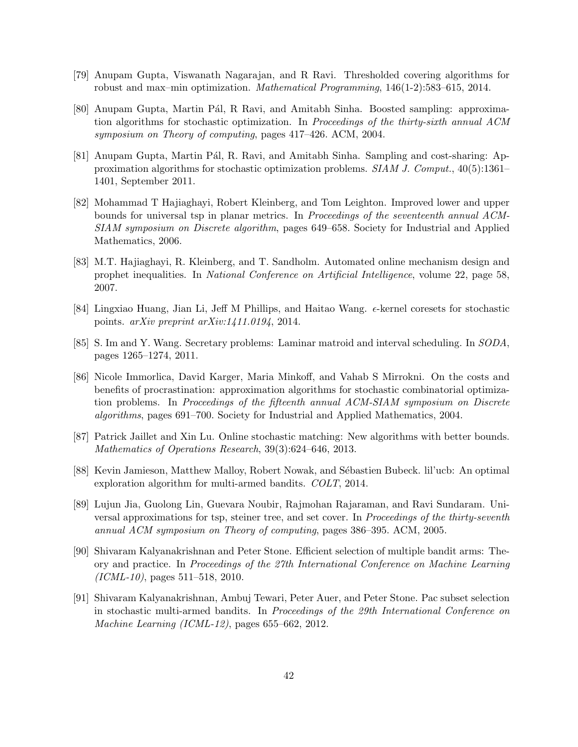[79] Anupam Gupta, Viswanath Nagarajan, and R Ravi. Thresholded covering algorithms for robust and max–min optimization. *Mathematical Programming*, 146(1-2):583–615, 2014.

[80] Anupam Gupta, Martin Pál, R Ravi, and Amitabh Sinha. Boosted sampling: approximation algorithms for stochastic optimization. In *Proceedings of the thirty-sixth annual ACM symposium on Theory of computing*, pages 417–426. ACM, 2004.

[81] Anupam Gupta, Martin Pál, R. Ravi, and Amitabh Sinha. Sampling and cost-sharing: Approximation algorithms for stochastic optimization problems. *SIAM J. Comput.*, 40(5):1361–1401, September 2011.

[82] Mohammad T Hajiaghayi, Robert Kleinberg, and Tom Leighton. Improved lower and upper bounds for universal tsp in planar metrics. In *Proceedings of the seventeenth annual ACM-SIAM symposium on Discrete algorithm*, pages 649–658. Society for Industrial and Applied Mathematics, 2006.

[83] M.T. Hajiaghayi, R. Kleinberg, and T. Sandholm. Automated online mechanism design and prophet inequalities. In *National Conference on Artificial Intelligence*, volume 22, page 58, 2007.

[84] Lingxiao Huang, Jian Li, Jeff M Phillips, and Haitao Wang. $\epsilon$-kernel coresets for stochastic points. *arXiv preprint arXiv:1411.0194*, 2014.

[85] S. Im and Y. Wang. Secretary problems: Laminar matroid and interval scheduling. In *SODA*, pages 1265–1274, 2011.

[86] Nicole Immorlica, David Karger, Maria Minkoff, and Vahab S Mirrokni. On the costs and benefits of procrastination: approximation algorithms for stochastic combinatorial optimization problems. In *Proceedings of the fifteenth annual ACM-SIAM symposium on Discrete algorithms*, pages 691–700. Society for Industrial and Applied Mathematics, 2004.

[87] Patrick Jaillet and Xin Lu. Online stochastic matching: New algorithms with better bounds. *Mathematics of Operations Research*, 39(3):624–646, 2013.

[88] Kevin Jamieson, Matthew Malloy, Robert Nowak, and Sébastien Bubeck. lil'ucb: An optimal exploration algorithm for multi-armed bandits. *COLT*, 2014.

[89] Lujun Jia, Guolong Lin, Guevara Noubir, Rajmohan Rajaraman, and Ravi Sundaram. Universal approximations for tsp, steiner tree, and set cover. In *Proceedings of the thirty-seventh annual ACM symposium on Theory of computing*, pages 386–395. ACM, 2005.

[90] Shivaram Kalyanakrishnan and Peter Stone. Efficient selection of multiple bandit arms: Theory and practice. In *Proceedings of the 27th International Conference on Machine Learning (ICML-10)*, pages 511–518, 2010.

[91] Shivaram Kalyanakrishnan, Ambuj Tewari, Peter Auer, and Peter Stone. Pac subset selection in stochastic multi-armed bandits. In *Proceedings of the 29th International Conference on Machine Learning (ICML-12)*, pages 655–662, 2012.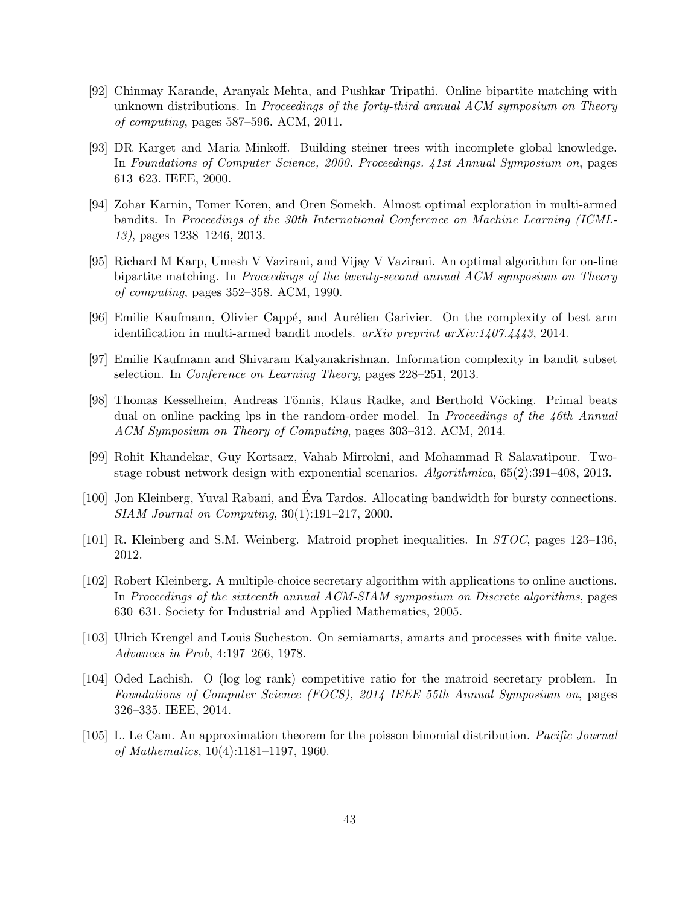[92] Chinmay Karande, Aranyak Mehta, and Pushkar Tripathi. Online bipartite matching with unknown distributions. In *Proceedings of the forty-third annual ACM symposium on Theory of computing*, pages 587–596. ACM, 2011.

[93] DR Karget and Maria Minkoff. Building steiner trees with incomplete global knowledge. In *Foundations of Computer Science, 2000. Proceedings. 41st Annual Symposium on*, pages 613–623. IEEE, 2000.

[94] Zohar Karnin, Tomer Koren, and Oren Somekh. Almost optimal exploration in multi-armed bandits. In *Proceedings of the 30th International Conference on Machine Learning (ICML-13)*, pages 1238–1246, 2013.

[95] Richard M Karp, Umesh V Vazirani, and Vijay V Vazirani. An optimal algorithm for on-line bipartite matching. In *Proceedings of the twenty-second annual ACM symposium on Theory of computing*, pages 352–358. ACM, 1990.

[96] Emilie Kaufmann, Olivier Cappé, and Aurélien Garivier. On the complexity of best arm identification in multi-armed bandit models. *arXiv preprint arXiv:1407.4443*, 2014.

[97] Emilie Kaufmann and Shivaram Kalyanakrishnan. Information complexity in bandit subset selection. In *Conference on Learning Theory*, pages 228–251, 2013.

[98] Thomas Kesselheim, Andreas Tönnis, Klaus Radke, and Berthold Vöcking. Primal beats dual on online packing lps in the random-order model. In *Proceedings of the 46th Annual ACM Symposium on Theory of Computing*, pages 303–312. ACM, 2014.

[99] Rohit Khandekar, Guy Kortsarz, Vahab Mirrokni, and Mohammad R Salavatipour. Two-stage robust network design with exponential scenarios. *Algorithmica*, 65(2):391–408, 2013.

[100] Jon Kleinberg, Yuval Rabani, and Éva Tardos. Allocating bandwidth for bursty connections. *SIAM Journal on Computing*, 30(1):191–217, 2000.

[101] R. Kleinberg and S.M. Weinberg. Matroid prophet inequalities. In *STOC*, pages 123–136, 2012.

[102] Robert Kleinberg. A multiple-choice secretary algorithm with applications to online auctions. In *Proceedings of the sixteenth annual ACM-SIAM symposium on Discrete algorithms*, pages 630–631. Society for Industrial and Applied Mathematics, 2005.

[103] Ulrich Krengel and Louis Sucheston. On semiamarts, amarts and processes with finite value. *Advances in Prob*, 4:197–266, 1978.

[104] Oded Lachish. O (log log rank) competitive ratio for the matroid secretary problem. In *Foundations of Computer Science (FOCS), 2014 IEEE 55th Annual Symposium on*, pages 326–335. IEEE, 2014.

[105] L. Le Cam. An approximation theorem for the poisson binomial distribution. *Pacific Journal of Mathematics*, 10(4):1181–1197, 1960.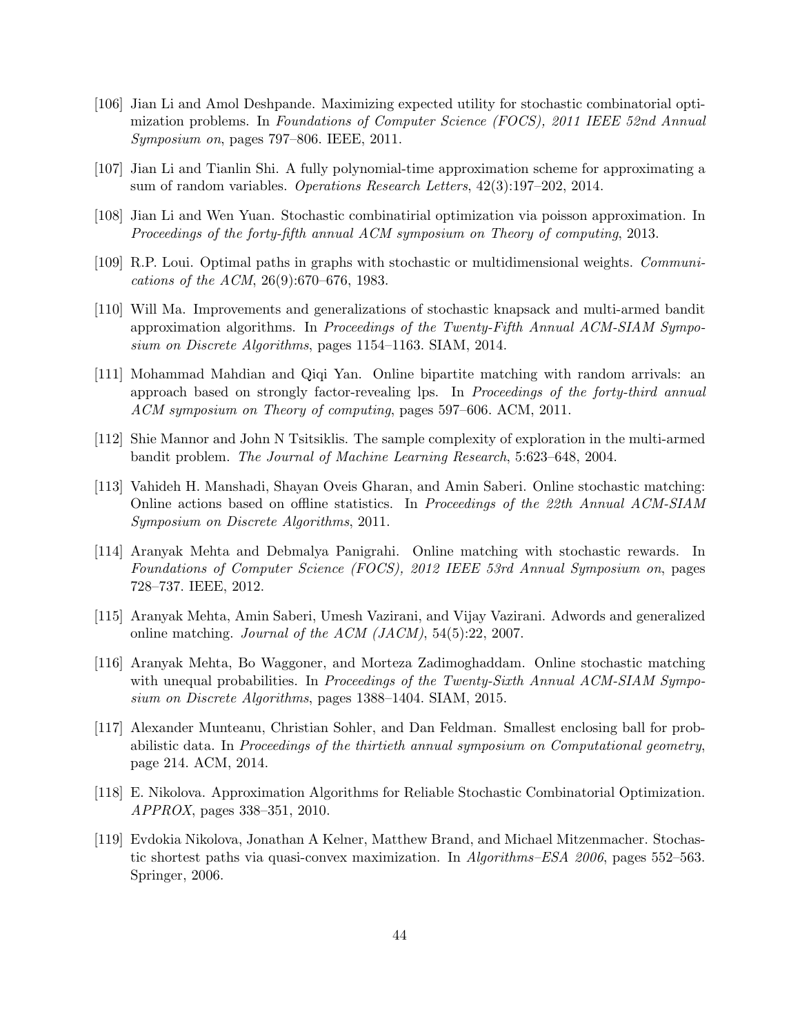[106] Jian Li and Amol Deshpande. Maximizing expected utility for stochastic combinatorial optimization problems. In *Foundations of Computer Science (FOCS), 2011 IEEE 52nd Annual Symposium on*, pages 797–806. IEEE, 2011.

[107] Jian Li and Tianlin Shi. A fully polynomial-time approximation scheme for approximating a sum of random variables. *Operations Research Letters*, 42(3):197–202, 2014.

[108] Jian Li and Wen Yuan. Stochastic combinatirial optimization via poisson approximation. In *Proceedings of the forty-fifth annual ACM symposium on Theory of computing*, 2013.

[109] R.P. Loui. Optimal paths in graphs with stochastic or multidimensional weights. *Communications of the ACM*, 26(9):670–676, 1983.

[110] Will Ma. Improvements and generalizations of stochastic knapsack and multi-armed bandit approximation algorithms. In *Proceedings of the Twenty-Fifth Annual ACM-SIAM Symposium on Discrete Algorithms*, pages 1154–1163. SIAM, 2014.

[111] Mohammad Mahdian and Qiqi Yan. Online bipartite matching with random arrivals: an approach based on strongly factor-revealing lps. In *Proceedings of the forty-third annual ACM symposium on Theory of computing*, pages 597–606. ACM, 2011.

[112] Shie Mannor and John N Tsitsiklis. The sample complexity of exploration in the multi-armed bandit problem. *The Journal of Machine Learning Research*, 5:623–648, 2004.

[113] Vahideh H. Manshadi, Shayan Oveis Gharan, and Amin Saberi. Online stochastic matching: Online actions based on offline statistics. In *Proceedings of the 22th Annual ACM-SIAM Symposium on Discrete Algorithms*, 2011.

[114] Aranyak Mehta and Debmalya Panigrahi. Online matching with stochastic rewards. In *Foundations of Computer Science (FOCS), 2012 IEEE 53rd Annual Symposium on*, pages 728–737. IEEE, 2012.

[115] Aranyak Mehta, Amin Saberi, Umesh Vazirani, and Vijay Vazirani. Adwords and generalized online matching. *Journal of the ACM (JACM)*, 54(5):22, 2007.

[116] Aranyak Mehta, Bo Waggoner, and Morteza Zadimoghaddam. Online stochastic matching with unequal probabilities. In *Proceedings of the Twenty-Sixth Annual ACM-SIAM Symposium on Discrete Algorithms*, pages 1388–1404. SIAM, 2015.

[117] Alexander Munteanu, Christian Sohler, and Dan Feldman. Smallest enclosing ball for probabilistic data. In *Proceedings of the thirtieth annual symposium on Computational geometry*, page 214. ACM, 2014.

[118] E. Nikolova. Approximation Algorithms for Reliable Stochastic Combinatorial Optimization. *APPROX*, pages 338–351, 2010.

[119] Evdokia Nikolova, Jonathan A Kelner, Matthew Brand, and Michael Mitzenmacher. Stochastic shortest paths via quasi-convex maximization. In *Algorithms–ESA 2006*, pages 552–563. Springer, 2006.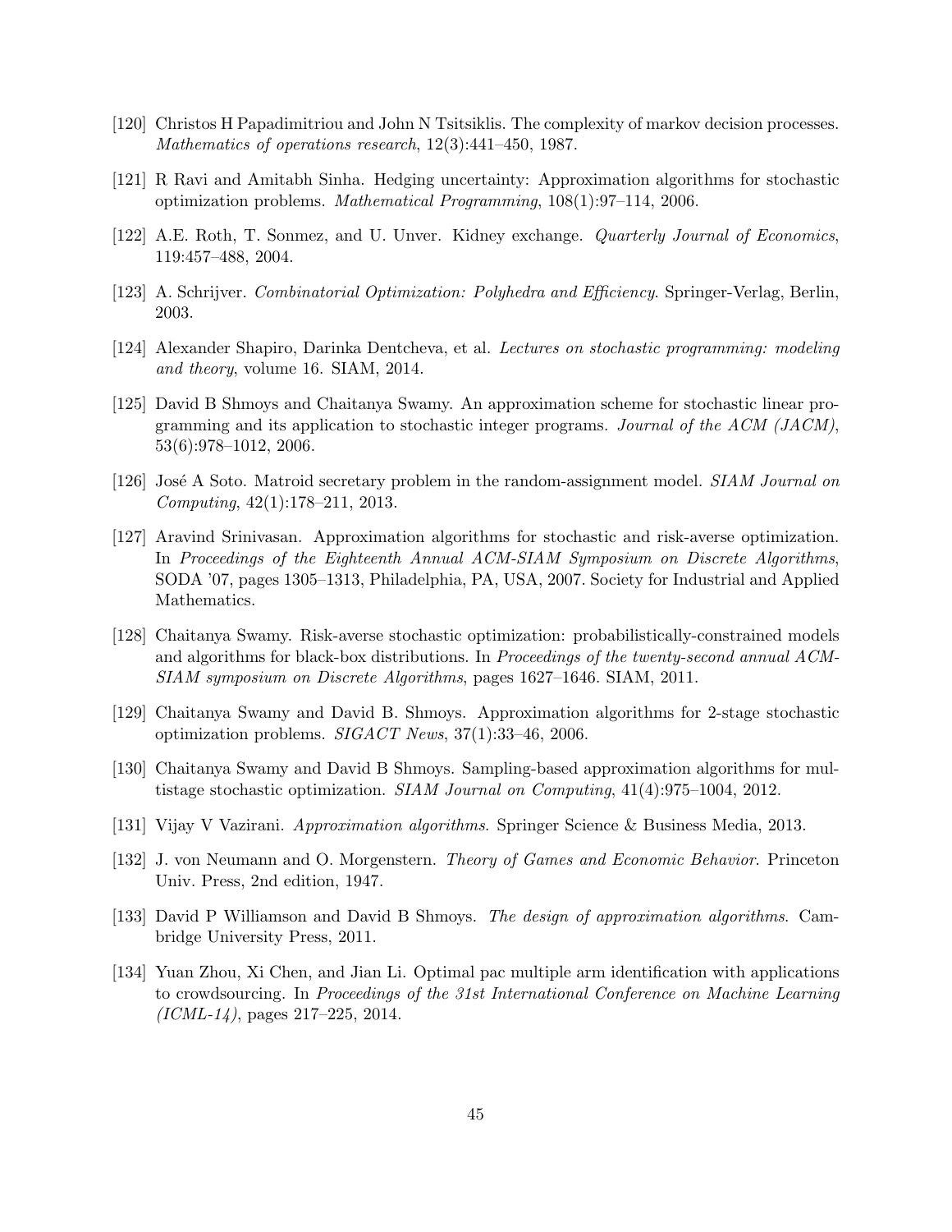[120] Christos H Papadimitriou and John N Tsitsiklis. The complexity of markov decision processes. *Mathematics of operations research*, 12(3):441–450, 1987.

[121] R Ravi and Amitabh Sinha. Hedging uncertainty: Approximation algorithms for stochastic optimization problems. *Mathematical Programming*, 108(1):97–114, 2006.

[122] A.E. Roth, T. Sonmez, and U. Unver. Kidney exchange. *Quarterly Journal of Economics*, 119:457–488, 2004.

[123] A. Schrijver. *Combinatorial Optimization: Polyhedra and Efficiency*. Springer-Verlag, Berlin, 2003.

[124] Alexander Shapiro, Darinka Dentcheva, et al. *Lectures on stochastic programming: modeling and theory*, volume 16. SIAM, 2014.

[125] David B Shmoys and Chaitanya Swamy. An approximation scheme for stochastic linear programming and its application to stochastic integer programs. *Journal of the ACM (JACM)*, 53(6):978–1012, 2006.

[126] José A Soto. Matroid secretary problem in the random-assignment model. *SIAM Journal on Computing*, 42(1):178–211, 2013.

[127] Aravind Srinivasan. Approximation algorithms for stochastic and risk-averse optimization. In *Proceedings of the Eighteenth Annual ACM-SIAM Symposium on Discrete Algorithms*, SODA '07, pages 1305–1313, Philadelphia, PA, USA, 2007. Society for Industrial and Applied Mathematics.

[128] Chaitanya Swamy. Risk-averse stochastic optimization: probabilistically-constrained models and algorithms for black-box distributions. In *Proceedings of the twenty-second annual ACM-SIAM symposium on Discrete Algorithms*, pages 1627–1646. SIAM, 2011.

[129] Chaitanya Swamy and David B. Shmoys. Approximation algorithms for 2-stage stochastic optimization problems. *SIGACT News*, 37(1):33–46, 2006.

[130] Chaitanya Swamy and David B Shmoys. Sampling-based approximation algorithms for multistage stochastic optimization. *SIAM Journal on Computing*, 41(4):975–1004, 2012.

[131] Vijay V Vazirani. *Approximation algorithms*. Springer Science & Business Media, 2013.

[132] J. von Neumann and O. Morgenstern. *Theory of Games and Economic Behavior*. Princeton Univ. Press, 2nd edition, 1947.

[133] David P Williamson and David B Shmoys. *The design of approximation algorithms*. Cambridge University Press, 2011.

[134] Yuan Zhou, Xi Chen, and Jian Li. Optimal pac multiple arm identification with applications to crowdsourcing. In *Proceedings of the 31st International Conference on Machine Learning (ICML-14)*, pages 217–225, 2014.